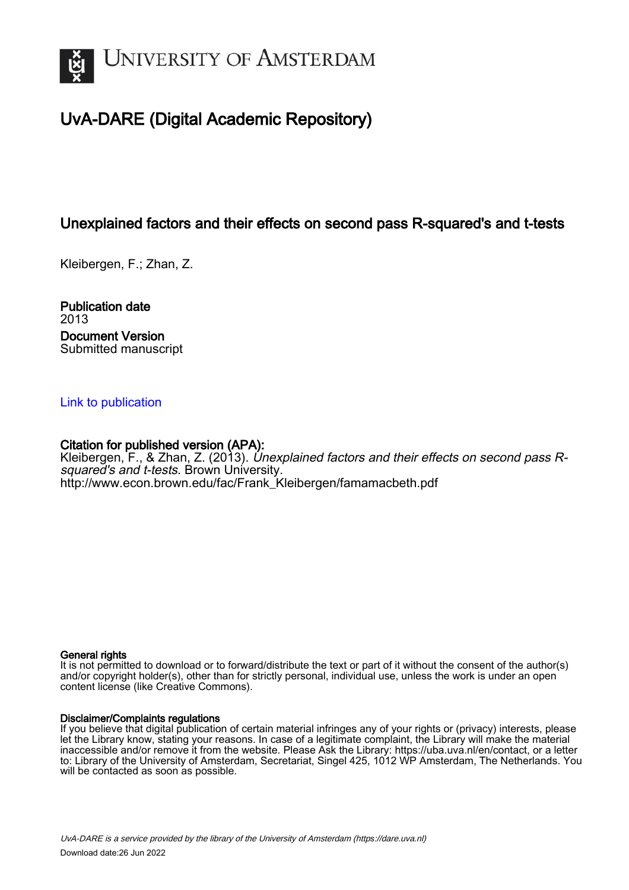# UvA-DARE (Digital Academic Repository)

## Unexplained factors and their effects on second pass R-squared's and t-tests

Kleibergen, F.; Zhan, Z.

**Publication date**
2013

**Document Version**
Submitted manuscript

Link to publication

**Citation for published version (APA):**
Kleibergen, F., & Zhan, Z. (2013). *Unexplained factors and their effects on second pass R-squared's and t-tests*. Brown University.
http://www.econ.brown.edu/fac/Frank_Kleibergen/famamacbeth.pdf

**General rights**
It is not permitted to download or to forward/distribute the text or part of it without the consent of the author(s) and/or copyright holder(s), other than for strictly personal, individual use, unless the work is under an open content license (like Creative Commons).

**Disclaimer/Complaints regulations**
If you believe that digital publication of certain material infringes any of your rights or (privacy) interests, please let the Library know, stating your reasons. In case of a legitimate complaint, the Library will make the material inaccessible and/or remove it from the website. Please Ask the Library: https://uba.uva.nl/en/contact, or a letter to: Library of the University of Amsterdam, Secretariat, Singel 425, 1012 WP Amsterdam, The Netherlands. You will be contacted as soon as possible.

*UvA-DARE is a service provided by the library of the University of Amsterdam (https://dare.uva.nl)*
Download date:26 Jun 2022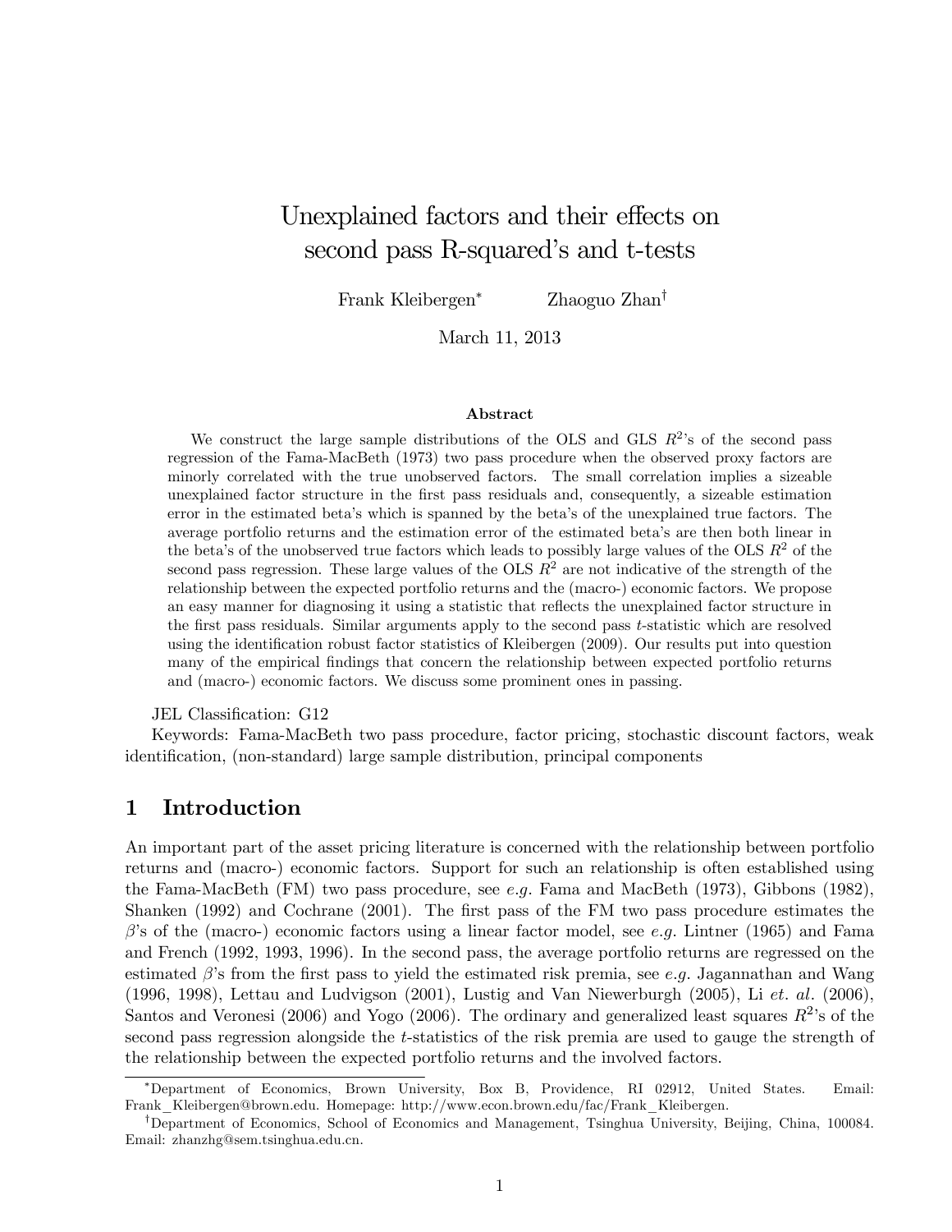# Unexplained factors and their effects on second pass R-squared's and t-tests

Frank Kleibergen[*] Zhaoguo Zhan[†]

March 11, 2013

### Abstract

We construct the large sample distributions of the OLS and GLS $R^2$'s of the second pass regression of the Fama-MacBeth (1973) two pass procedure when the observed proxy factors are minorly correlated with the true unobserved factors. The small correlation implies a sizeable unexplained factor structure in the first pass residuals and, consequently, a sizeable estimation error in the estimated beta's which is spanned by the beta's of the unexplained true factors. The average portfolio returns and the estimation error of the estimated beta's are then both linear in the beta's of the unobserved true factors which leads to possibly large values of the OLS $R^2$ of the second pass regression. These large values of the OLS $R^2$ are not indicative of the strength of the relationship between the expected portfolio returns and the (macro-) economic factors. We propose an easy manner for diagnosing it using a statistic that reflects the unexplained factor structure in the first pass residuals. Similar arguments apply to the second pass $t$-statistic which are resolved using the identification robust factor statistics of Kleibergen (2009). Our results put into question many of the empirical findings that concern the relationship between expected portfolio returns and (macro-) economic factors. We discuss some prominent ones in passing.

JEL Classification: G12

Keywords: Fama-MacBeth two pass procedure, factor pricing, stochastic discount factors, weak identification, (non-standard) large sample distribution, principal components

## 1 Introduction

An important part of the asset pricing literature is concerned with the relationship between portfolio returns and (macro-) economic factors. Support for such an relationship is often established using the Fama-MacBeth (FM) two pass procedure, see *e.g.* Fama and MacBeth (1973), Gibbons (1982), Shanken (1992) and Cochrane (2001). The first pass of the FM two pass procedure estimates the $\beta$'s of the (macro-) economic factors using a linear factor model, see *e.g.* Lintner (1965) and Fama and French (1992, 1993, 1996). In the second pass, the average portfolio returns are regressed on the estimated $\beta$'s from the first pass to yield the estimated risk premia, see *e.g.* Jagannathan and Wang (1996, 1998), Lettau and Ludvigson (2001), Lustig and Van Niewerburgh (2005), Li *et. al.* (2006), Santos and Veronesi (2006) and Yogo (2006). The ordinary and generalized least squares $R^2$'s of the second pass regression alongside the $t$-statistics of the risk premia are used to gauge the strength of the relationship between the expected portfolio returns and the involved factors.

[*] Department of Economics, Brown University, Box B, Providence, RI 02912, United States. Email: Frank_Kleibergen@brown.edu. Homepage: http://www.econ.brown.edu/fac/Frank_Kleibergen.

[†] Department of Economics, School of Economics and Management, Tsinghua University, Beijing, China, 100084. Email: zhanzhg@sem.tsinghua.edu.cn.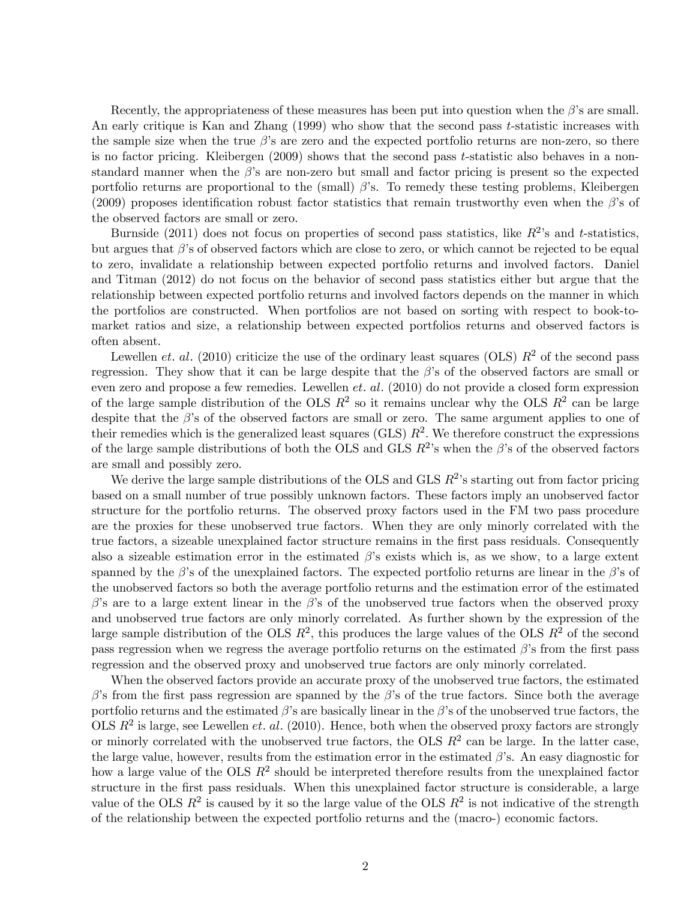Recently, the appropriateness of these measures has been put into question when the $\beta$'s are small. An early critique is Kan and Zhang (1999) who show that the second pass $t$-statistic increases with the sample size when the true $\beta$'s are zero and the expected portfolio returns are non-zero, so there is no factor pricing. Kleibergen (2009) shows that the second pass $t$-statistic also behaves in a non-standard manner when the $\beta$'s are non-zero but small and factor pricing is present so the expected portfolio returns are proportional to the (small) $\beta$'s. To remedy these testing problems, Kleibergen (2009) proposes identification robust factor statistics that remain trustworthy even when the $\beta$'s of the observed factors are small or zero.

Burnside (2011) does not focus on properties of second pass statistics, like $R^2$'s and $t$-statistics, but argues that $\beta$'s of observed factors which are close to zero, or which cannot be rejected to be equal to zero, invalidate a relationship between expected portfolio returns and involved factors. Daniel and Titman (2012) do not focus on the behavior of second pass statistics either but argue that the relationship between expected portfolio returns and involved factors depends on the manner in which the portfolios are constructed. When portfolios are not based on sorting with respect to book-to-market ratios and size, a relationship between expected portfolios returns and observed factors is often absent.

Lewellen *et. al.* (2010) criticize the use of the ordinary least squares (OLS) $R^2$ of the second pass regression. They show that it can be large despite that the $\beta$'s of the observed factors are small or even zero and propose a few remedies. Lewellen *et. al.* (2010) do not provide a closed form expression of the large sample distribution of the OLS $R^2$ so it remains unclear why the OLS $R^2$ can be large despite that the $\beta$'s of the observed factors are small or zero. The same argument applies to one of their remedies which is the generalized least squares (GLS) $R^2$. We therefore construct the expressions of the large sample distributions of both the OLS and GLS $R^2$'s when the $\beta$'s of the observed factors are small and possibly zero.

We derive the large sample distributions of the OLS and GLS $R^2$'s starting out from factor pricing based on a small number of true possibly unknown factors. These factors imply an unobserved factor structure for the portfolio returns. The observed proxy factors used in the FM two pass procedure are the proxies for these unobserved true factors. When they are only minorly correlated with the true factors, a sizeable unexplained factor structure remains in the first pass residuals. Consequently also a sizeable estimation error in the estimated $\beta$'s exists which is, as we show, to a large extent spanned by the $\beta$'s of the unexplained factors. The expected portfolio returns are linear in the $\beta$'s of the unobserved factors so both the average portfolio returns and the estimation error of the estimated $\beta$'s are to a large extent linear in the $\beta$'s of the unobserved true factors when the observed proxy and unobserved true factors are only minorly correlated. As further shown by the expression of the large sample distribution of the OLS $R^2$, this produces the large values of the OLS $R^2$ of the second pass regression when we regress the average portfolio returns on the estimated $\beta$'s from the first pass regression and the observed proxy and unobserved true factors are only minorly correlated.

When the observed factors provide an accurate proxy of the unobserved true factors, the estimated $\beta$'s from the first pass regression are spanned by the $\beta$'s of the true factors. Since both the average portfolio returns and the estimated $\beta$'s are basically linear in the $\beta$'s of the unobserved true factors, the OLS $R^2$ is large, see Lewellen *et. al.* (2010). Hence, both when the observed proxy factors are strongly or minorly correlated with the unobserved true factors, the OLS $R^2$ can be large. In the latter case, the large value, however, results from the estimation error in the estimated $\beta$'s. An easy diagnostic for how a large value of the OLS $R^2$ should be interpreted therefore results from the unexplained factor structure in the first pass residuals. When this unexplained factor structure is considerable, a large value of the OLS $R^2$ is caused by it so the large value of the OLS $R^2$ is not indicative of the strength of the relationship between the expected portfolio returns and the (macro-) economic factors.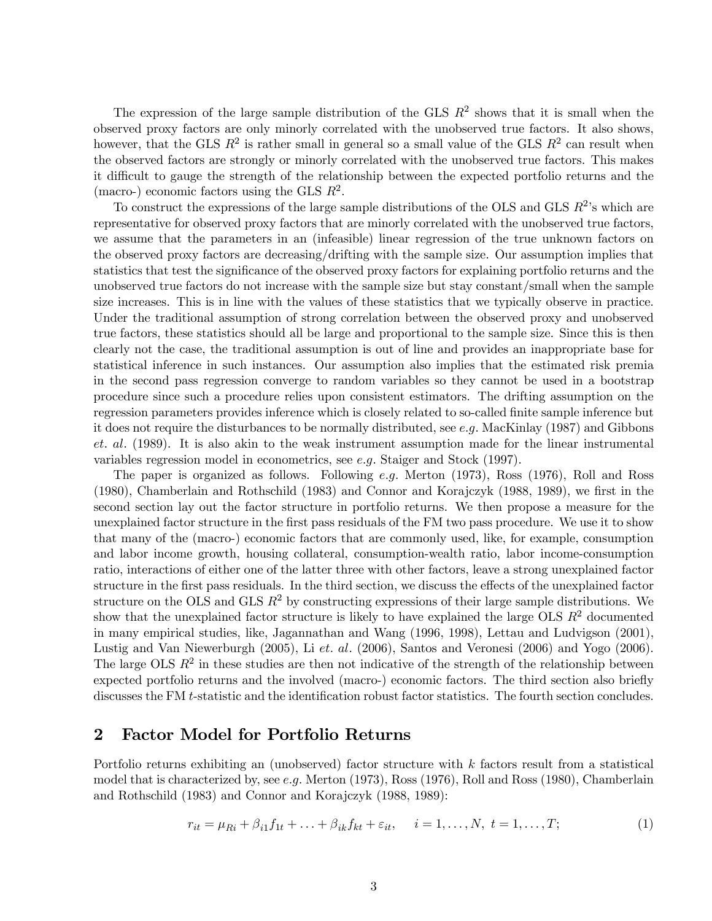The expression of the large sample distribution of the GLS $R^2$ shows that it is small when the observed proxy factors are only minorly correlated with the unobserved true factors. It also shows, however, that the GLS $R^2$ is rather small in general so a small value of the GLS $R^2$ can result when the observed factors are strongly or minorly correlated with the unobserved true factors. This makes it difficult to gauge the strength of the relationship between the expected portfolio returns and the (macro-) economic factors using the GLS $R^2$.

To construct the expressions of the large sample distributions of the OLS and GLS $R^2$'s which are representative for observed proxy factors that are minorly correlated with the unobserved true factors, we assume that the parameters in an (infeasible) linear regression of the true unknown factors on the observed proxy factors are decreasing/drifting with the sample size. Our assumption implies that statistics that test the significance of the observed proxy factors for explaining portfolio returns and the unobserved true factors do not increase with the sample size but stay constant/small when the sample size increases. This is in line with the values of these statistics that we typically observe in practice. Under the traditional assumption of strong correlation between the observed proxy and unobserved true factors, these statistics should all be large and proportional to the sample size. Since this is then clearly not the case, the traditional assumption is out of line and provides an inappropriate base for statistical inference in such instances. Our assumption also implies that the estimated risk premia in the second pass regression converge to random variables so they cannot be used in a bootstrap procedure since such a procedure relies upon consistent estimators. The drifting assumption on the regression parameters provides inference which is closely related to so-called finite sample inference but it does not require the disturbances to be normally distributed, see *e.g.* MacKinlay (1987) and Gibbons *et. al.* (1989). It is also akin to the weak instrument assumption made for the linear instrumental variables regression model in econometrics, see *e.g.* Staiger and Stock (1997).

The paper is organized as follows. Following *e.g.* Merton (1973), Ross (1976), Roll and Ross (1980), Chamberlain and Rothschild (1983) and Connor and Korajczyk (1988, 1989), we first in the second section lay out the factor structure in portfolio returns. We then propose a measure for the unexplained factor structure in the first pass residuals of the FM two pass procedure. We use it to show that many of the (macro-) economic factors that are commonly used, like, for example, consumption and labor income growth, housing collateral, consumption-wealth ratio, labor income-consumption ratio, interactions of either one of the latter three with other factors, leave a strong unexplained factor structure in the first pass residuals. In the third section, we discuss the effects of the unexplained factor structure on the OLS and GLS $R^2$ by constructing expressions of their large sample distributions. We show that the unexplained factor structure is likely to have explained the large OLS $R^2$ documented in many empirical studies, like, Jagannathan and Wang (1996, 1998), Lettau and Ludvigson (2001), Lustig and Van Niewerburgh (2005), Li *et. al.* (2006), Santos and Veronesi (2006) and Yogo (2006). The large OLS $R^2$ in these studies are then not indicative of the strength of the relationship between expected portfolio returns and the involved (macro-) economic factors. The third section also briefly discusses the FM $t$-statistic and the identification robust factor statistics. The fourth section concludes.

## 2 Factor Model for Portfolio Returns

Portfolio returns exhibiting an (unobserved) factor structure with $k$ factors result from a statistical model that is characterized by, see *e.g.* Merton (1973), Ross (1976), Roll and Ross (1980), Chamberlain and Rothschild (1983) and Connor and Korajczyk (1988, 1989):

$$r_{it} = \mu_{Ri} + \beta_{i1} f_{1t} + \ldots + \beta_{ik} f_{kt} + \varepsilon_{it}, \quad i = 1, \ldots, N, \; t = 1, \ldots, T; \tag{1}$$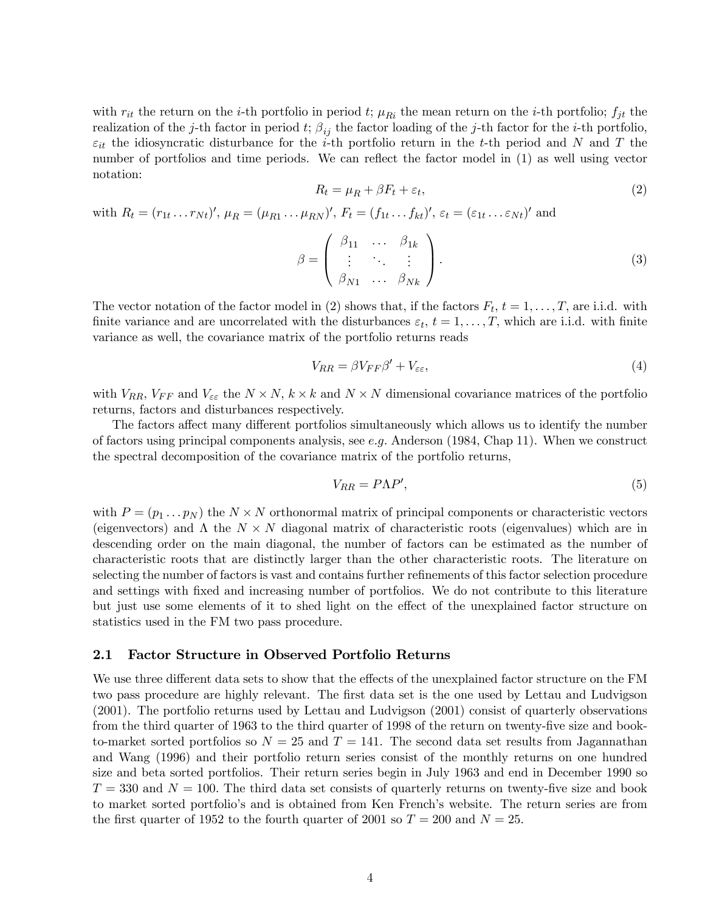with $r_{it}$ the return on the $i$-th portfolio in period $t$; $\mu_{Ri}$ the mean return on the $i$-th portfolio; $f_{jt}$ the realization of the $j$-th factor in period $t$; $\beta_{ij}$ the factor loading of the $j$-th factor for the $i$-th portfolio, $\varepsilon_{it}$ the idiosyncratic disturbance for the $i$-th portfolio return in the $t$-th period and $N$ and $T$ the number of portfolios and time periods. We can reflect the factor model in (1) as well using vector notation:

$$R_t = \mu_R + \beta F_t + \varepsilon_t, \tag{2}$$

with $R_t = (r_{1t} \ldots r_{Nt})'$, $\mu_R = (\mu_{R1} \ldots \mu_{RN})'$, $F_t = (f_{1t} \ldots f_{kt})'$, $\varepsilon_t = (\varepsilon_{1t} \ldots \varepsilon_{Nt})'$ and

$$\beta = \begin{pmatrix} \beta_{11} & \ldots & \beta_{1k} \\ \vdots & \ddots & \vdots \\ \beta_{N1} & \ldots & \beta_{Nk} \end{pmatrix}. \tag{3}$$

The vector notation of the factor model in (2) shows that, if the factors $F_t$, $t = 1, \ldots, T$, are i.i.d. with finite variance and are uncorrelated with the disturbances $\varepsilon_t$, $t = 1, \ldots, T$, which are i.i.d. with finite variance as well, the covariance matrix of the portfolio returns reads

$$V_{RR} = \beta V_{FF} \beta' + V_{\varepsilon\varepsilon}, \tag{4}$$

with $V_{RR}$, $V_{FF}$ and $V_{\varepsilon\varepsilon}$ the $N \times N$, $k \times k$ and $N \times N$ dimensional covariance matrices of the portfolio returns, factors and disturbances respectively.

The factors affect many different portfolios simultaneously which allows us to identify the number of factors using principal components analysis, see *e.g.* Anderson (1984, Chap 11). When we construct the spectral decomposition of the covariance matrix of the portfolio returns,

$$V_{RR} = P \Lambda P', \tag{5}$$

with $P = (p_1 \ldots p_N)$ the $N \times N$ orthonormal matrix of principal components or characteristic vectors (eigenvectors) and $\Lambda$ the $N \times N$ diagonal matrix of characteristic roots (eigenvalues) which are in descending order on the main diagonal, the number of factors can be estimated as the number of characteristic roots that are distinctly larger than the other characteristic roots. The literature on selecting the number of factors is vast and contains further refinements of this factor selection procedure and settings with fixed and increasing number of portfolios. We do not contribute to this literature but just use some elements of it to shed light on the effect of the unexplained factor structure on statistics used in the FM two pass procedure.

### 2.1 Factor Structure in Observed Portfolio Returns

We use three different data sets to show that the effects of the unexplained factor structure on the FM two pass procedure are highly relevant. The first data set is the one used by Lettau and Ludvigson (2001). The portfolio returns used by Lettau and Ludvigson (2001) consist of quarterly observations from the third quarter of 1963 to the third quarter of 1998 of the return on twenty-five size and book-to-market sorted portfolios so $N = 25$ and $T = 141$. The second data set results from Jagannathan and Wang (1996) and their portfolio return series consist of the monthly returns on one hundred size and beta sorted portfolios. Their return series begin in July 1963 and end in December 1990 so $T = 330$ and $N = 100$. The third data set consists of quarterly returns on twenty-five size and book to market sorted portfolio's and is obtained from Ken French's website. The return series are from the first quarter of 1952 to the fourth quarter of 2001 so $T = 200$ and $N = 25$.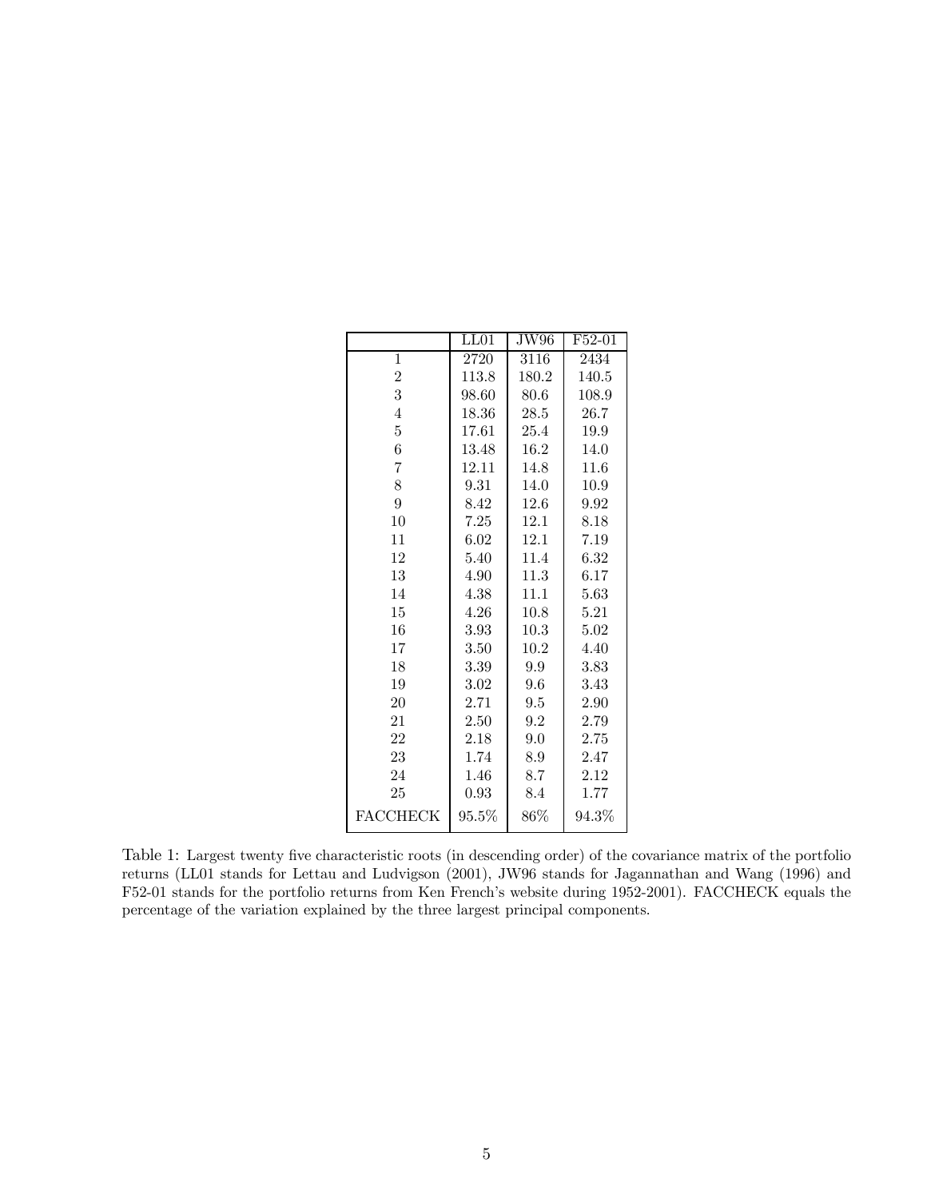| | LL01 | JW96 | F52-01 |
|---|---|---|---|
| 1 | 2720 | 3116 | 2434 |
| 2 | 113.8 | 180.2 | 140.5 |
| 3 | 98.60 | 80.6 | 108.9 |
| 4 | 18.36 | 28.5 | 26.7 |
| 5 | 17.61 | 25.4 | 19.9 |
| 6 | 13.48 | 16.2 | 14.0 |
| 7 | 12.11 | 14.8 | 11.6 |
| 8 | 9.31 | 14.0 | 10.9 |
| 9 | 8.42 | 12.6 | 9.92 |
| 10 | 7.25 | 12.1 | 8.18 |
| 11 | 6.02 | 12.1 | 7.19 |
| 12 | 5.40 | 11.4 | 6.32 |
| 13 | 4.90 | 11.3 | 6.17 |
| 14 | 4.38 | 11.1 | 5.63 |
| 15 | 4.26 | 10.8 | 5.21 |
| 16 | 3.93 | 10.3 | 5.02 |
| 17 | 3.50 | 10.2 | 4.40 |
| 18 | 3.39 | 9.9 | 3.83 |
| 19 | 3.02 | 9.6 | 3.43 |
| 20 | 2.71 | 9.5 | 2.90 |
| 21 | 2.50 | 9.2 | 2.79 |
| 22 | 2.18 | 9.0 | 2.75 |
| 23 | 1.74 | 8.9 | 2.47 |
| 24 | 1.46 | 8.7 | 2.12 |
| 25 | 0.93 | 8.4 | 1.77 |
| FACCHECK | 95.5% | 86% | 94.3% |

Table 1: Largest twenty five characteristic roots (in descending order) of the covariance matrix of the portfolio returns (LL01 stands for Lettau and Ludvigson (2001), JW96 stands for Jagannathan and Wang (1996) and F52-01 stands for the portfolio returns from Ken French's website during 1952-2001). FACCHECK equals the percentage of the variation explained by the three largest principal components.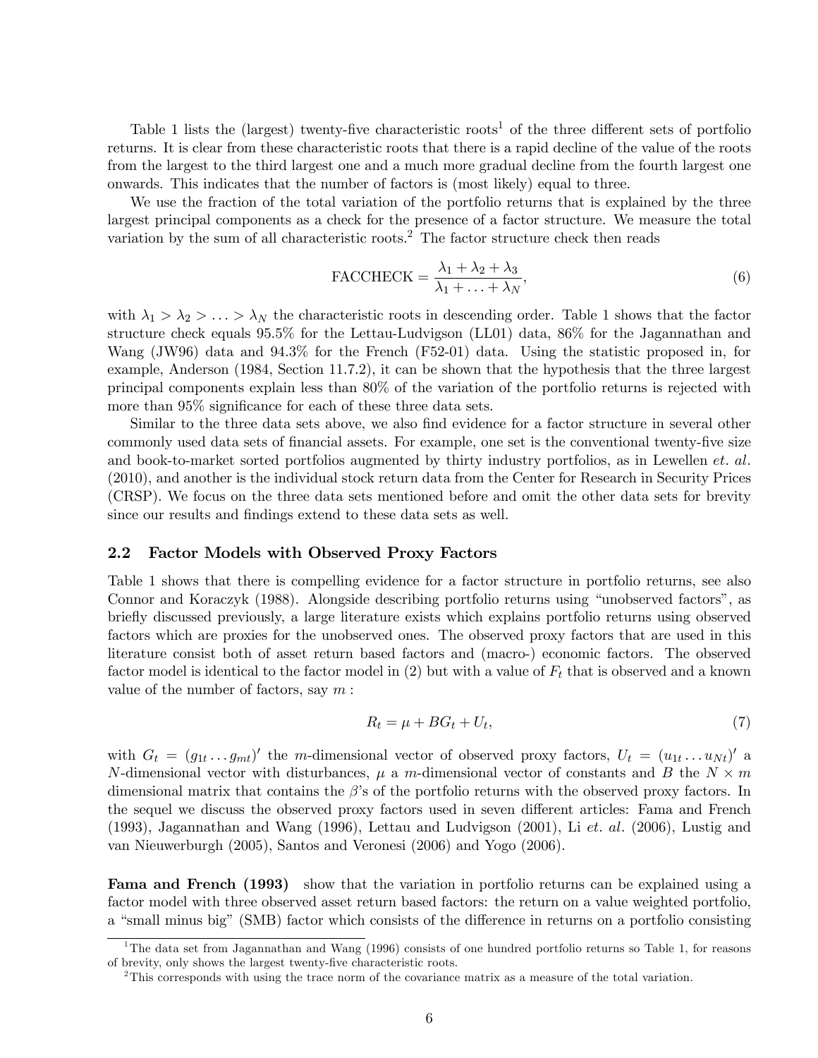Table 1 lists the (largest) twenty-five characteristic roots[1] of the three different sets of portfolio returns. It is clear from these characteristic roots that there is a rapid decline of the value of the roots from the largest to the third largest one and a much more gradual decline from the fourth largest one onwards. This indicates that the number of factors is (most likely) equal to three.

We use the fraction of the total variation of the portfolio returns that is explained by the three largest principal components as a check for the presence of a factor structure. We measure the total variation by the sum of all characteristic roots.[2] The factor structure check then reads

$$\text{FACCHECK} = \frac{\lambda_1 + \lambda_2 + \lambda_3}{\lambda_1 + \ldots + \lambda_N}, \tag{6}$$

with $\lambda_1 > \lambda_2 > \ldots > \lambda_N$ the characteristic roots in descending order. Table 1 shows that the factor structure check equals 95.5% for the Lettau-Ludvigson (LL01) data, 86% for the Jagannathan and Wang (JW96) data and 94.3% for the French (F52-01) data. Using the statistic proposed in, for example, Anderson (1984, Section 11.7.2), it can be shown that the hypothesis that the three largest principal components explain less than 80% of the variation of the portfolio returns is rejected with more than 95% significance for each of these three data sets.

Similar to the three data sets above, we also find evidence for a factor structure in several other commonly used data sets of financial assets. For example, one set is the conventional twenty-five size and book-to-market sorted portfolios augmented by thirty industry portfolios, as in Lewellen *et. al.* (2010), and another is the individual stock return data from the Center for Research in Security Prices (CRSP). We focus on the three data sets mentioned before and omit the other data sets for brevity since our results and findings extend to these data sets as well.

## 2.2 Factor Models with Observed Proxy Factors

Table 1 shows that there is compelling evidence for a factor structure in portfolio returns, see also Connor and Koraczyk (1988). Alongside describing portfolio returns using "unobserved factors", as briefly discussed previously, a large literature exists which explains portfolio returns using observed factors which are proxies for the unobserved ones. The observed proxy factors that are used in this literature consist both of asset return based factors and (macro-) economic factors. The observed factor model is identical to the factor model in (2) but with a value of $F_t$ that is observed and a known value of the number of factors, say $m$ :

$$R_t = \mu + BG_t + U_t, \tag{7}$$

with $G_t = (g_{1t} \ldots g_{mt})'$ the $m$-dimensional vector of observed proxy factors, $U_t = (u_{1t} \ldots u_{Nt})'$ a $N$-dimensional vector with disturbances, $\mu$ a $m$-dimensional vector of constants and $B$ the $N \times m$ dimensional matrix that contains the $\beta$'s of the portfolio returns with the observed proxy factors. In the sequel we discuss the observed proxy factors used in seven different articles: Fama and French (1993), Jagannathan and Wang (1996), Lettau and Ludvigson (2001), Li *et. al.* (2006), Lustig and van Nieuwerburgh (2005), Santos and Veronesi (2006) and Yogo (2006).

**Fama and French (1993)** show that the variation in portfolio returns can be explained using a factor model with three observed asset return based factors: the return on a value weighted portfolio, a "small minus big" (SMB) factor which consists of the difference in returns on a portfolio consisting

[1] The data set from Jagannathan and Wang (1996) consists of one hundred portfolio returns so Table 1, for reasons of brevity, only shows the largest twenty-five characteristic roots.

[2] This corresponds with using the trace norm of the covariance matrix as a measure of the total variation.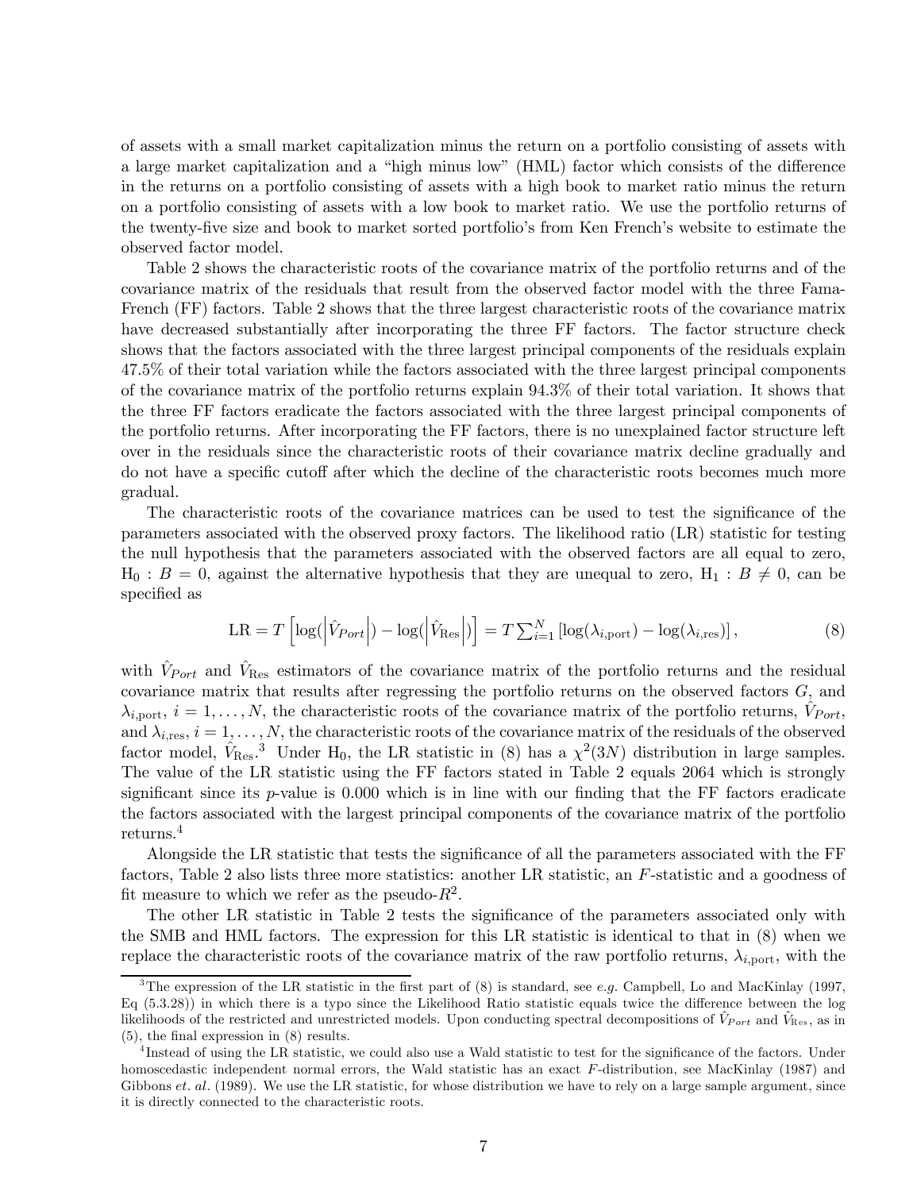of assets with a small market capitalization minus the return on a portfolio consisting of assets with a large market capitalization and a "high minus low" (HML) factor which consists of the difference in the returns on a portfolio consisting of assets with a high book to market ratio minus the return on a portfolio consisting of assets with a low book to market ratio. We use the portfolio returns of the twenty-five size and book to market sorted portfolio's from Ken French's website to estimate the observed factor model.

Table 2 shows the characteristic roots of the covariance matrix of the portfolio returns and of the covariance matrix of the residuals that result from the observed factor model with the three Fama-French (FF) factors. Table 2 shows that the three largest characteristic roots of the covariance matrix have decreased substantially after incorporating the three FF factors. The factor structure check shows that the factors associated with the three largest principal components of the residuals explain 47.5% of their total variation while the factors associated with the three largest principal components of the covariance matrix of the portfolio returns explain 94.3% of their total variation. It shows that the three FF factors eradicate the factors associated with the three largest principal components of the portfolio returns. After incorporating the FF factors, there is no unexplained factor structure left over in the residuals since the characteristic roots of their covariance matrix decline gradually and do not have a specific cutoff after which the decline of the characteristic roots becomes much more gradual.

The characteristic roots of the covariance matrices can be used to test the significance of the parameters associated with the observed proxy factors. The likelihood ratio (LR) statistic for testing the null hypothesis that the parameters associated with the observed factors are all equal to zero, $\text{H}_0 : B = 0$, against the alternative hypothesis that they are unequal to zero, $\text{H}_1 : B \neq 0$, can be specified as

$$\text{LR} = T\left[\log(\left|\hat{V}_{Port}\right|) - \log(\left|\hat{V}_{\text{Res}}\right|)\right] = T\sum_{i=1}^{N}\left[\log(\lambda_{i,\text{port}}) - \log(\lambda_{i,\text{res}})\right], \tag{8}$$

with $\hat{V}_{Port}$ and $\hat{V}_{\text{Res}}$ estimators of the covariance matrix of the portfolio returns and the residual covariance matrix that results after regressing the portfolio returns on the observed factors $G$, and $\lambda_{i,\text{port}}$, $i = 1, \ldots, N$, the characteristic roots of the covariance matrix of the portfolio returns, $\hat{V}_{Port}$, and $\lambda_{i,\text{res}}$, $i = 1, \ldots, N$, the characteristic roots of the covariance matrix of the residuals of the observed factor model, $\hat{V}_{\text{Res}}$.[3] Under $\text{H}_0$, the LR statistic in (8) has a $\chi^2(3N)$ distribution in large samples. The value of the LR statistic using the FF factors stated in Table 2 equals 2064 which is strongly significant since its $p$-value is 0.000 which is in line with our finding that the FF factors eradicate the factors associated with the largest principal components of the covariance matrix of the portfolio returns.[4]

Alongside the LR statistic that tests the significance of all the parameters associated with the FF factors, Table 2 also lists three more statistics: another LR statistic, an $F$-statistic and a goodness of fit measure to which we refer as the pseudo-$R^2$.

The other LR statistic in Table 2 tests the significance of the parameters associated only with the SMB and HML factors. The expression for this LR statistic is identical to that in (8) when we replace the characteristic roots of the covariance matrix of the raw portfolio returns, $\lambda_{i,\text{port}}$, with the

---

[3] The expression of the LR statistic in the first part of (8) is standard, see *e.g.* Campbell, Lo and MacKinlay (1997, Eq (5.3.28)) in which there is a typo since the Likelihood Ratio statistic equals twice the difference between the log likelihoods of the restricted and unrestricted models. Upon conducting spectral decompositions of $\hat{V}_{Port}$ and $\hat{V}_{\text{Res}}$, as in (5), the final expression in (8) results.

[4] Instead of using the LR statistic, we could also use a Wald statistic to test for the significance of the factors. Under homoscedastic independent normal errors, the Wald statistic has an exact $F$-distribution, see MacKinlay (1987) and Gibbons *et. al*. (1989). We use the LR statistic, for whose distribution we have to rely on a large sample argument, since it is directly connected to the characteristic roots.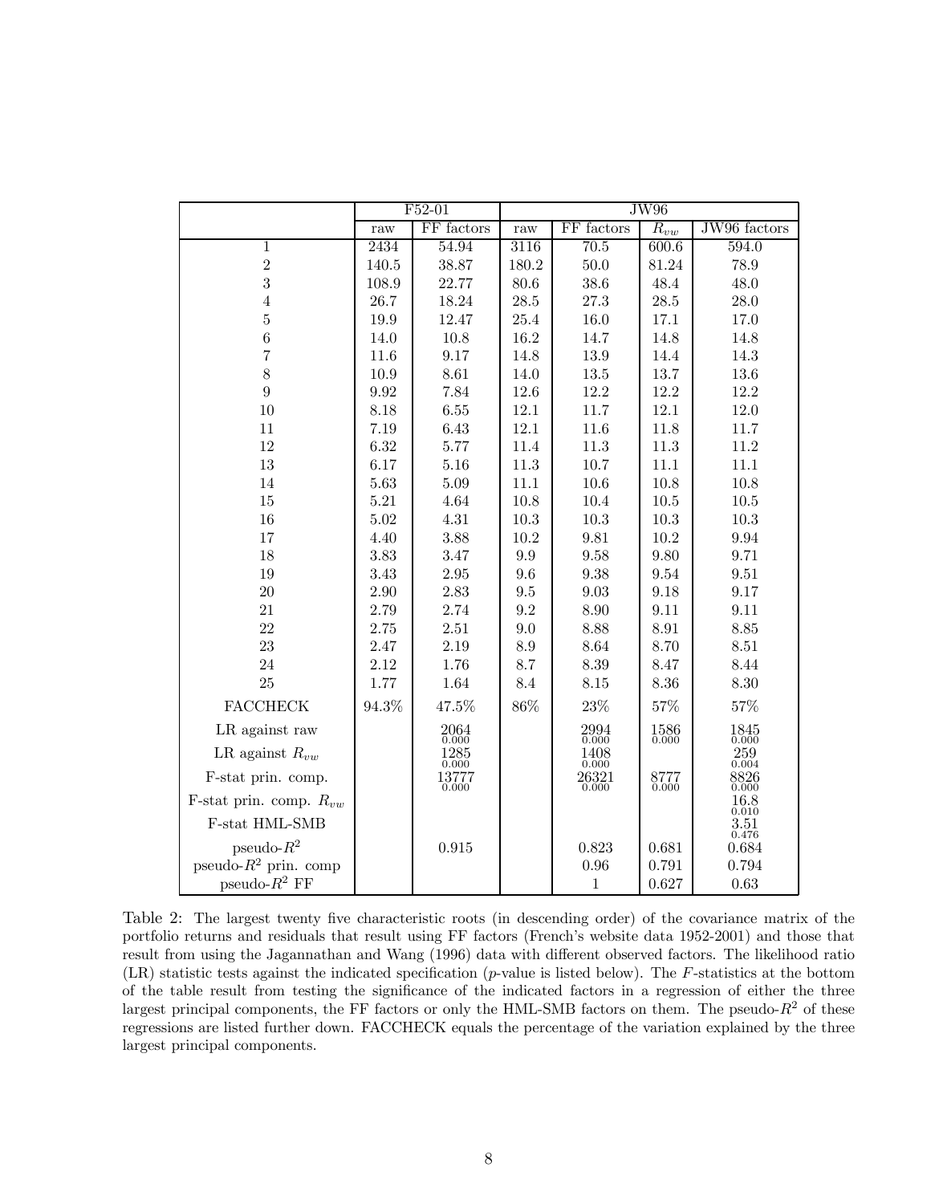| | F52-01 | | JW96 | | | |
|---|---|---|---|---|---|---|
| | raw | FF factors | raw | FF factors | $R_{vw}$ | JW96 factors |
| 1 | 2434 | 54.94 | 3116 | 70.5 | 600.6 | 594.0 |
| 2 | 140.5 | 38.87 | 180.2 | 50.0 | 81.24 | 78.9 |
| 3 | 108.9 | 22.77 | 80.6 | 38.6 | 48.4 | 48.0 |
| 4 | 26.7 | 18.24 | 28.5 | 27.3 | 28.5 | 28.0 |
| 5 | 19.9 | 12.47 | 25.4 | 16.0 | 17.1 | 17.0 |
| 6 | 14.0 | 10.8 | 16.2 | 14.7 | 14.8 | 14.8 |
| 7 | 11.6 | 9.17 | 14.8 | 13.9 | 14.4 | 14.3 |
| 8 | 10.9 | 8.61 | 14.0 | 13.5 | 13.7 | 13.6 |
| 9 | 9.92 | 7.84 | 12.6 | 12.2 | 12.2 | 12.2 |
| 10 | 8.18 | 6.55 | 12.1 | 11.7 | 12.1 | 12.0 |
| 11 | 7.19 | 6.43 | 12.1 | 11.6 | 11.8 | 11.7 |
| 12 | 6.32 | 5.77 | 11.4 | 11.3 | 11.3 | 11.2 |
| 13 | 6.17 | 5.16 | 11.3 | 10.7 | 11.1 | 11.1 |
| 14 | 5.63 | 5.09 | 11.1 | 10.6 | 10.8 | 10.8 |
| 15 | 5.21 | 4.64 | 10.8 | 10.4 | 10.5 | 10.5 |
| 16 | 5.02 | 4.31 | 10.3 | 10.3 | 10.3 | 10.3 |
| 17 | 4.40 | 3.88 | 10.2 | 9.81 | 10.2 | 9.94 |
| 18 | 3.83 | 3.47 | 9.9 | 9.58 | 9.80 | 9.71 |
| 19 | 3.43 | 2.95 | 9.6 | 9.38 | 9.54 | 9.51 |
| 20 | 2.90 | 2.83 | 9.5 | 9.03 | 9.18 | 9.17 |
| 21 | 2.79 | 2.74 | 9.2 | 8.90 | 9.11 | 9.11 |
| 22 | 2.75 | 2.51 | 9.0 | 8.88 | 8.91 | 8.85 |
| 23 | 2.47 | 2.19 | 8.9 | 8.64 | 8.70 | 8.51 |
| 24 | 2.12 | 1.76 | 8.7 | 8.39 | 8.47 | 8.44 |
| 25 | 1.77 | 1.64 | 8.4 | 8.15 | 8.36 | 8.30 |
| FACCHECK | 94.3% | 47.5% | 86% | 23% | 57% | 57% |
| LR against raw | | 2064 (0.000) | | 2994 (0.000) | 1586 (0.000) | 1845 (0.000) |
| LR against $R_{vw}$ | | 1285 (0.000) | | 1408 (0.000) | | 259 (0.004) |
| F-stat prin. comp. | | 13777 (0.000) | | 26321 (0.000) | 8777 (0.000) | 8826 (0.000) |
| F-stat prin. comp. $R_{vw}$ | | | | | | 16.8 (0.010) |
| F-stat HML-SMB | | | | | | 3.51 (0.476) |
| pseudo-$R^2$ | | 0.915 | | 0.823 | 0.681 | 0.684 |
| pseudo-$R^2$ prin. comp | | | | 0.96 | 0.791 | 0.794 |
| pseudo-$R^2$ FF | | | | 1 | 0.627 | 0.63 |

Table 2: The largest twenty five characteristic roots (in descending order) of the covariance matrix of the portfolio returns and residuals that result using FF factors (French's website data 1952-2001) and those that result from using the Jagannathan and Wang (1996) data with different observed factors. The likelihood ratio (LR) statistic tests against the indicated specification ($p$-value is listed below). The $F$-statistics at the bottom of the table result from testing the significance of the indicated factors in a regression of either the three largest principal components, the FF factors or only the HML-SMB factors on them. The pseudo-$R^2$ of these regressions are listed further down. FACCHECK equals the percentage of the variation explained by the three largest principal components.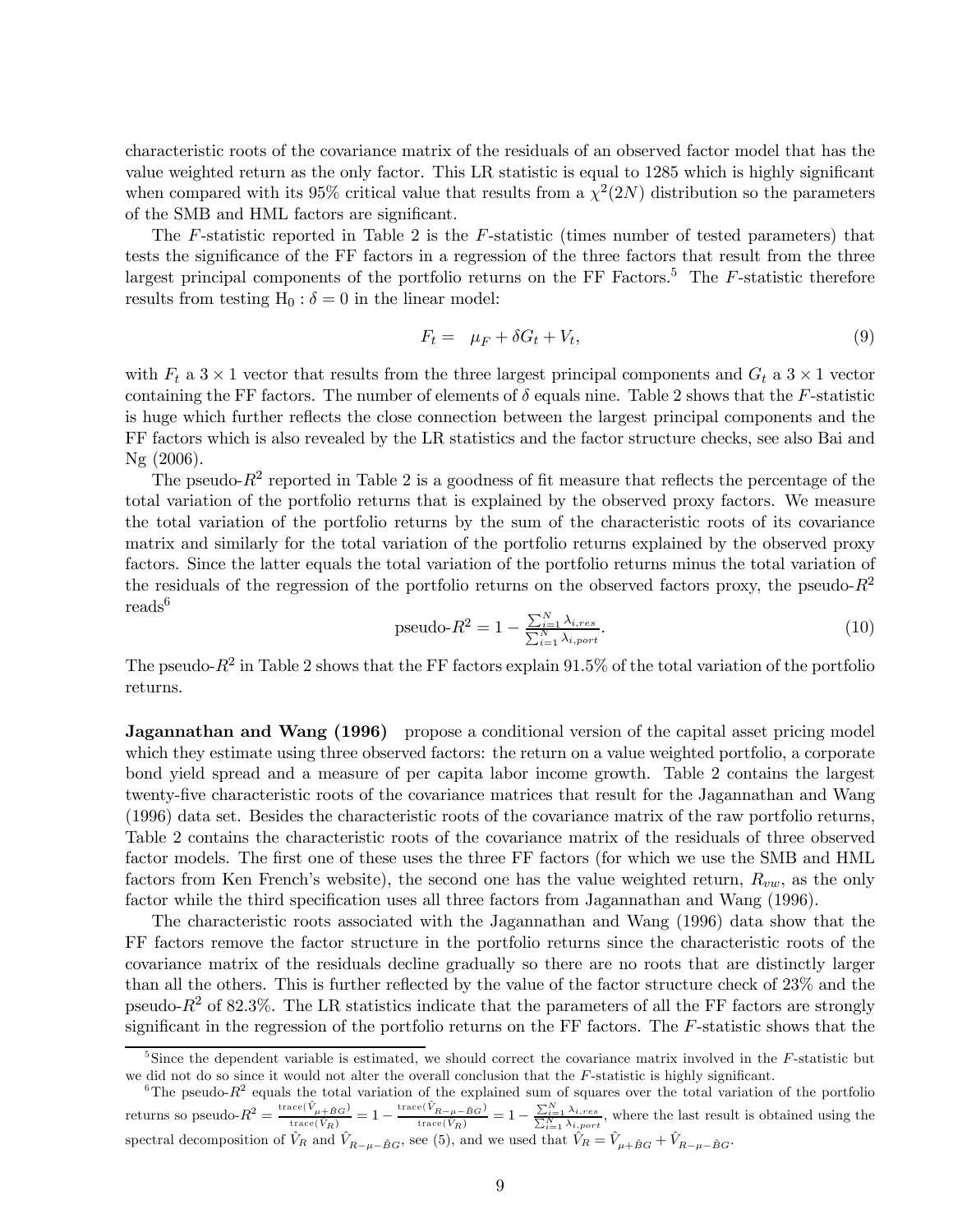characteristic roots of the covariance matrix of the residuals of an observed factor model that has the value weighted return as the only factor. This LR statistic is equal to 1285 which is highly significant when compared with its 95% critical value that results from a $\chi^2(2N)$ distribution so the parameters of the SMB and HML factors are significant.

The $F$-statistic reported in Table 2 is the $F$-statistic (times number of tested parameters) that tests the significance of the FF factors in a regression of the three factors that result from the three largest principal components of the portfolio returns on the FF Factors.[5] The $F$-statistic therefore results from testing $\text{H}_0 : \delta = 0$ in the linear model:

$$F_t = \mu_F + \delta G_t + V_t, \tag{9}$$

with $F_t$ a $3 \times 1$ vector that results from the three largest principal components and $G_t$ a $3 \times 1$ vector containing the FF factors. The number of elements of $\delta$ equals nine. Table 2 shows that the $F$-statistic is huge which further reflects the close connection between the largest principal components and the FF factors which is also revealed by the LR statistics and the factor structure checks, see also Bai and Ng (2006).

The pseudo-$R^2$ reported in Table 2 is a goodness of fit measure that reflects the percentage of the total variation of the portfolio returns that is explained by the observed proxy factors. We measure the total variation of the portfolio returns by the sum of the characteristic roots of its covariance matrix and similarly for the total variation of the portfolio returns explained by the observed proxy factors. Since the latter equals the total variation of the portfolio returns minus the total variation of the residuals of the regression of the portfolio returns on the observed factors proxy, the pseudo-$R^2$ reads[6]

$$\text{pseudo-}R^2 = 1 - \frac{\sum_{i=1}^{N} \lambda_{i,res}}{\sum_{i=1}^{N} \lambda_{i,port}}. \tag{10}$$

The pseudo-$R^2$ in Table 2 shows that the FF factors explain 91.5% of the total variation of the portfolio returns.

**Jagannathan and Wang (1996)** propose a conditional version of the capital asset pricing model which they estimate using three observed factors: the return on a value weighted portfolio, a corporate bond yield spread and a measure of per capita labor income growth. Table 2 contains the largest twenty-five characteristic roots of the covariance matrices that result for the Jagannathan and Wang (1996) data set. Besides the characteristic roots of the covariance matrix of the raw portfolio returns, Table 2 contains the characteristic roots of the covariance matrix of the residuals of three observed factor models. The first one of these uses the three FF factors (for which we use the SMB and HML factors from Ken French's website), the second one has the value weighted return, $R_{vw}$, as the only factor while the third specification uses all three factors from Jagannathan and Wang (1996).

The characteristic roots associated with the Jagannathan and Wang (1996) data show that the FF factors remove the factor structure in the portfolio returns since the characteristic roots of the covariance matrix of the residuals decline gradually so there are no roots that are distinctly larger than all the others. This is further reflected by the value of the factor structure check of 23% and the pseudo-$R^2$ of 82.3%. The LR statistics indicate that the parameters of all the FF factors are strongly significant in the regression of the portfolio returns on the FF factors. The $F$-statistic shows that the

---

[5] Since the dependent variable is estimated, we should correct the covariance matrix involved in the $F$-statistic but we did not do so since it would not alter the overall conclusion that the $F$-statistic is highly significant.

[6] The pseudo-$R^2$ equals the total variation of the explained sum of squares over the total variation of the portfolio returns so pseudo-$R^2 = \frac{\text{trace}(\hat{V}_{\mu+\hat{B}G})}{\text{trace}(\hat{V}_R)} = 1 - \frac{\text{trace}(\hat{V}_{R-\mu-\hat{B}G})}{\text{trace}(\hat{V}_R)} = 1 - \frac{\sum_{i=1}^{N} \lambda_{i,res}}{\sum_{i=1}^{N} \lambda_{i,port}}$, where the last result is obtained using the spectral decomposition of $\hat{V}_R$ and $\hat{V}_{R-\mu-\hat{B}G}$, see (5), and we used that $\hat{V}_R = \hat{V}_{\mu+\hat{B}G} + \hat{V}_{R-\mu-\hat{B}G}$.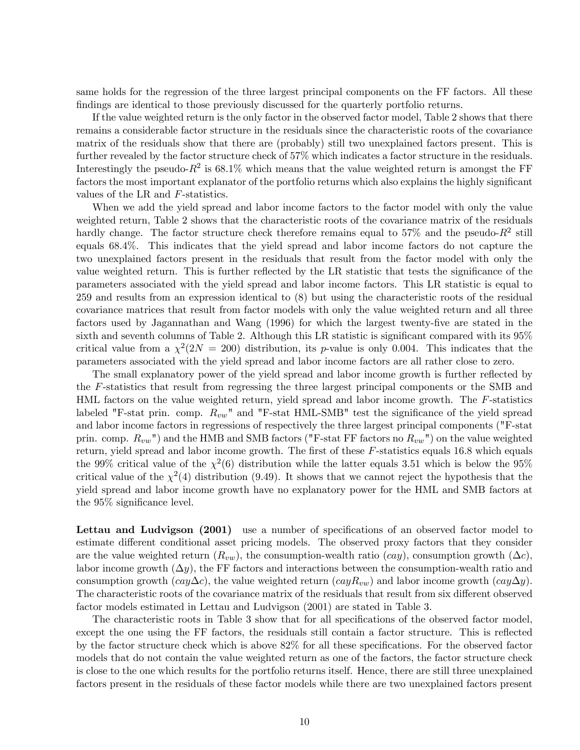same holds for the regression of the three largest principal components on the FF factors. All these findings are identical to those previously discussed for the quarterly portfolio returns.

If the value weighted return is the only factor in the observed factor model, Table 2 shows that there remains a considerable factor structure in the residuals since the characteristic roots of the covariance matrix of the residuals show that there are (probably) still two unexplained factors present. This is further revealed by the factor structure check of 57% which indicates a factor structure in the residuals. Interestingly the pseudo-$R^2$ is 68.1% which means that the value weighted return is amongst the FF factors the most important explanator of the portfolio returns which also explains the highly significant values of the LR and $F$-statistics.

When we add the yield spread and labor income factors to the factor model with only the value weighted return, Table 2 shows that the characteristic roots of the covariance matrix of the residuals hardly change. The factor structure check therefore remains equal to 57% and the pseudo-$R^2$ still equals 68.4%. This indicates that the yield spread and labor income factors do not capture the two unexplained factors present in the residuals that result from the factor model with only the value weighted return. This is further reflected by the LR statistic that tests the significance of the parameters associated with the yield spread and labor income factors. This LR statistic is equal to 259 and results from an expression identical to (8) but using the characteristic roots of the residual covariance matrices that result from factor models with only the value weighted return and all three factors used by Jagannathan and Wang (1996) for which the largest twenty-five are stated in the sixth and seventh columns of Table 2. Although this LR statistic is significant compared with its 95% critical value from a $\chi^2(2N = 200)$ distribution, its $p$-value is only 0.004. This indicates that the parameters associated with the yield spread and labor income factors are all rather close to zero.

The small explanatory power of the yield spread and labor income growth is further reflected by the $F$-statistics that result from regressing the three largest principal components or the SMB and HML factors on the value weighted return, yield spread and labor income growth. The $F$-statistics labeled "F-stat prin. comp. $R_{vw}$" and "F-stat HML-SMB" test the significance of the yield spread and labor income factors in regressions of respectively the three largest principal components ("F-stat prin. comp. $R_{vw}$") and the HMB and SMB factors ("F-stat FF factors no $R_{vw}$") on the value weighted return, yield spread and labor income growth. The first of these $F$-statistics equals 16.8 which equals the 99% critical value of the $\chi^2(6)$ distribution while the latter equals 3.51 which is below the 95% critical value of the $\chi^2(4)$ distribution (9.49). It shows that we cannot reject the hypothesis that the yield spread and labor income growth have no explanatory power for the HML and SMB factors at the 95% significance level.

**Lettau and Ludvigson (2001)** use a number of specifications of an observed factor model to estimate different conditional asset pricing models. The observed proxy factors that they consider are the value weighted return ($R_{vw}$), the consumption-wealth ratio ($cay$), consumption growth ($\Delta c$), labor income growth ($\Delta y$), the FF factors and interactions between the consumption-wealth ratio and consumption growth ($cay\Delta c$), the value weighted return ($cayR_{vw}$) and labor income growth ($cay\Delta y$). The characteristic roots of the covariance matrix of the residuals that result from six different observed factor models estimated in Lettau and Ludvigson (2001) are stated in Table 3.

The characteristic roots in Table 3 show that for all specifications of the observed factor model, except the one using the FF factors, the residuals still contain a factor structure. This is reflected by the factor structure check which is above 82% for all these specifications. For the observed factor models that do not contain the value weighted return as one of the factors, the factor structure check is close to the one which results for the portfolio returns itself. Hence, there are still three unexplained factors present in the residuals of these factor models while there are two unexplained factors present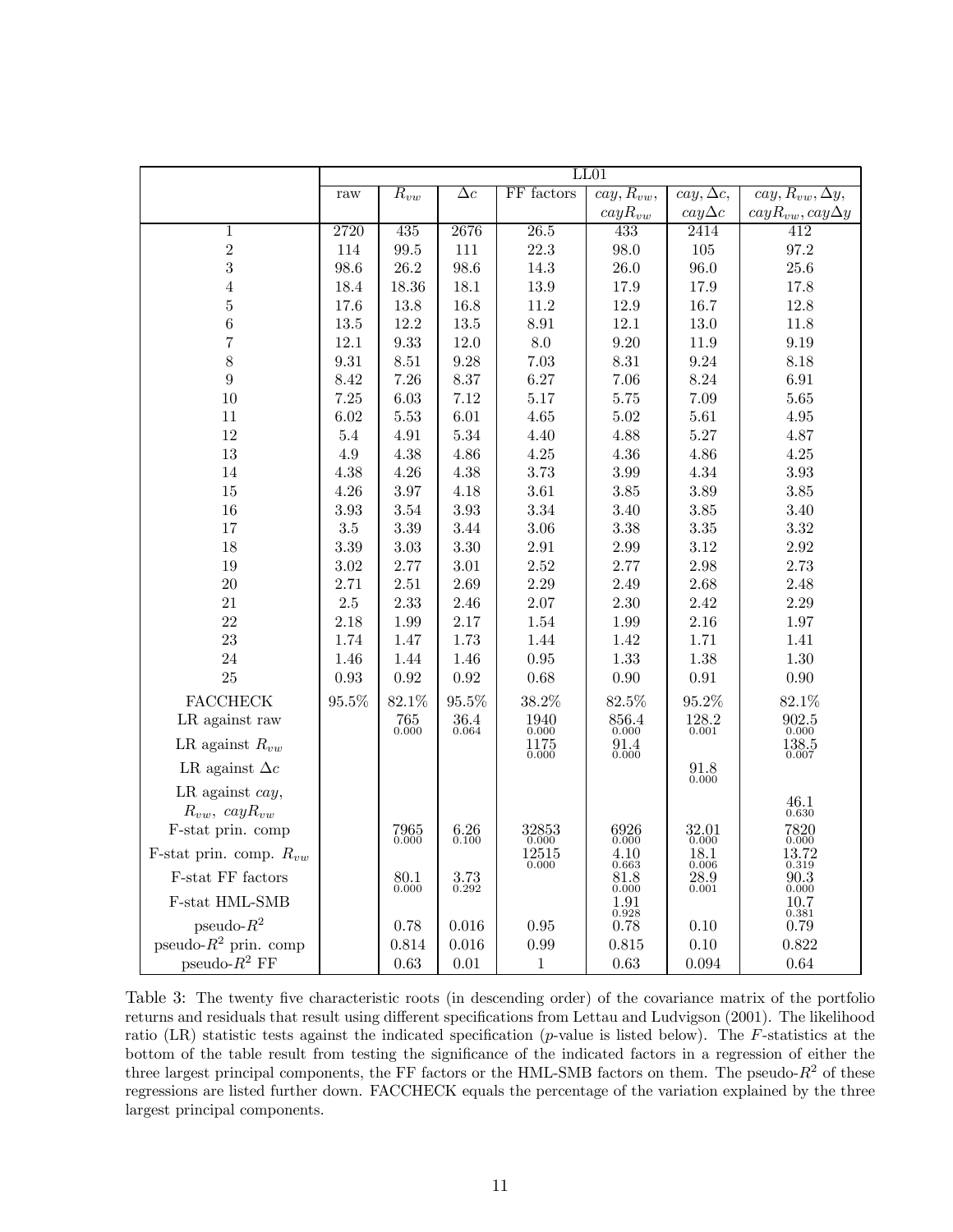| | LL01 | | | | | | |
|---|---|---|---|---|---|---|---|
| | raw | $R_{vw}$ | $\Delta c$ | FF factors | $cay, R_{vw}$, $cayR_{vw}$ | $cay, \Delta c$, $cay\Delta c$ | $cay, R_{vw}, \Delta y$, $cayR_{vw}, cay\Delta y$ |
| 1 | 2720 | 435 | 2676 | 26.5 | 433 | 2414 | 412 |
| 2 | 114 | 99.5 | 111 | 22.3 | 98.0 | 105 | 97.2 |
| 3 | 98.6 | 26.2 | 98.6 | 14.3 | 26.0 | 96.0 | 25.6 |
| 4 | 18.4 | 18.36 | 18.1 | 13.9 | 17.9 | 17.9 | 17.8 |
| 5 | 17.6 | 13.8 | 16.8 | 11.2 | 12.9 | 16.7 | 12.8 |
| 6 | 13.5 | 12.2 | 13.5 | 8.91 | 12.1 | 13.0 | 11.8 |
| 7 | 12.1 | 9.33 | 12.0 | 8.0 | 9.20 | 11.9 | 9.19 |
| 8 | 9.31 | 8.51 | 9.28 | 7.03 | 8.31 | 9.24 | 8.18 |
| 9 | 8.42 | 7.26 | 8.37 | 6.27 | 7.06 | 8.24 | 6.91 |
| 10 | 7.25 | 6.03 | 7.12 | 5.17 | 5.75 | 7.09 | 5.65 |
| 11 | 6.02 | 5.53 | 6.01 | 4.65 | 5.02 | 5.61 | 4.95 |
| 12 | 5.4 | 4.91 | 5.34 | 4.40 | 4.88 | 5.27 | 4.87 |
| 13 | 4.9 | 4.38 | 4.86 | 4.25 | 4.36 | 4.86 | 4.25 |
| 14 | 4.38 | 4.26 | 4.38 | 3.73 | 3.99 | 4.34 | 3.93 |
| 15 | 4.26 | 3.97 | 4.18 | 3.61 | 3.85 | 3.89 | 3.85 |
| 16 | 3.93 | 3.54 | 3.93 | 3.34 | 3.40 | 3.85 | 3.40 |
| 17 | 3.5 | 3.39 | 3.44 | 3.06 | 3.38 | 3.35 | 3.32 |
| 18 | 3.39 | 3.03 | 3.30 | 2.91 | 2.99 | 3.12 | 2.92 |
| 19 | 3.02 | 2.77 | 3.01 | 2.52 | 2.77 | 2.98 | 2.73 |
| 20 | 2.71 | 2.51 | 2.69 | 2.29 | 2.49 | 2.68 | 2.48 |
| 21 | 2.5 | 2.33 | 2.46 | 2.07 | 2.30 | 2.42 | 2.29 |
| 22 | 2.18 | 1.99 | 2.17 | 1.54 | 1.99 | 2.16 | 1.97 |
| 23 | 1.74 | 1.47 | 1.73 | 1.44 | 1.42 | 1.71 | 1.41 |
| 24 | 1.46 | 1.44 | 1.46 | 0.95 | 1.33 | 1.38 | 1.30 |
| 25 | 0.93 | 0.92 | 0.92 | 0.68 | 0.90 | 0.91 | 0.90 |
| FACCHECK | 95.5% | 82.1% | 95.5% | 38.2% | 82.5% | 95.2% | 82.1% |
| LR against raw | | 765 (0.000) | 36.4 (0.064) | 1940 (0.000) | 856.4 (0.000) | 128.2 (0.001) | 902.5 (0.000) |
| LR against $R_{vw}$ | | | | 1175 (0.000) | 91.4 (0.000) | | 138.5 (0.007) |
| LR against $\Delta c$ | | | | | | 91.8 (0.000) | |
| LR against $cay$, $R_{vw}$, $cayR_{vw}$ | | | | | | | 46.1 (0.630) |
| F-stat prin. comp | | 7965 (0.000) | 6.26 (0.100) | 32853 (0.000) | 6926 (0.000) | 32.01 (0.000) | 7820 (0.000) |
| F-stat prin. comp. $R_{vw}$ | | | | 12515 (0.000) | 4.10 (0.663) | 18.1 (0.006) | 13.72 (0.319) |
| F-stat FF factors | | 80.1 (0.000) | 3.73 (0.292) | | 81.8 (0.000) | 28.9 (0.001) | 90.3 (0.000) |
| F-stat HML-SMB | | | | | 1.91 (0.928) | | 10.7 (0.381) |
| pseudo-$R^2$ | | 0.78 | 0.016 | 0.95 | 0.78 | 0.10 | 0.79 |
| pseudo-$R^2$ prin. comp | | 0.814 | 0.016 | 0.99 | 0.815 | 0.10 | 0.822 |
| pseudo-$R^2$ FF | | 0.63 | 0.01 | 1 | 0.63 | 0.094 | 0.64 |

Table 3: The twenty five characteristic roots (in descending order) of the covariance matrix of the portfolio returns and residuals that result using different specifications from Lettau and Ludvigson (2001). The likelihood ratio (LR) statistic tests against the indicated specification ($p$-value is listed below). The $F$-statistics at the bottom of the table result from testing the significance of the indicated factors in a regression of either the three largest principal components, the FF factors or the HML-SMB factors on them. The pseudo-$R^2$ of these regressions are listed further down. FACCHECK equals the percentage of the variation explained by the three largest principal components.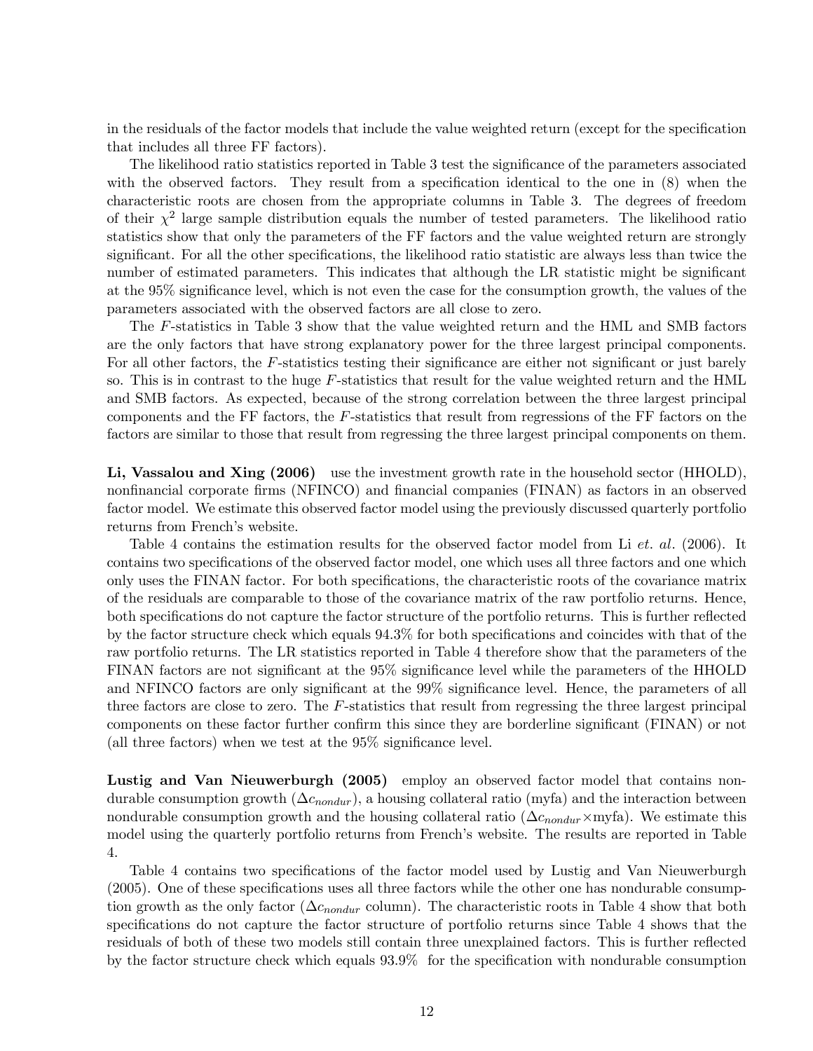in the residuals of the factor models that include the value weighted return (except for the specification that includes all three FF factors).

The likelihood ratio statistics reported in Table 3 test the significance of the parameters associated with the observed factors. They result from a specification identical to the one in (8) when the characteristic roots are chosen from the appropriate columns in Table 3. The degrees of freedom of their $\chi^2$ large sample distribution equals the number of tested parameters. The likelihood ratio statistics show that only the parameters of the FF factors and the value weighted return are strongly significant. For all the other specifications, the likelihood ratio statistic are always less than twice the number of estimated parameters. This indicates that although the LR statistic might be significant at the 95% significance level, which is not even the case for the consumption growth, the values of the parameters associated with the observed factors are all close to zero.

The $F$-statistics in Table 3 show that the value weighted return and the HML and SMB factors are the only factors that have strong explanatory power for the three largest principal components. For all other factors, the $F$-statistics testing their significance are either not significant or just barely so. This is in contrast to the huge $F$-statistics that result for the value weighted return and the HML and SMB factors. As expected, because of the strong correlation between the three largest principal components and the FF factors, the $F$-statistics that result from regressions of the FF factors on the factors are similar to those that result from regressing the three largest principal components on them.

**Li, Vassalou and Xing (2006)** use the investment growth rate in the household sector (HHOLD), nonfinancial corporate firms (NFINCO) and financial companies (FINAN) as factors in an observed factor model. We estimate this observed factor model using the previously discussed quarterly portfolio returns from French's website.

Table 4 contains the estimation results for the observed factor model from Li *et. al*. (2006). It contains two specifications of the observed factor model, one which uses all three factors and one which only uses the FINAN factor. For both specifications, the characteristic roots of the covariance matrix of the residuals are comparable to those of the covariance matrix of the raw portfolio returns. Hence, both specifications do not capture the factor structure of the portfolio returns. This is further reflected by the factor structure check which equals 94.3% for both specifications and coincides with that of the raw portfolio returns. The LR statistics reported in Table 4 therefore show that the parameters of the FINAN factors are not significant at the 95% significance level while the parameters of the HHOLD and NFINCO factors are only significant at the 99% significance level. Hence, the parameters of all three factors are close to zero. The $F$-statistics that result from regressing the three largest principal components on these factor further confirm this since they are borderline significant (FINAN) or not (all three factors) when we test at the 95% significance level.

**Lustig and Van Nieuwerburgh (2005)** employ an observed factor model that contains nondurable consumption growth ($\Delta c_{nondur}$), a housing collateral ratio (myfa) and the interaction between nondurable consumption growth and the housing collateral ratio ($\Delta c_{nondur}\times$myfa). We estimate this model using the quarterly portfolio returns from French's website. The results are reported in Table 4.

Table 4 contains two specifications of the factor model used by Lustig and Van Nieuwerburgh (2005). One of these specifications uses all three factors while the other one has nondurable consumption growth as the only factor ($\Delta c_{nondur}$ column). The characteristic roots in Table 4 show that both specifications do not capture the factor structure of portfolio returns since Table 4 shows that the residuals of both of these two models still contain three unexplained factors. This is further reflected by the factor structure check which equals 93.9% for the specification with nondurable consumption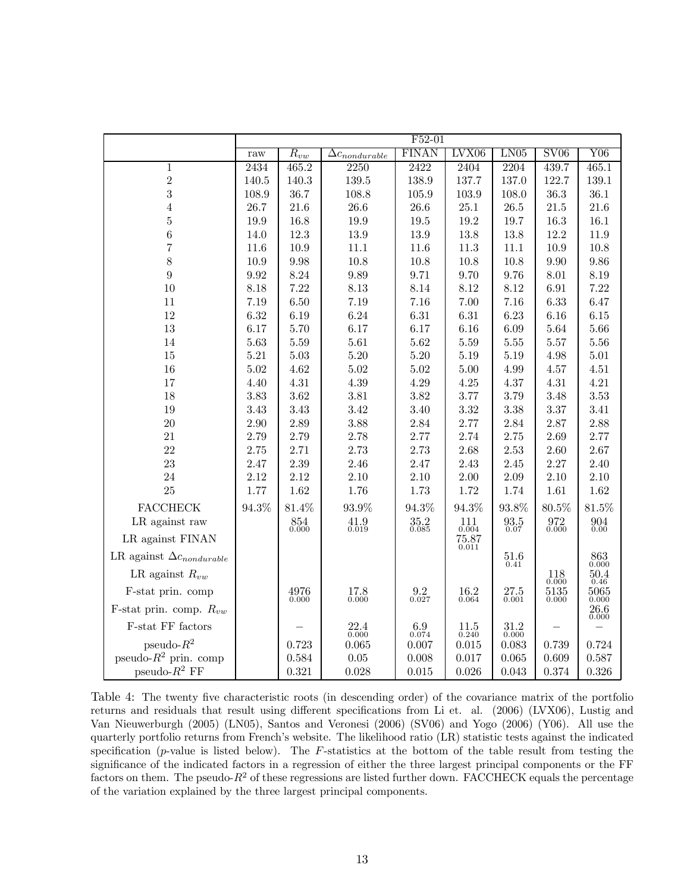| | F52-01 | | | | | | | |
|---|---|---|---|---|---|---|---|---|
| | raw | $R_{vw}$ | $\Delta c_{nondurable}$ | FINAN | LVX06 | LN05 | SV06 | Y06 |
| 1 | 2434 | 465.2 | 2250 | 2422 | 2404 | 2204 | 439.7 | 465.1 |
| 2 | 140.5 | 140.3 | 139.5 | 138.9 | 137.7 | 137.0 | 122.7 | 139.1 |
| 3 | 108.9 | 36.7 | 108.8 | 105.9 | 103.9 | 108.0 | 36.3 | 36.1 |
| 4 | 26.7 | 21.6 | 26.6 | 26.6 | 25.1 | 26.5 | 21.5 | 21.6 |
| 5 | 19.9 | 16.8 | 19.9 | 19.5 | 19.2 | 19.7 | 16.3 | 16.1 |
| 6 | 14.0 | 12.3 | 13.9 | 13.9 | 13.8 | 13.8 | 12.2 | 11.9 |
| 7 | 11.6 | 10.9 | 11.1 | 11.6 | 11.3 | 11.1 | 10.9 | 10.8 |
| 8 | 10.9 | 9.98 | 10.8 | 10.8 | 10.8 | 10.8 | 9.90 | 9.86 |
| 9 | 9.92 | 8.24 | 9.89 | 9.71 | 9.70 | 9.76 | 8.01 | 8.19 |
| 10 | 8.18 | 7.22 | 8.13 | 8.14 | 8.12 | 8.12 | 6.91 | 7.22 |
| 11 | 7.19 | 6.50 | 7.19 | 7.16 | 7.00 | 7.16 | 6.33 | 6.47 |
| 12 | 6.32 | 6.19 | 6.24 | 6.31 | 6.31 | 6.23 | 6.16 | 6.15 |
| 13 | 6.17 | 5.70 | 6.17 | 6.17 | 6.16 | 6.09 | 5.64 | 5.66 |
| 14 | 5.63 | 5.59 | 5.61 | 5.62 | 5.59 | 5.55 | 5.57 | 5.56 |
| 15 | 5.21 | 5.03 | 5.20 | 5.20 | 5.19 | 5.19 | 4.98 | 5.01 |
| 16 | 5.02 | 4.62 | 5.02 | 5.02 | 5.00 | 4.99 | 4.57 | 4.51 |
| 17 | 4.40 | 4.31 | 4.39 | 4.29 | 4.25 | 4.37 | 4.31 | 4.21 |
| 18 | 3.83 | 3.62 | 3.81 | 3.82 | 3.77 | 3.79 | 3.48 | 3.53 |
| 19 | 3.43 | 3.43 | 3.42 | 3.40 | 3.32 | 3.38 | 3.37 | 3.41 |
| 20 | 2.90 | 2.89 | 3.88 | 2.84 | 2.77 | 2.84 | 2.87 | 2.88 |
| 21 | 2.79 | 2.79 | 2.78 | 2.77 | 2.74 | 2.75 | 2.69 | 2.77 |
| 22 | 2.75 | 2.71 | 2.73 | 2.73 | 2.68 | 2.53 | 2.60 | 2.67 |
| 23 | 2.47 | 2.39 | 2.46 | 2.47 | 2.43 | 2.45 | 2.27 | 2.40 |
| 24 | 2.12 | 2.12 | 2.10 | 2.10 | 2.00 | 2.09 | 2.10 | 2.10 |
| 25 | 1.77 | 1.62 | 1.76 | 1.73 | 1.72 | 1.74 | 1.61 | 1.62 |
| FACCHECK | 94.3% | 81.4% | 93.9% | 94.3% | 94.3% | 93.8% | 80.5% | 81.5% |
| LR against raw | | 854 (0.000) | 41.9 (0.019) | 35.2 (0.085) | 111 (0.004) | 93.5 (0.07) | 972 (0.000) | 904 (0.00) |
| LR against FINAN | | | | | 75.87 (0.011) | | | |
| LR against $\Delta c_{nondurable}$ | | | | | | 51.6 (0.41) | | 863 (0.000) |
| LR against $R_{vw}$ | | | | | | | 118 (0.000) | 50.4 (0.46) |
| F-stat prin. comp | | 4976 (0.000) | 17.8 (0.000) | 9.2 (0.027) | 16.2 (0.064) | 27.5 (0.001) | 5135 (0.000) | 5065 (0.000) |
| F-stat prin. comp. $R_{vw}$ | | | | | | | | 26.6 (0.000) |
| F-stat FF factors | | – | 22.4 (0.000) | 6.9 (0.074) | 11.5 (0.240) | 31.2 (0.000) | – | – |
| pseudo-$R^2$ | | 0.723 | 0.065 | 0.007 | 0.015 | 0.083 | 0.739 | 0.724 |
| pseudo-$R^2$ prin. comp | | 0.584 | 0.05 | 0.008 | 0.017 | 0.065 | 0.609 | 0.587 |
| pseudo-$R^2$ FF | | 0.321 | 0.028 | 0.015 | 0.026 | 0.043 | 0.374 | 0.326 |

Table 4: The twenty five characteristic roots (in descending order) of the covariance matrix of the portfolio returns and residuals that result using different specifications from Li et. al. (2006) (LVX06), Lustig and Van Nieuwerburgh (2005) (LN05), Santos and Veronesi (2006) (SV06) and Yogo (2006) (Y06). All use the quarterly portfolio returns from French's website. The likelihood ratio (LR) statistic tests against the indicated specification ($p$-value is listed below). The $F$-statistics at the bottom of the table result from testing the significance of the indicated factors in a regression of either the three largest principal components or the FF factors on them. The pseudo-$R^2$ of these regressions are listed further down. FACCHECK equals the percentage of the variation explained by the three largest principal components.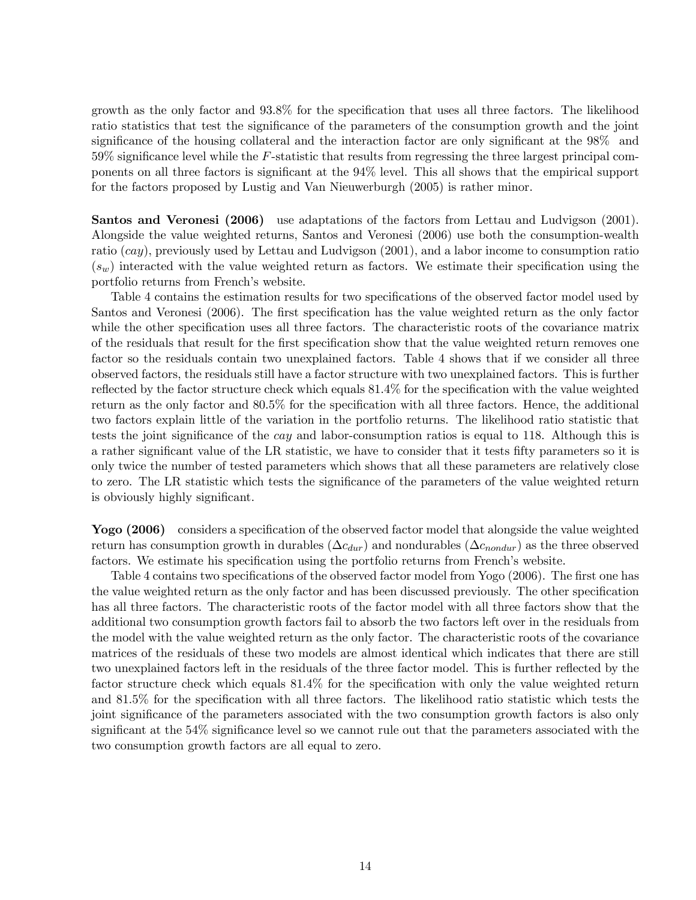growth as the only factor and 93.8% for the specification that uses all three factors. The likelihood ratio statistics that test the significance of the parameters of the consumption growth and the joint significance of the housing collateral and the interaction factor are only significant at the 98% and 59% significance level while the $F$-statistic that results from regressing the three largest principal components on all three factors is significant at the 94% level. This all shows that the empirical support for the factors proposed by Lustig and Van Nieuwerburgh (2005) is rather minor.

**Santos and Veronesi (2006)** use adaptations of the factors from Lettau and Ludvigson (2001). Alongside the value weighted returns, Santos and Veronesi (2006) use both the consumption-wealth ratio (*cay*), previously used by Lettau and Ludvigson (2001), and a labor income to consumption ratio ($s_w$) interacted with the value weighted return as factors. We estimate their specification using the portfolio returns from French's website.

Table 4 contains the estimation results for two specifications of the observed factor model used by Santos and Veronesi (2006). The first specification has the value weighted return as the only factor while the other specification uses all three factors. The characteristic roots of the covariance matrix of the residuals that result for the first specification show that the value weighted return removes one factor so the residuals contain two unexplained factors. Table 4 shows that if we consider all three observed factors, the residuals still have a factor structure with two unexplained factors. This is further reflected by the factor structure check which equals 81.4% for the specification with the value weighted return as the only factor and 80.5% for the specification with all three factors. Hence, the additional two factors explain little of the variation in the portfolio returns. The likelihood ratio statistic that tests the joint significance of the *cay* and labor-consumption ratios is equal to 118. Although this is a rather significant value of the LR statistic, we have to consider that it tests fifty parameters so it is only twice the number of tested parameters which shows that all these parameters are relatively close to zero. The LR statistic which tests the significance of the parameters of the value weighted return is obviously highly significant.

**Yogo (2006)** considers a specification of the observed factor model that alongside the value weighted return has consumption growth in durables ($\Delta c_{dur}$) and nondurables ($\Delta c_{nondur}$) as the three observed factors. We estimate his specification using the portfolio returns from French's website.

Table 4 contains two specifications of the observed factor model from Yogo (2006). The first one has the value weighted return as the only factor and has been discussed previously. The other specification has all three factors. The characteristic roots of the factor model with all three factors show that the additional two consumption growth factors fail to absorb the two factors left over in the residuals from the model with the value weighted return as the only factor. The characteristic roots of the covariance matrices of the residuals of these two models are almost identical which indicates that there are still two unexplained factors left in the residuals of the three factor model. This is further reflected by the factor structure check which equals 81.4% for the specification with only the value weighted return and 81.5% for the specification with all three factors. The likelihood ratio statistic which tests the joint significance of the parameters associated with the two consumption growth factors is also only significant at the 54% significance level so we cannot rule out that the parameters associated with the two consumption growth factors are all equal to zero.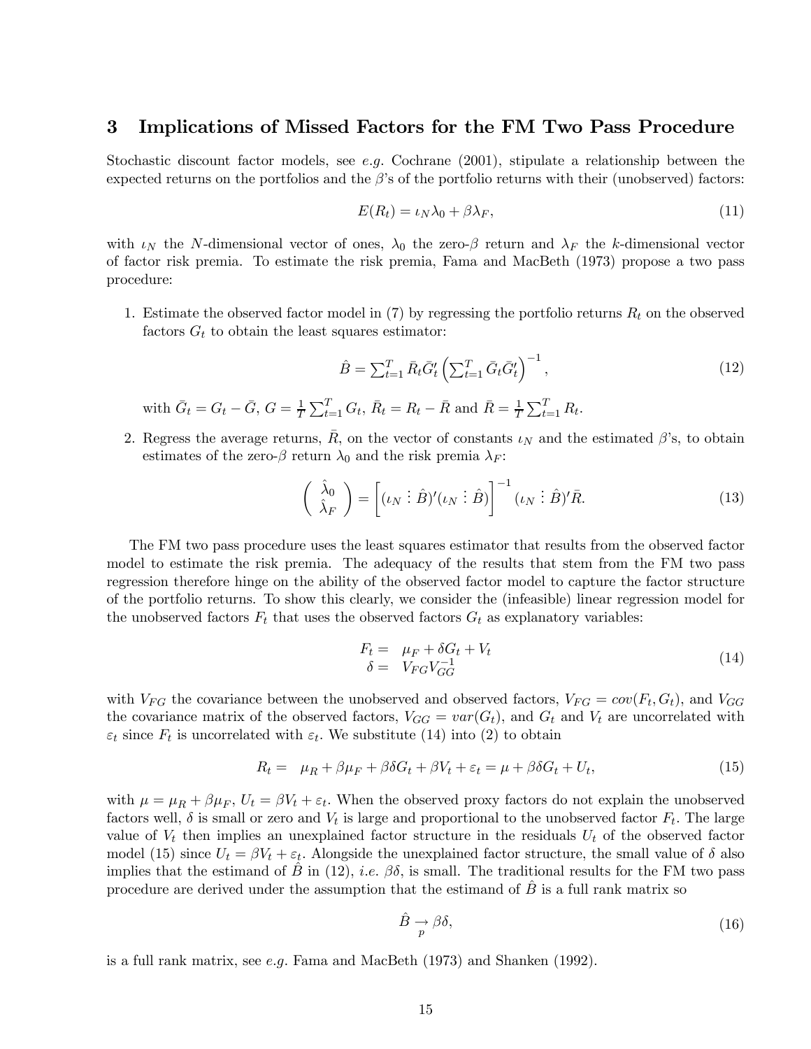## 3 Implications of Missed Factors for the FM Two Pass Procedure

Stochastic discount factor models, see *e.g.* Cochrane (2001), stipulate a relationship between the expected returns on the portfolios and the $\beta$'s of the portfolio returns with their (unobserved) factors:

$$E(R_t) = \iota_N \lambda_0 + \beta \lambda_F, \tag{11}$$

with $\iota_N$ the $N$-dimensional vector of ones, $\lambda_0$ the zero-$\beta$ return and $\lambda_F$ the $k$-dimensional vector of factor risk premia. To estimate the risk premia, Fama and MacBeth (1973) propose a two pass procedure:

1. Estimate the observed factor model in (7) by regressing the portfolio returns $R_t$ on the observed factors $G_t$ to obtain the least squares estimator:

$$\hat{B} = \sum_{t=1}^{T} \bar{R}_t \bar{G}_t' \left( \sum_{t=1}^{T} \bar{G}_t \bar{G}_t' \right)^{-1}, \tag{12}$$

   with $\bar{G}_t = G_t - \bar{G}$, $G = \frac{1}{T}\sum_{t=1}^{T} G_t$, $\bar{R}_t = R_t - \bar{R}$ and $\bar{R} = \frac{1}{T}\sum_{t=1}^{T} R_t$.

2. Regress the average returns, $\bar{R}$, on the vector of constants $\iota_N$ and the estimated $\beta$'s, to obtain estimates of the zero-$\beta$ return $\lambda_0$ and the risk premia $\lambda_F$:

$$\begin{pmatrix} \hat{\lambda}_0 \\ \hat{\lambda}_F \end{pmatrix} = \left[ (\iota_N \vdots \hat{B})'(\iota_N \vdots \hat{B}) \right]^{-1} (\iota_N \vdots \hat{B})' \bar{R}. \tag{13}$$

The FM two pass procedure uses the least squares estimator that results from the observed factor model to estimate the risk premia. The adequacy of the results that stem from the FM two pass regression therefore hinge on the ability of the observed factor model to capture the factor structure of the portfolio returns. To show this clearly, we consider the (infeasible) linear regression model for the unobserved factors $F_t$ that uses the observed factors $G_t$ as explanatory variables:

$$\begin{aligned} F_t &= \mu_F + \delta G_t + V_t \\ \delta &= V_{FG} V_{GG}^{-1} \end{aligned} \tag{14}$$

with $V_{FG}$ the covariance between the unobserved and observed factors, $V_{FG} = cov(F_t, G_t)$, and $V_{GG}$ the covariance matrix of the observed factors, $V_{GG} = var(G_t)$, and $G_t$ and $V_t$ are uncorrelated with $\varepsilon_t$ since $F_t$ is uncorrelated with $\varepsilon_t$. We substitute (14) into (2) to obtain

$$R_t = \mu_R + \beta \mu_F + \beta \delta G_t + \beta V_t + \varepsilon_t = \mu + \beta \delta G_t + U_t, \tag{15}$$

with $\mu = \mu_R + \beta \mu_F$, $U_t = \beta V_t + \varepsilon_t$. When the observed proxy factors do not explain the unobserved factors well, $\delta$ is small or zero and $V_t$ is large and proportional to the unobserved factor $F_t$. The large value of $V_t$ then implies an unexplained factor structure in the residuals $U_t$ of the observed factor model (15) since $U_t = \beta V_t + \varepsilon_t$. Alongside the unexplained factor structure, the small value of $\delta$ also implies that the estimand of $\hat{B}$ in (12), *i.e.* $\beta\delta$, is small. The traditional results for the FM two pass procedure are derived under the assumption that the estimand of $\hat{B}$ is a full rank matrix so

$$\hat{B} \underset{p}{\rightarrow} \beta \delta, \tag{16}$$

is a full rank matrix, see *e.g.* Fama and MacBeth (1973) and Shanken (1992).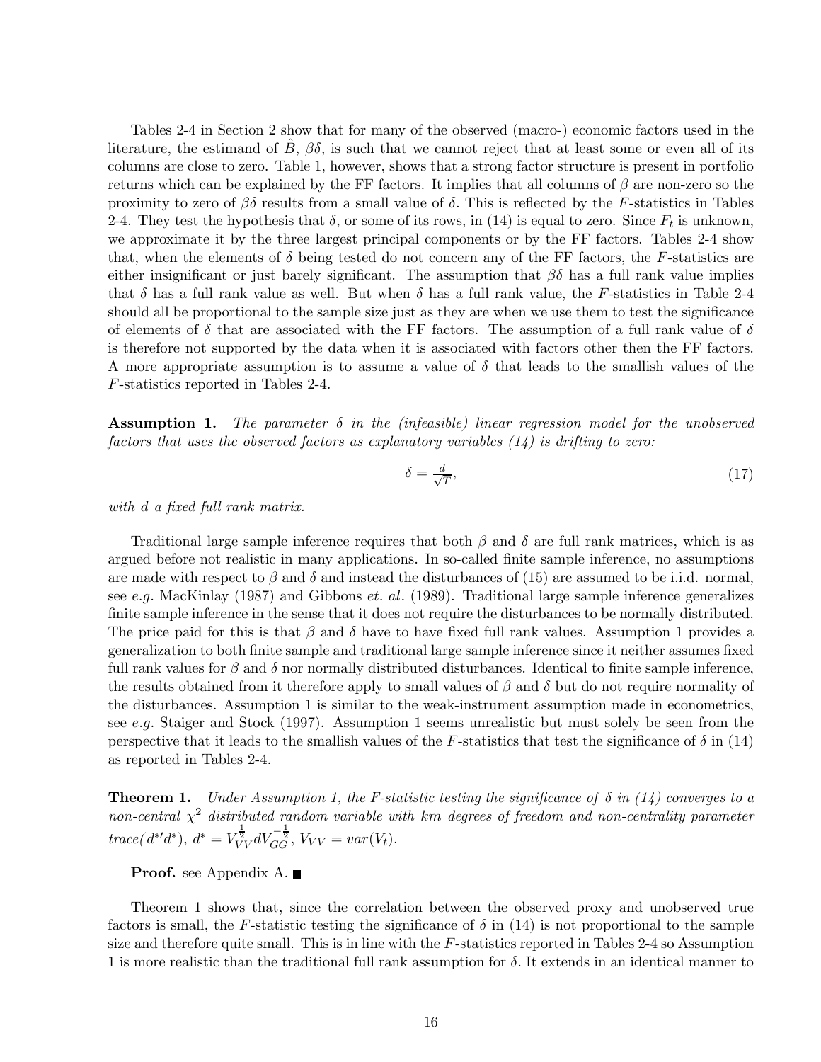Tables 2-4 in Section 2 show that for many of the observed (macro-) economic factors used in the literature, the estimand of $\hat{B}$, $\beta\delta$, is such that we cannot reject that at least some or even all of its columns are close to zero. Table 1, however, shows that a strong factor structure is present in portfolio returns which can be explained by the FF factors. It implies that all columns of $\beta$ are non-zero so the proximity to zero of $\beta\delta$ results from a small value of $\delta$. This is reflected by the $F$-statistics in Tables 2-4. They test the hypothesis that $\delta$, or some of its rows, in (14) is equal to zero. Since $F_t$ is unknown, we approximate it by the three largest principal components or by the FF factors. Tables 2-4 show that, when the elements of $\delta$ being tested do not concern any of the FF factors, the $F$-statistics are either insignificant or just barely significant. The assumption that $\beta\delta$ has a full rank value implies that $\delta$ has a full rank value as well. But when $\delta$ has a full rank value, the $F$-statistics in Table 2-4 should all be proportional to the sample size just as they are when we use them to test the significance of elements of $\delta$ that are associated with the FF factors. The assumption of a full rank value of $\delta$ is therefore not supported by the data when it is associated with factors other then the FF factors. A more appropriate assumption is to assume a value of $\delta$ that leads to the smallish values of the $F$-statistics reported in Tables 2-4.

**Assumption 1.** *The parameter $\delta$ in the (infeasible) linear regression model for the unobserved factors that uses the observed factors as explanatory variables (14) is drifting to zero:*

$$\delta = \frac{d}{\sqrt{T}}, \tag{17}$$

*with $d$ a fixed full rank matrix.*

Traditional large sample inference requires that both $\beta$ and $\delta$ are full rank matrices, which is as argued before not realistic in many applications. In so-called finite sample inference, no assumptions are made with respect to $\beta$ and $\delta$ and instead the disturbances of (15) are assumed to be i.i.d. normal, see *e.g.* MacKinlay (1987) and Gibbons *et. al*. (1989). Traditional large sample inference generalizes finite sample inference in the sense that it does not require the disturbances to be normally distributed. The price paid for this is that $\beta$ and $\delta$ have to have fixed full rank values. Assumption 1 provides a generalization to both finite sample and traditional large sample inference since it neither assumes fixed full rank values for $\beta$ and $\delta$ nor normally distributed disturbances. Identical to finite sample inference, the results obtained from it therefore apply to small values of $\beta$ and $\delta$ but do not require normality of the disturbances. Assumption 1 is similar to the weak-instrument assumption made in econometrics, see *e.g.* Staiger and Stock (1997). Assumption 1 seems unrealistic but must solely be seen from the perspective that it leads to the smallish values of the $F$-statistics that test the significance of $\delta$ in (14) as reported in Tables 2-4.

**Theorem 1.** *Under Assumption 1, the F-statistic testing the significance of $\delta$ in (14) converges to a non-central $\chi^2$ distributed random variable with km degrees of freedom and non-centrality parameter trace($d^{*\prime}d^*$), $d^* = V_{VV}^{\frac{1}{2}} d V_{GG}^{-\frac{1}{2}}$, $V_{VV} = var(V_t)$.*

**Proof.** see Appendix A. ■

Theorem 1 shows that, since the correlation between the observed proxy and unobserved true factors is small, the $F$-statistic testing the significance of $\delta$ in (14) is not proportional to the sample size and therefore quite small. This is in line with the $F$-statistics reported in Tables 2-4 so Assumption 1 is more realistic than the traditional full rank assumption for $\delta$. It extends in an identical manner to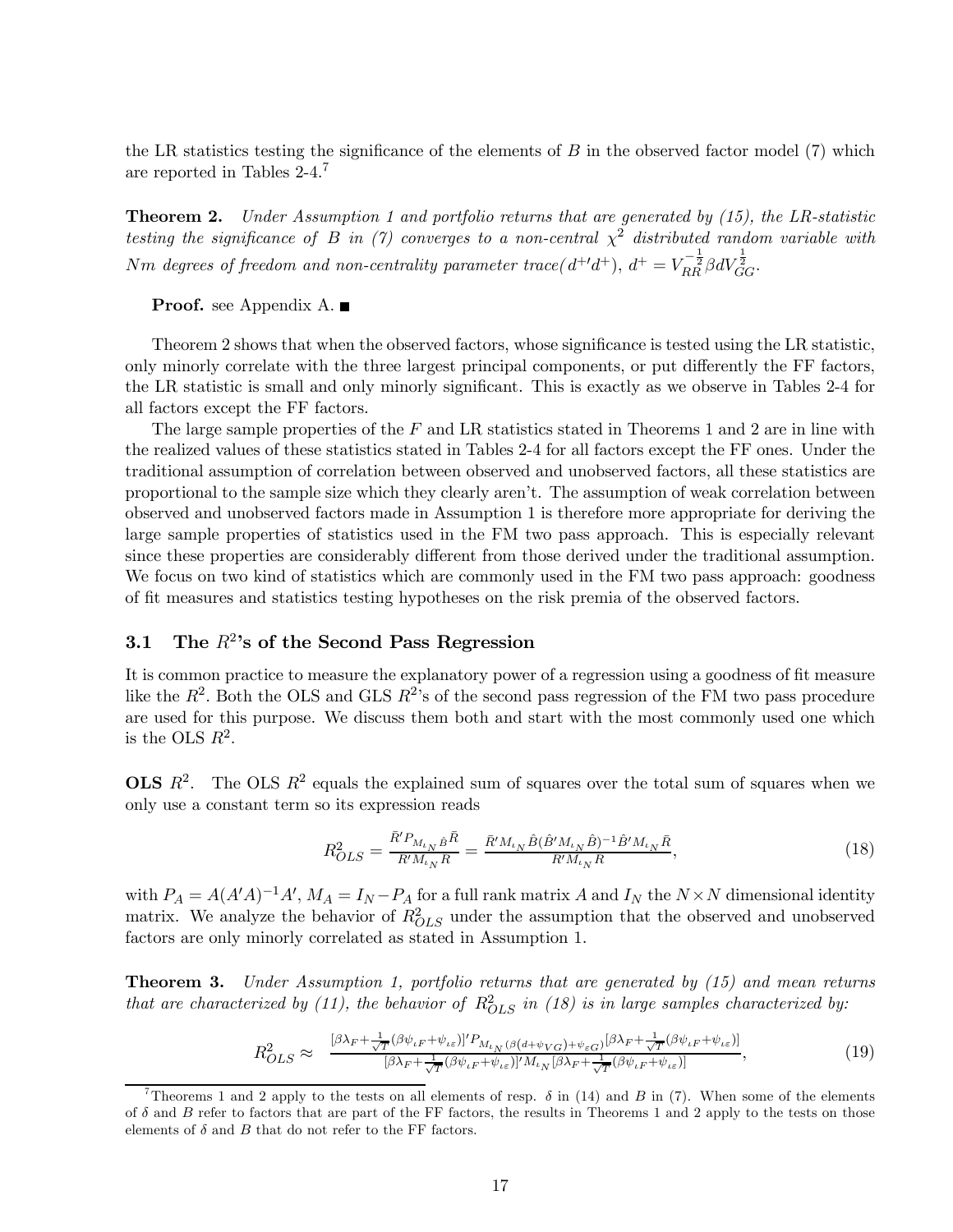the LR statistics testing the significance of the elements of $B$ in the observed factor model (7) which are reported in Tables 2-4.[7]

**Theorem 2.** *Under Assumption 1 and portfolio returns that are generated by (15), the LR-statistic testing the significance of $B$ in (7) converges to a non-central $\chi^2$ distributed random variable with $Nm$ degrees of freedom and non-centrality parameter trace$(d^{+\prime}d^{+})$, $d^{+} = V_{RR}^{-\frac{1}{2}}\beta d V_{GG}^{\frac{1}{2}}$.*

**Proof.** see Appendix A. ■

Theorem 2 shows that when the observed factors, whose significance is tested using the LR statistic, only minorly correlate with the three largest principal components, or put differently the FF factors, the LR statistic is small and only minorly significant. This is exactly as we observe in Tables 2-4 for all factors except the FF factors.

The large sample properties of the $F$ and LR statistics stated in Theorems 1 and 2 are in line with the realized values of these statistics stated in Tables 2-4 for all factors except the FF ones. Under the traditional assumption of correlation between observed and unobserved factors, all these statistics are proportional to the sample size which they clearly aren't. The assumption of weak correlation between observed and unobserved factors made in Assumption 1 is therefore more appropriate for deriving the large sample properties of statistics used in the FM two pass approach. This is especially relevant since these properties are considerably different from those derived under the traditional assumption. We focus on two kind of statistics which are commonly used in the FM two pass approach: goodness of fit measures and statistics testing hypotheses on the risk premia of the observed factors.

## 3.1 The $R^2$'s of the Second Pass Regression

It is common practice to measure the explanatory power of a regression using a goodness of fit measure like the $R^2$. Both the OLS and GLS $R^2$'s of the second pass regression of the FM two pass procedure are used for this purpose. We discuss them both and start with the most commonly used one which is the OLS $R^2$.

**OLS $R^2$.** The OLS $R^2$ equals the explained sum of squares over the total sum of squares when we only use a constant term so its expression reads

$$R^2_{OLS} = \frac{\bar{R}' P_{M_{\iota_N}\hat{B}} \bar{R}}{R' M_{\iota_N} R} = \frac{\bar{R}' M_{\iota_N} \hat{B}(\hat{B}' M_{\iota_N} \hat{B})^{-1} \hat{B}' M_{\iota_N} \bar{R}}{R' M_{\iota_N} R}, \tag{18}$$

with $P_A = A(A'A)^{-1}A'$, $M_A = I_N - P_A$ for a full rank matrix $A$ and $I_N$ the $N \times N$ dimensional identity matrix. We analyze the behavior of $R^2_{OLS}$ under the assumption that the observed and unobserved factors are only minorly correlated as stated in Assumption 1.

**Theorem 3.** *Under Assumption 1, portfolio returns that are generated by (15) and mean returns that are characterized by (11), the behavior of $R^2_{OLS}$ in (18) is in large samples characterized by:*

$$R^2_{OLS} \approx \frac{[\beta\lambda_F + \frac{1}{\sqrt{T}}(\beta\psi_{\iota F} + \psi_{\iota\varepsilon})]' P_{M_{\iota_N}(\beta(d+\psi_{VG})+\psi_{\varepsilon G})} [\beta\lambda_F + \frac{1}{\sqrt{T}}(\beta\psi_{\iota F} + \psi_{\iota\varepsilon})]}{[\beta\lambda_F + \frac{1}{\sqrt{T}}(\beta\psi_{\iota F} + \psi_{\iota\varepsilon})]' M_{\iota_N} [\beta\lambda_F + \frac{1}{\sqrt{T}}(\beta\psi_{\iota F} + \psi_{\iota\varepsilon})]}, \tag{19}$$

[7] Theorems 1 and 2 apply to the tests on all elements of resp. $\delta$ in (14) and $B$ in (7). When some of the elements of $\delta$ and $B$ refer to factors that are part of the FF factors, the results in Theorems 1 and 2 apply to the tests on those elements of $\delta$ and $B$ that do not refer to the FF factors.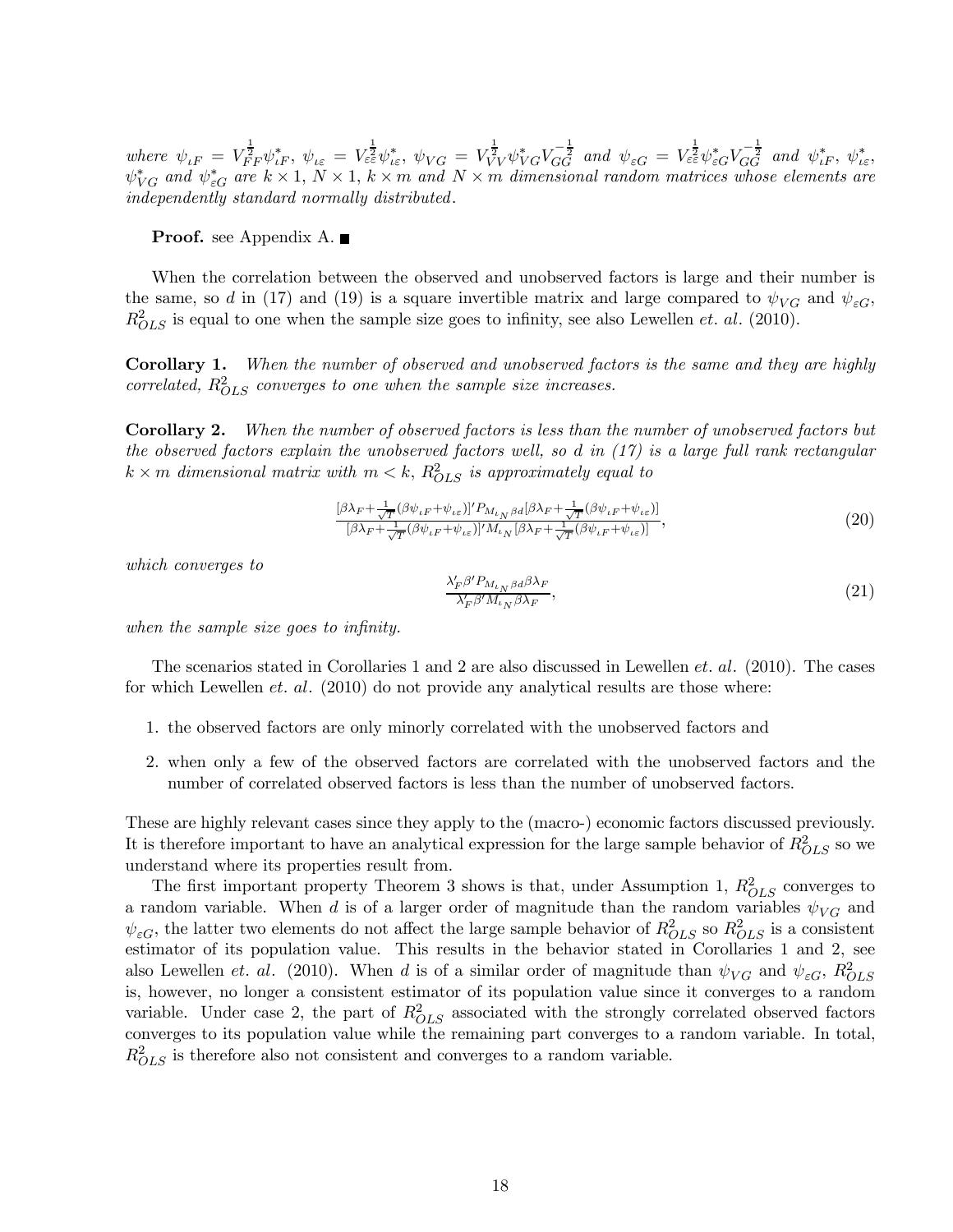*where* $\psi_{\iota F} = V_{FF}^{\frac{1}{2}}\psi_{\iota F}^*$, $\psi_{\iota\varepsilon} = V_{\varepsilon\varepsilon}^{\frac{1}{2}}\psi_{\iota\varepsilon}^*$, $\psi_{VG} = V_{VV}^{\frac{1}{2}}\psi_{VG}^* V_{GG}^{-\frac{1}{2}}$ *and* $\psi_{\varepsilon G} = V_{\varepsilon\varepsilon}^{\frac{1}{2}}\psi_{\varepsilon G}^* V_{GG}^{-\frac{1}{2}}$ *and* $\psi_{\iota F}^*$, $\psi_{\iota\varepsilon}^*$, $\psi_{VG}^*$ *and* $\psi_{\varepsilon G}^*$ *are* $k \times 1$, $N \times 1$, $k \times m$ *and* $N \times m$ *dimensional random matrices whose elements are independently standard normally distributed.*

**Proof.** see Appendix A. ■

When the correlation between the observed and unobserved factors is large and their number is the same, so $d$ in (17) and (19) is a square invertible matrix and large compared to $\psi_{VG}$ and $\psi_{\varepsilon G}$, $R^2_{OLS}$ is equal to one when the sample size goes to infinity, see also Lewellen *et. al.* (2010).

**Corollary 1.** *When the number of observed and unobserved factors is the same and they are highly correlated,* $R^2_{OLS}$ *converges to one when the sample size increases.*

**Corollary 2.** *When the number of observed factors is less than the number of unobserved factors but the observed factors explain the unobserved factors well, so* $d$ *in (17) is a large full rank rectangular* $k \times m$ *dimensional matrix with* $m < k$, $R^2_{OLS}$ *is approximately equal to*

$$\frac{[\beta\lambda_F + \frac{1}{\sqrt{T}}(\beta\psi_{\iota F} + \psi_{\iota\varepsilon})]' P_{M_{\iota_N}\beta d}[\beta\lambda_F + \frac{1}{\sqrt{T}}(\beta\psi_{\iota F} + \psi_{\iota\varepsilon})]}{[\beta\lambda_F + \frac{1}{\sqrt{T}}(\beta\psi_{\iota F} + \psi_{\iota\varepsilon})]' M_{\iota_N}[\beta\lambda_F + \frac{1}{\sqrt{T}}(\beta\psi_{\iota F} + \psi_{\iota\varepsilon})]}, \tag{20}$$

*which converges to*

$$\frac{\lambda_F'\beta' P_{M_{\iota_N}\beta d}\beta\lambda_F}{\lambda_F'\beta' M_{\iota_N}\beta\lambda_F}, \tag{21}$$

*when the sample size goes to infinity.*

The scenarios stated in Corollaries 1 and 2 are also discussed in Lewellen *et. al.* (2010). The cases for which Lewellen *et. al.* (2010) do not provide any analytical results are those where:

1. the observed factors are only minorly correlated with the unobserved factors and
2. when only a few of the observed factors are correlated with the unobserved factors and the number of correlated observed factors is less than the number of unobserved factors.

These are highly relevant cases since they apply to the (macro-) economic factors discussed previously. It is therefore important to have an analytical expression for the large sample behavior of $R^2_{OLS}$ so we understand where its properties result from.

The first important property Theorem 3 shows is that, under Assumption 1, $R^2_{OLS}$ converges to a random variable. When $d$ is of a larger order of magnitude than the random variables $\psi_{VG}$ and $\psi_{\varepsilon G}$, the latter two elements do not affect the large sample behavior of $R^2_{OLS}$ so $R^2_{OLS}$ is a consistent estimator of its population value. This results in the behavior stated in Corollaries 1 and 2, see also Lewellen *et. al.* (2010). When $d$ is of a similar order of magnitude than $\psi_{VG}$ and $\psi_{\varepsilon G}$, $R^2_{OLS}$ is, however, no longer a consistent estimator of its population value since it converges to a random variable. Under case 2, the part of $R^2_{OLS}$ associated with the strongly correlated observed factors converges to its population value while the remaining part converges to a random variable. In total, $R^2_{OLS}$ is therefore also not consistent and converges to a random variable.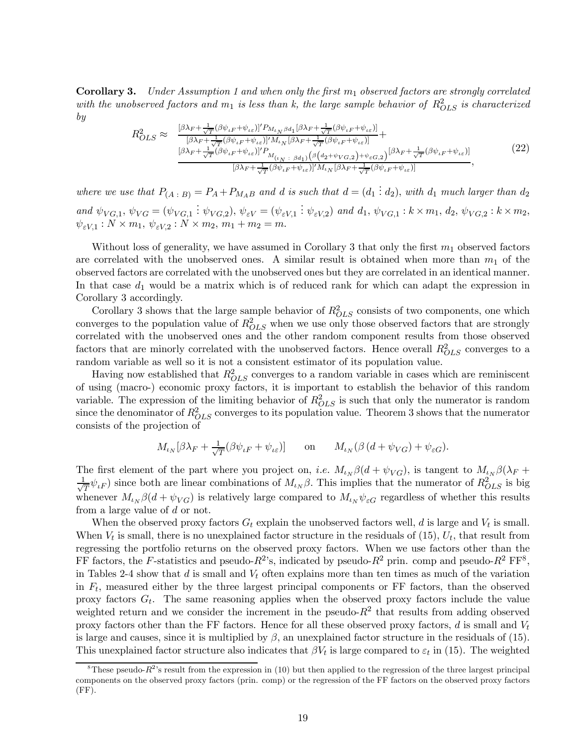**Corollary 3.** *Under Assumption 1 and when only the first $m_1$ observed factors are strongly correlated with the unobserved factors and $m_1$ is less than k, the large sample behavior of $R^2_{OLS}$ is characterized by*

$$
\begin{array}{rl}
R^2_{OLS} \approx & \frac{[\beta\lambda_F + \frac{1}{\sqrt{T}}(\beta\psi_{\iota F}+\psi_{\iota\varepsilon})]' P_{M_{\iota_N}\beta d_1}[\beta\lambda_F + \frac{1}{\sqrt{T}}(\beta\psi_{\iota F}+\psi_{\iota\varepsilon})]}{[\beta\lambda_F + \frac{1}{\sqrt{T}}(\beta\psi_{\iota F}+\psi_{\iota\varepsilon})]' M_{\iota_N}[\beta\lambda_F + \frac{1}{\sqrt{T}}(\beta\psi_{\iota F}+\psi_{\iota\varepsilon})]} + \\
& \frac{[\beta\lambda_F + \frac{1}{\sqrt{T}}(\beta\psi_{\iota F}+\psi_{\iota\varepsilon})]' P_{M_{(\iota_N \,\vdots\, \beta d_1)}\left(\beta\left(d_2+\psi_{VG,2}\right)+\psi_{\varepsilon G,2}\right)}[\beta\lambda_F + \frac{1}{\sqrt{T}}(\beta\psi_{\iota F}+\psi_{\iota\varepsilon})]}{[\beta\lambda_F + \frac{1}{\sqrt{T}}(\beta\psi_{\iota F}+\psi_{\iota\varepsilon})]' M_{\iota_N}[\beta\lambda_F + \frac{1}{\sqrt{T}}(\beta\psi_{\iota F}+\psi_{\iota\varepsilon})]},
\end{array}
\tag{22}
$$

*where we use that $P_{(A \,\vdots\, B)} = P_A + P_{M_A B}$ and $d$ is such that $d = (d_1 \,\vdots\, d_2)$, with $d_1$ much larger than $d_2$ and $\psi_{VG,1}$, $\psi_{VG} = (\psi_{VG,1} \,\vdots\, \psi_{VG,2})$, $\psi_{\varepsilon V} = (\psi_{\varepsilon V,1} \,\vdots\, \psi_{\varepsilon V,2})$ and $d_1$, $\psi_{VG,1} : k \times m_1$, $d_2$, $\psi_{VG,2} : k \times m_2$, $\psi_{\varepsilon V,1} : N \times m_1$, $\psi_{\varepsilon V,2} : N \times m_2$, $m_1 + m_2 = m$.*

Without loss of generality, we have assumed in Corollary 3 that only the first $m_1$ observed factors are correlated with the unobserved ones. A similar result is obtained when more than $m_1$ of the observed factors are correlated with the unobserved ones but they are correlated in an identical manner. In that case $d_1$ would be a matrix which is of reduced rank for which can adapt the expression in Corollary 3 accordingly.

Corollary 3 shows that the large sample behavior of $R^2_{OLS}$ consists of two components, one which converges to the population value of $R^2_{OLS}$ when we use only those observed factors that are strongly correlated with the unobserved ones and the other random component results from those observed factors that are minorly correlated with the unobserved factors. Hence overall $R^2_{OLS}$ converges to a random variable as well so it is not a consistent estimator of its population value.

Having now established that $R^2_{OLS}$ converges to a random variable in cases which are reminiscent of using (macro-) economic proxy factors, it is important to establish the behavior of this random variable. The expression of the limiting behavior of $R^2_{OLS}$ is such that only the numerator is random since the denominator of $R^2_{OLS}$ converges to its population value. Theorem 3 shows that the numerator consists of the projection of

$$
M_{\iota_N}[\beta\lambda_F + \tfrac{1}{\sqrt{T}}(\beta\psi_{\iota F}+\psi_{\iota\varepsilon})] \qquad \text{on} \qquad M_{\iota_N}(\beta\,(d+\psi_{VG})+\psi_{\varepsilon G}).
$$

The first element of the part where you project on, *i.e.* $M_{\iota_N}\beta(d+\psi_{VG})$, is tangent to $M_{\iota_N}\beta(\lambda_F + \frac{1}{\sqrt{T}}\psi_{\iota F})$ since both are linear combinations of $M_{\iota_N}\beta$. This implies that the numerator of $R^2_{OLS}$ is big whenever $M_{\iota_N}\beta(d+\psi_{VG})$ is relatively large compared to $M_{\iota_N}\psi_{\varepsilon G}$ regardless of whether this results from a large value of $d$ or not.

When the observed proxy factors $G_t$ explain the unobserved factors well, $d$ is large and $V_t$ is small. When $V_t$ is small, there is no unexplained factor structure in the residuals of (15), $U_t$, that result from regressing the portfolio returns on the observed proxy factors. When we use factors other than the FF factors, the $F$-statistics and pseudo-$R^2$'s, indicated by pseudo-$R^2$ prin. comp and pseudo-$R^2$ FF[8], in Tables 2-4 show that $d$ is small and $V_t$ often explains more than ten times as much of the variation in $F_t$, measured either by the three largest principal components or FF factors, than the observed proxy factors $G_t$. The same reasoning applies when the observed proxy factors include the value weighted return and we consider the increment in the pseudo-$R^2$ that results from adding observed proxy factors other than the FF factors. Hence for all these observed proxy factors, $d$ is small and $V_t$ is large and causes, since it is multiplied by $\beta$, an unexplained factor structure in the residuals of (15). This unexplained factor structure also indicates that $\beta V_t$ is large compared to $\varepsilon_t$ in (15). The weighted

[8] These pseudo-$R^2$'s result from the expression in (10) but then applied to the regression of the three largest principal components on the observed proxy factors (prin. comp) or the regression of the FF factors on the observed proxy factors (FF).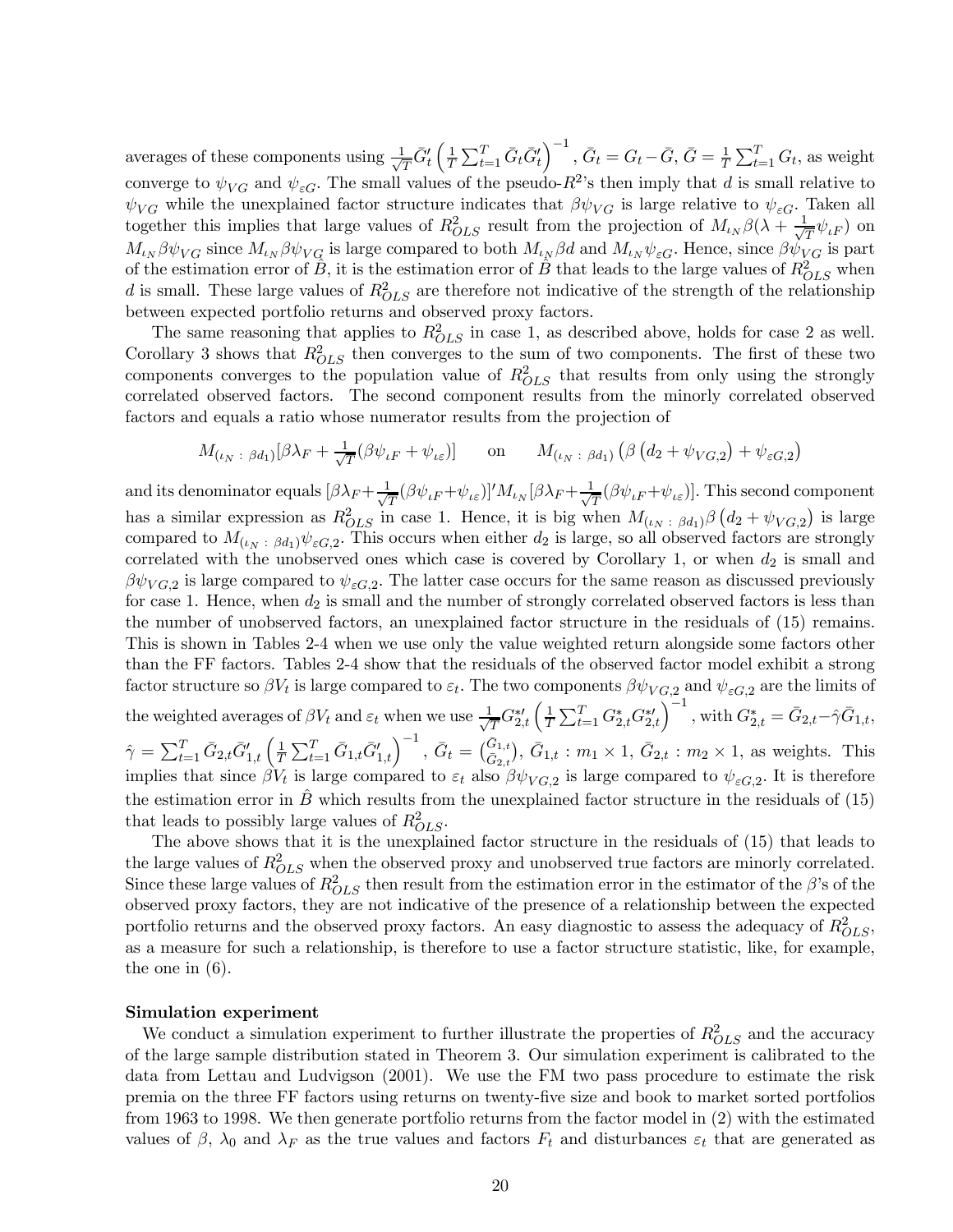averages of these components using $\frac{1}{\sqrt{T}}\bar{G}_t'\left(\frac{1}{T}\sum_{t=1}^T \bar{G}_t\bar{G}_t'\right)^{-1}$, $\bar{G}_t = G_t - \bar{G}$, $\bar{G} = \frac{1}{T}\sum_{t=1}^T G_t$, as weight converge to $\psi_{VG}$ and $\psi_{\varepsilon G}$. The small values of the pseudo-$R^2$'s then imply that $d$ is small relative to $\psi_{VG}$ while the unexplained factor structure indicates that $\beta\psi_{VG}$ is large relative to $\psi_{\varepsilon G}$. Taken all together this implies that large values of $R^2_{OLS}$ result from the projection of $M_{\iota_N}\beta(\lambda + \frac{1}{\sqrt{T}}\psi_{\iota F})$ on $M_{\iota_N}\beta\psi_{VG}$ since $M_{\iota_N}\beta\psi_{VG}$ is large compared to both $M_{\iota_N}\beta d$ and $M_{\iota_N}\psi_{\varepsilon G}$. Hence, since $\beta\psi_{VG}$ is part of the estimation error of $\hat{B}$, it is the estimation error of $\hat{B}$ that leads to the large values of $R^2_{OLS}$ when $d$ is small. These large values of $R^2_{OLS}$ are therefore not indicative of the strength of the relationship between expected portfolio returns and observed proxy factors.

The same reasoning that applies to $R^2_{OLS}$ in case 1, as described above, holds for case 2 as well. Corollary 3 shows that $R^2_{OLS}$ then converges to the sum of two components. The first of these two components converges to the population value of $R^2_{OLS}$ that results from only using the strongly correlated observed factors. The second component results from the minorly correlated observed factors and equals a ratio whose numerator results from the projection of

$$M_{(\iota_N\ :\ \beta d_1)}[\beta\lambda_F + \tfrac{1}{\sqrt{T}}(\beta\psi_{\iota F} + \psi_{\iota\varepsilon})] \qquad \text{on} \qquad M_{(\iota_N\ :\ \beta d_1)}\left(\beta\left(d_2 + \psi_{VG,2}\right) + \psi_{\varepsilon G,2}\right)$$

and its denominator equals $[\beta\lambda_F + \frac{1}{\sqrt{T}}(\beta\psi_{\iota F} + \psi_{\iota\varepsilon})]'M_{\iota_N}[\beta\lambda_F + \frac{1}{\sqrt{T}}(\beta\psi_{\iota F} + \psi_{\iota\varepsilon})]$. This second component has a similar expression as $R^2_{OLS}$ in case 1. Hence, it is big when $M_{(\iota_N\ :\ \beta d_1)}\beta\left(d_2 + \psi_{VG,2}\right)$ is large compared to $M_{(\iota_N\ :\ \beta d_1)}\psi_{\varepsilon G,2}$. This occurs when either $d_2$ is large, so all observed factors are strongly correlated with the unobserved ones which case is covered by Corollary 1, or when $d_2$ is small and $\beta\psi_{VG,2}$ is large compared to $\psi_{\varepsilon G,2}$. The latter case occurs for the same reason as discussed previously for case 1. Hence, when $d_2$ is small and the number of strongly correlated observed factors is less than the number of unobserved factors, an unexplained factor structure in the residuals of (15) remains. This is shown in Tables 2-4 when we use only the value weighted return alongside some factors other than the FF factors. Tables 2-4 show that the residuals of the observed factor model exhibit a strong factor structure so $\beta V_t$ is large compared to $\varepsilon_t$. The two components $\beta\psi_{VG,2}$ and $\psi_{\varepsilon G,2}$ are the limits of the weighted averages of $\beta V_t$ and $\varepsilon_t$ when we use $\frac{1}{\sqrt{T}}G^{*\prime}_{2,t}\left(\frac{1}{T}\sum_{t=1}^T G^*_{2,t}G^{*\prime}_{2,t}\right)^{-1}$, with $G^*_{2,t} = \bar{G}_{2,t} - \hat{\gamma}\bar{G}_{1,t}$, $\hat{\gamma} = \sum_{t=1}^T \bar{G}_{2,t}\bar{G}_{1,t}'\left(\frac{1}{T}\sum_{t=1}^T \bar{G}_{1,t}\bar{G}_{1,t}'\right)^{-1}$, $\bar{G}_t = \binom{\bar{G}_{1,t}}{\bar{G}_{2,t}}$, $\bar{G}_{1,t} : m_1 \times 1$, $\bar{G}_{2,t} : m_2 \times 1$, as weights. This implies that since $\beta V_t$ is large compared to $\varepsilon_t$ also $\beta\psi_{VG,2}$ is large compared to $\psi_{\varepsilon G,2}$. It is therefore the estimation error in $\hat{B}$ which results from the unexplained factor structure in the residuals of (15) that leads to possibly large values of $R^2_{OLS}$.

The above shows that it is the unexplained factor structure in the residuals of (15) that leads to the large values of $R^2_{OLS}$ when the observed proxy and unobserved true factors are minorly correlated. Since these large values of $R^2_{OLS}$ then result from the estimation error in the estimator of the $\beta$'s of the observed proxy factors, they are not indicative of the presence of a relationship between the expected portfolio returns and the observed proxy factors. An easy diagnostic to assess the adequacy of $R^2_{OLS}$, as a measure for such a relationship, is therefore to use a factor structure statistic, like, for example, the one in (6).

**Simulation experiment**

We conduct a simulation experiment to further illustrate the properties of $R^2_{OLS}$ and the accuracy of the large sample distribution stated in Theorem 3. Our simulation experiment is calibrated to the data from Lettau and Ludvigson (2001). We use the FM two pass procedure to estimate the risk premia on the three FF factors using returns on twenty-five size and book to market sorted portfolios from 1963 to 1998. We then generate portfolio returns from the factor model in (2) with the estimated values of $\beta$, $\lambda_0$ and $\lambda_F$ as the true values and factors $F_t$ and disturbances $\varepsilon_t$ that are generated as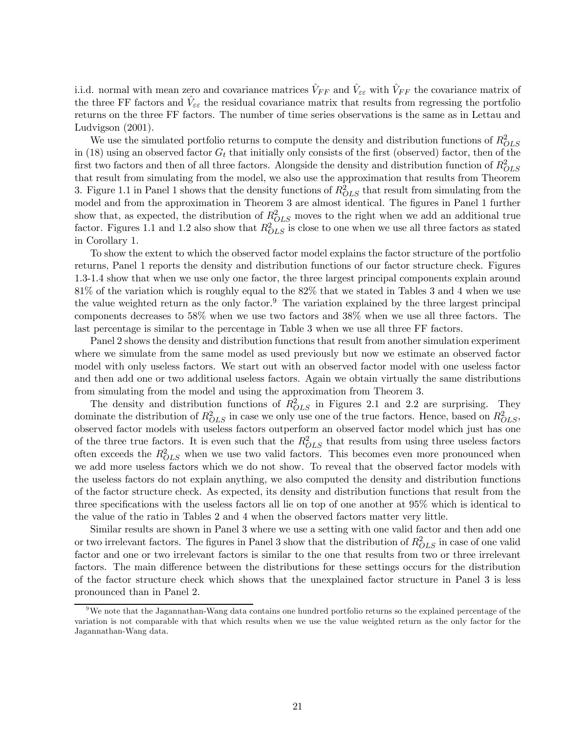i.i.d. normal with mean zero and covariance matrices $\hat{V}_{FF}$ and $\hat{V}_{\varepsilon\varepsilon}$ with $\hat{V}_{FF}$ the covariance matrix of the three FF factors and $\hat{V}_{\varepsilon\varepsilon}$ the residual covariance matrix that results from regressing the portfolio returns on the three FF factors. The number of time series observations is the same as in Lettau and Ludvigson (2001).

We use the simulated portfolio returns to compute the density and distribution functions of $R^2_{OLS}$ in (18) using an observed factor $G_t$ that initially only consists of the first (observed) factor, then of the first two factors and then of all three factors. Alongside the density and distribution function of $R^2_{OLS}$ that result from simulating from the model, we also use the approximation that results from Theorem 3. Figure 1.1 in Panel 1 shows that the density functions of $R^2_{OLS}$ that result from simulating from the model and from the approximation in Theorem 3 are almost identical. The figures in Panel 1 further show that, as expected, the distribution of $R^2_{OLS}$ moves to the right when we add an additional true factor. Figures 1.1 and 1.2 also show that $R^2_{OLS}$ is close to one when we use all three factors as stated in Corollary 1.

To show the extent to which the observed factor model explains the factor structure of the portfolio returns, Panel 1 reports the density and distribution functions of our factor structure check. Figures 1.3-1.4 show that when we use only one factor, the three largest principal components explain around 81% of the variation which is roughly equal to the 82% that we stated in Tables 3 and 4 when we use the value weighted return as the only factor.[9] The variation explained by the three largest principal components decreases to 58% when we use two factors and 38% when we use all three factors. The last percentage is similar to the percentage in Table 3 when we use all three FF factors.

Panel 2 shows the density and distribution functions that result from another simulation experiment where we simulate from the same model as used previously but now we estimate an observed factor model with only useless factors. We start out with an observed factor model with one useless factor and then add one or two additional useless factors. Again we obtain virtually the same distributions from simulating from the model and using the approximation from Theorem 3.

The density and distribution functions of $R^2_{OLS}$ in Figures 2.1 and 2.2 are surprising. They dominate the distribution of $R^2_{OLS}$ in case we only use one of the true factors. Hence, based on $R^2_{OLS}$, observed factor models with useless factors outperform an observed factor model which just has one of the three true factors. It is even such that the $R^2_{OLS}$ that results from using three useless factors often exceeds the $R^2_{OLS}$ when we use two valid factors. This becomes even more pronounced when we add more useless factors which we do not show. To reveal that the observed factor models with the useless factors do not explain anything, we also computed the density and distribution functions of the factor structure check. As expected, its density and distribution functions that result from the three specifications with the useless factors all lie on top of one another at 95% which is identical to the value of the ratio in Tables 2 and 4 when the observed factors matter very little.

Similar results are shown in Panel 3 where we use a setting with one valid factor and then add one or two irrelevant factors. The figures in Panel 3 show that the distribution of $R^2_{OLS}$ in case of one valid factor and one or two irrelevant factors is similar to the one that results from two or three irrelevant factors. The main difference between the distributions for these settings occurs for the distribution of the factor structure check which shows that the unexplained factor structure in Panel 3 is less pronounced than in Panel 2.

[9] We note that the Jagannathan-Wang data contains one hundred portfolio returns so the explained percentage of the variation is not comparable with that which results when we use the value weighted return as the only factor for the Jagannathan-Wang data.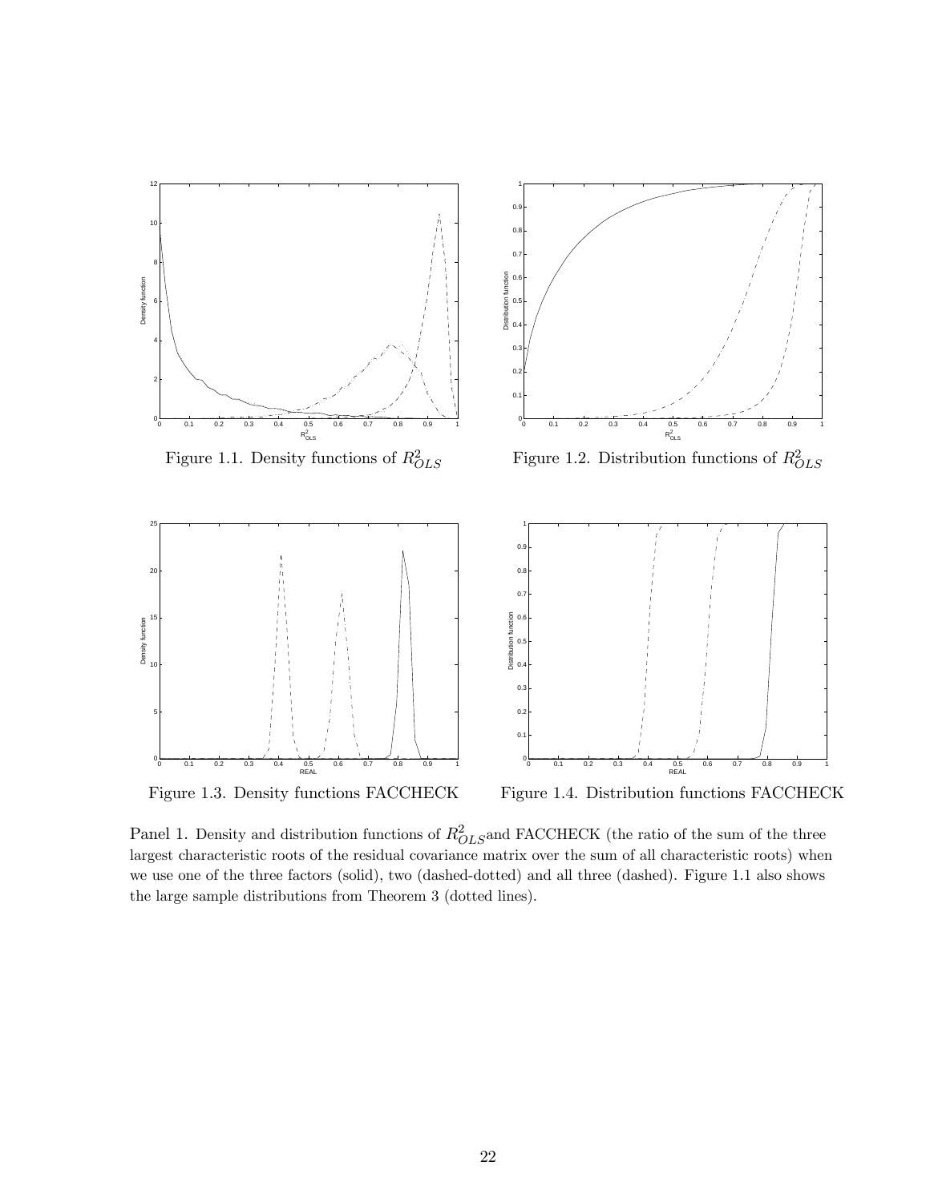Figure 1.1. Density functions of $R^2_{OLS}$

Figure 1.2. Distribution functions of $R^2_{OLS}$

Figure 1.3. Density functions FACCHECK

Figure 1.4. Distribution functions FACCHECK

Panel 1. Density and distribution functions of $R^2_{OLS}$ and FACCHECK (the ratio of the sum of the three largest characteristic roots of the residual covariance matrix over the sum of all characteristic roots) when we use one of the three factors (solid), two (dashed-dotted) and all three (dashed). Figure 1.1 also shows the large sample distributions from Theorem 3 (dotted lines).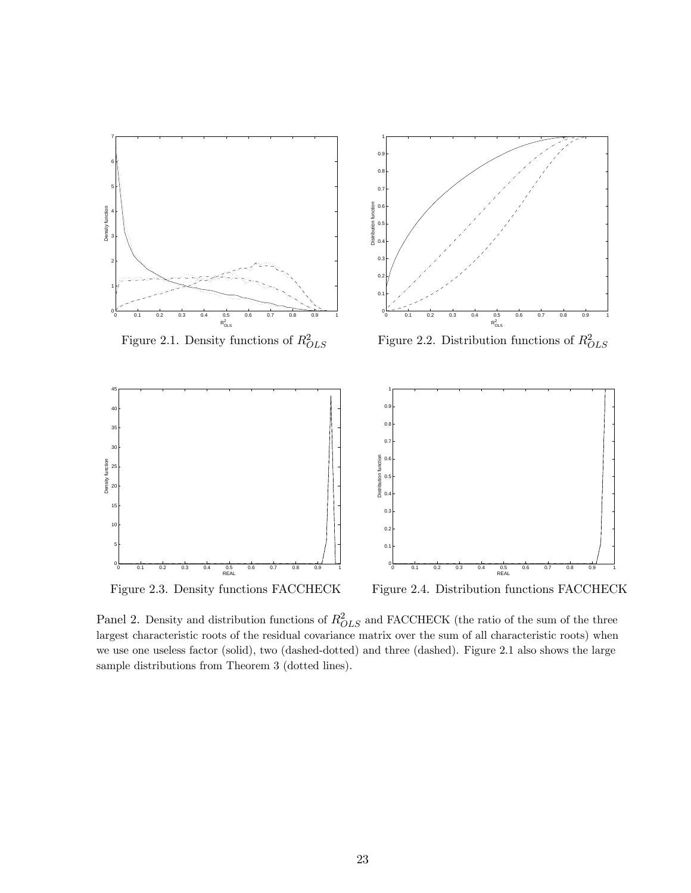Figure 2.1. Density functions of $R^2_{OLS}$

Figure 2.2. Distribution functions of $R^2_{OLS}$

Figure 2.3. Density functions FACCHECK

Figure 2.4. Distribution functions FACCHECK

Panel 2. Density and distribution functions of $R^2_{OLS}$ and FACCHECK (the ratio of the sum of the three largest characteristic roots of the residual covariance matrix over the sum of all characteristic roots) when we use one useless factor (solid), two (dashed-dotted) and three (dashed). Figure 2.1 also shows the large sample distributions from Theorem 3 (dotted lines).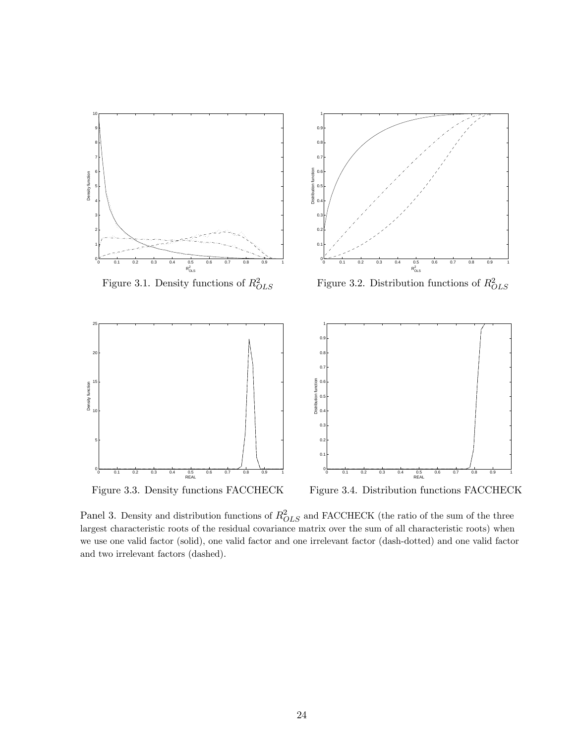Figure 3.1. Density functions of $R^2_{OLS}$

Figure 3.2. Distribution functions of $R^2_{OLS}$

Figure 3.3. Density functions FACCHECK

Figure 3.4. Distribution functions FACCHECK

Panel 3. Density and distribution functions of $R^2_{OLS}$ and FACCHECK (the ratio of the sum of the three largest characteristic roots of the residual covariance matrix over the sum of all characteristic roots) when we use one valid factor (solid), one valid factor and one irrelevant factor (dash-dotted) and one valid factor and two irrelevant factors (dashed).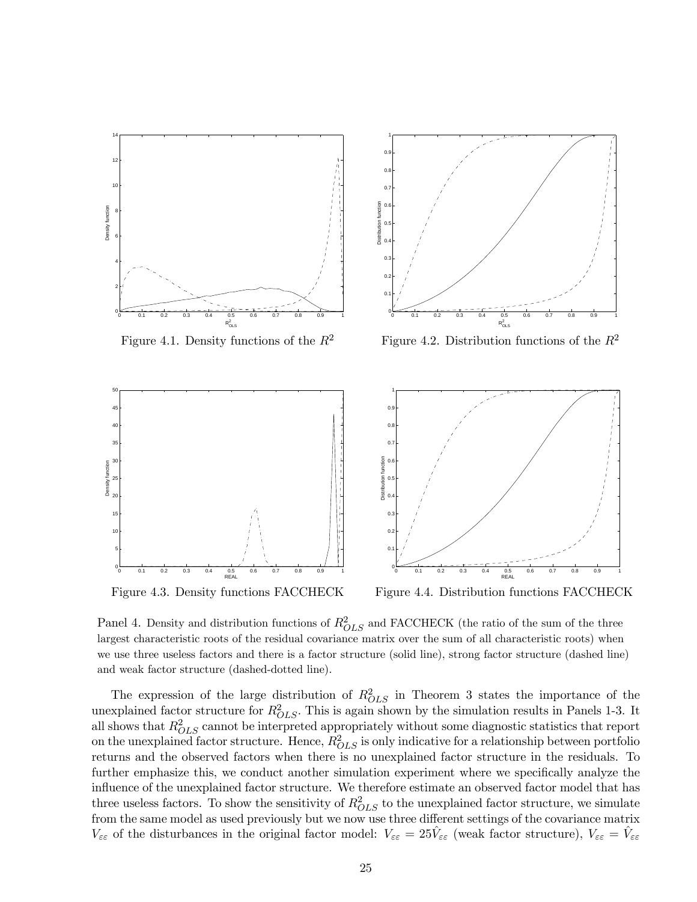Figure 4.1. Density functions of the $R^2$

Figure 4.2. Distribution functions of the $R^2$

Figure 4.3. Density functions FACCHECK

Figure 4.4. Distribution functions FACCHECK

Panel 4. Density and distribution functions of $R^2_{OLS}$ and FACCHECK (the ratio of the sum of the three largest characteristic roots of the residual covariance matrix over the sum of all characteristic roots) when we use three useless factors and there is a factor structure (solid line), strong factor structure (dashed line) and weak factor structure (dashed-dotted line).

The expression of the large distribution of $R^2_{OLS}$ in Theorem 3 states the importance of the unexplained factor structure for $R^2_{OLS}$. This is again shown by the simulation results in Panels 1-3. It all shows that $R^2_{OLS}$ cannot be interpreted appropriately without some diagnostic statistics that report on the unexplained factor structure. Hence, $R^2_{OLS}$ is only indicative for a relationship between portfolio returns and the observed factors when there is no unexplained factor structure in the residuals. To further emphasize this, we conduct another simulation experiment where we specifically analyze the influence of the unexplained factor structure. We therefore estimate an observed factor model that has three useless factors. To show the sensitivity of $R^2_{OLS}$ to the unexplained factor structure, we simulate from the same model as used previously but we now use three different settings of the covariance matrix $V_{\varepsilon\varepsilon}$ of the disturbances in the original factor model: $V_{\varepsilon\varepsilon} = 25\hat{V}_{\varepsilon\varepsilon}$ (weak factor structure), $V_{\varepsilon\varepsilon} = \hat{V}_{\varepsilon\varepsilon}$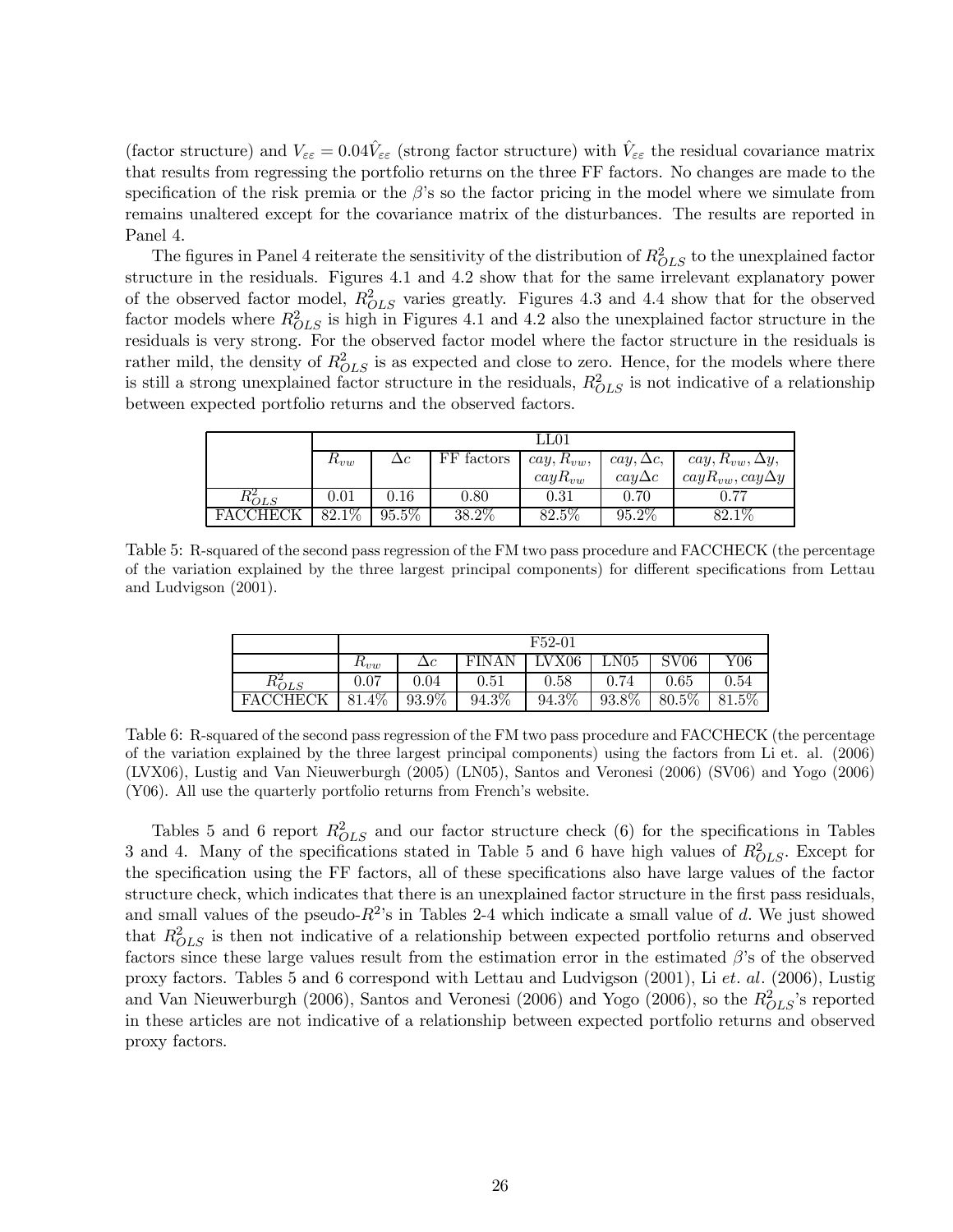(factor structure) and $V_{\varepsilon\varepsilon} = 0.04\hat{V}_{\varepsilon\varepsilon}$ (strong factor structure) with $\hat{V}_{\varepsilon\varepsilon}$ the residual covariance matrix that results from regressing the portfolio returns on the three FF factors. No changes are made to the specification of the risk premia or the $\beta$'s so the factor pricing in the model where we simulate from remains unaltered except for the covariance matrix of the disturbances. The results are reported in Panel 4.

The figures in Panel 4 reiterate the sensitivity of the distribution of $R^2_{OLS}$ to the unexplained factor structure in the residuals. Figures 4.1 and 4.2 show that for the same irrelevant explanatory power of the observed factor model, $R^2_{OLS}$ varies greatly. Figures 4.3 and 4.4 show that for the observed factor models where $R^2_{OLS}$ is high in Figures 4.1 and 4.2 also the unexplained factor structure in the residuals is very strong. For the observed factor model where the factor structure in the residuals is rather mild, the density of $R^2_{OLS}$ is as expected and close to zero. Hence, for the models where there is still a strong unexplained factor structure in the residuals, $R^2_{OLS}$ is not indicative of a relationship between expected portfolio returns and the observed factors.

| | LL01 | | | | | |
|---|---|---|---|---|---|---|
| | $R_{vw}$ | $\Delta c$ | FF factors | $cay, R_{vw}, cayR_{vw}$ | $cay, \Delta c, cay\Delta c$ | $cay, R_{vw}, \Delta y, cayR_{vw}, cay\Delta y$ |
| $R^2_{OLS}$ | 0.01 | 0.16 | 0.80 | 0.31 | 0.70 | 0.77 |
| FACCHECK | 82.1% | 95.5% | 38.2% | 82.5% | 95.2% | 82.1% |

Table 5: R-squared of the second pass regression of the FM two pass procedure and FACCHECK (the percentage of the variation explained by the three largest principal components) for different specifications from Lettau and Ludvigson (2001).

| | F52-01 | | | | | | |
|---|---|---|---|---|---|---|---|
| | $R_{vw}$ | $\Delta c$ | FINAN | LVX06 | LN05 | SV06 | Y06 |
| $R^2_{OLS}$ | 0.07 | 0.04 | 0.51 | 0.58 | 0.74 | 0.65 | 0.54 |
| FACCHECK | 81.4% | 93.9% | 94.3% | 94.3% | 93.8% | 80.5% | 81.5% |

Table 6: R-squared of the second pass regression of the FM two pass procedure and FACCHECK (the percentage of the variation explained by the three largest principal components) using the factors from Li et. al. (2006) (LVX06), Lustig and Van Nieuwerburgh (2005) (LN05), Santos and Veronesi (2006) (SV06) and Yogo (2006) (Y06). All use the quarterly portfolio returns from French's website.

Tables 5 and 6 report $R^2_{OLS}$ and our factor structure check (6) for the specifications in Tables 3 and 4. Many of the specifications stated in Table 5 and 6 have high values of $R^2_{OLS}$. Except for the specification using the FF factors, all of these specifications also have large values of the factor structure check, which indicates that there is an unexplained factor structure in the first pass residuals, and small values of the pseudo-$R^2$'s in Tables 2-4 which indicate a small value of $d$. We just showed that $R^2_{OLS}$ is then not indicative of a relationship between expected portfolio returns and observed factors since these large values result from the estimation error in the estimated $\beta$'s of the observed proxy factors. Tables 5 and 6 correspond with Lettau and Ludvigson (2001), Li *et. al.* (2006), Lustig and Van Nieuwerburgh (2006), Santos and Veronesi (2006) and Yogo (2006), so the $R^2_{OLS}$'s reported in these articles are not indicative of a relationship between expected portfolio returns and observed proxy factors.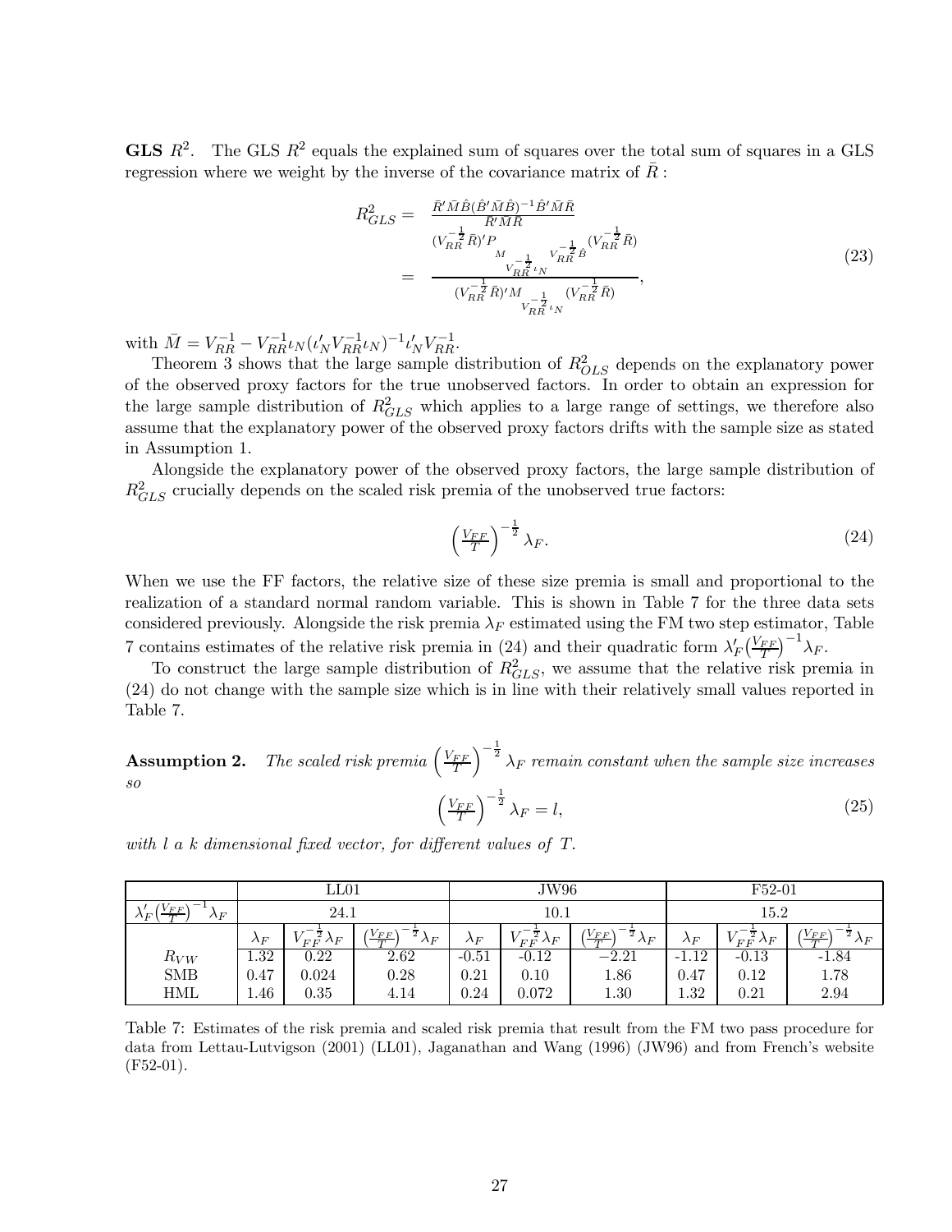**GLS $R^2$.** The GLS $R^2$ equals the explained sum of squares over the total sum of squares in a GLS regression where we weight by the inverse of the covariance matrix of $\bar{R}$ :

$$
\begin{aligned}
R^2_{GLS} = & \frac{\bar{R}'\bar{M}\hat{B}(\hat{B}'\bar{M}\hat{B})^{-1}\hat{B}'\bar{M}\bar{R}}{\bar{R}'\bar{M}\bar{R}} \\
= & \frac{(V_{RR}^{-\frac{1}{2}}\bar{R})'P_{M_{V_{RR}^{-\frac{1}{2}}\iota_N}V_{RR}^{-\frac{1}{2}}\hat{B}}(V_{RR}^{-\frac{1}{2}}\bar{R})}{(V_{RR}^{-\frac{1}{2}}\bar{R})'M_{V_{RR}^{-\frac{1}{2}}\iota_N}(V_{RR}^{-\frac{1}{2}}\bar{R})},
\end{aligned} \tag{23}
$$

with $\bar{M} = V_{RR}^{-1} - V_{RR}^{-1}\iota_N(\iota_N'V_{RR}^{-1}\iota_N)^{-1}\iota_N'V_{RR}^{-1}$.

Theorem 3 shows that the large sample distribution of $R^2_{OLS}$ depends on the explanatory power of the observed proxy factors for the true unobserved factors. In order to obtain an expression for the large sample distribution of $R^2_{GLS}$ which applies to a large range of settings, we therefore also assume that the explanatory power of the observed proxy factors drifts with the sample size as stated in Assumption 1.

Alongside the explanatory power of the observed proxy factors, the large sample distribution of $R^2_{GLS}$ crucially depends on the scaled risk premia of the unobserved true factors:

$$
\left(\frac{V_{FF}}{T}\right)^{-\frac{1}{2}}\lambda_F. \tag{24}
$$

When we use the FF factors, the relative size of these size premia is small and proportional to the realization of a standard normal random variable. This is shown in Table 7 for the three data sets considered previously. Alongside the risk premia $\lambda_F$ estimated using the FM two step estimator, Table 7 contains estimates of the relative risk premia in (24) and their quadratic form $\lambda_F'\left(\frac{V_{FF}}{T}\right)^{-1}\lambda_F$.

To construct the large sample distribution of $R^2_{GLS}$, we assume that the relative risk premia in (24) do not change with the sample size which is in line with their relatively small values reported in Table 7.

**Assumption 2.** *The scaled risk premia $\left(\frac{V_{FF}}{T}\right)^{-\frac{1}{2}}\lambda_F$ remain constant when the sample size increases so*

$$
\left(\frac{V_{FF}}{T}\right)^{-\frac{1}{2}}\lambda_F = l, \tag{25}
$$

*with $l$ a $k$ dimensional fixed vector, for different values of $T$.*

| | LL01 | | | JW96 | | | F52-01 | | |
|---|---|---|---|---|---|---|---|---|---|
| $\lambda_F'\left(\frac{V_{FF}}{T}\right)^{-1}\lambda_F$ | 24.1 | | | 10.1 | | | 15.2 | | |
| | $\lambda_F$ | $V_{FF}^{-\frac{1}{2}}\lambda_F$ | $\left(\frac{V_{FF}}{T}\right)^{-\frac{1}{2}}\lambda_F$ | $\lambda_F$ | $V_{FF}^{-\frac{1}{2}}\lambda_F$ | $\left(\frac{V_{FF}}{T}\right)^{-\frac{1}{2}}\lambda_F$ | $\lambda_F$ | $V_{FF}^{-\frac{1}{2}}\lambda_F$ | $\left(\frac{V_{FF}}{T}\right)^{-\frac{1}{2}}\lambda_F$ |
| $R_{VW}$ | 1.32 | 0.22 | 2.62 | -0.51 | -0.12 | $-2.21$ | -1.12 | -0.13 | -1.84 |
| SMB | 0.47 | 0.024 | 0.28 | 0.21 | 0.10 | 1.86 | 0.47 | 0.12 | 1.78 |
| HML | 1.46 | 0.35 | 4.14 | 0.24 | 0.072 | 1.30 | 1.32 | 0.21 | 2.94 |

Table 7: Estimates of the risk premia and scaled risk premia that result from the FM two pass procedure for data from Lettau-Lutvigson (2001) (LL01), Jaganathan and Wang (1996) (JW96) and from French's website (F52-01).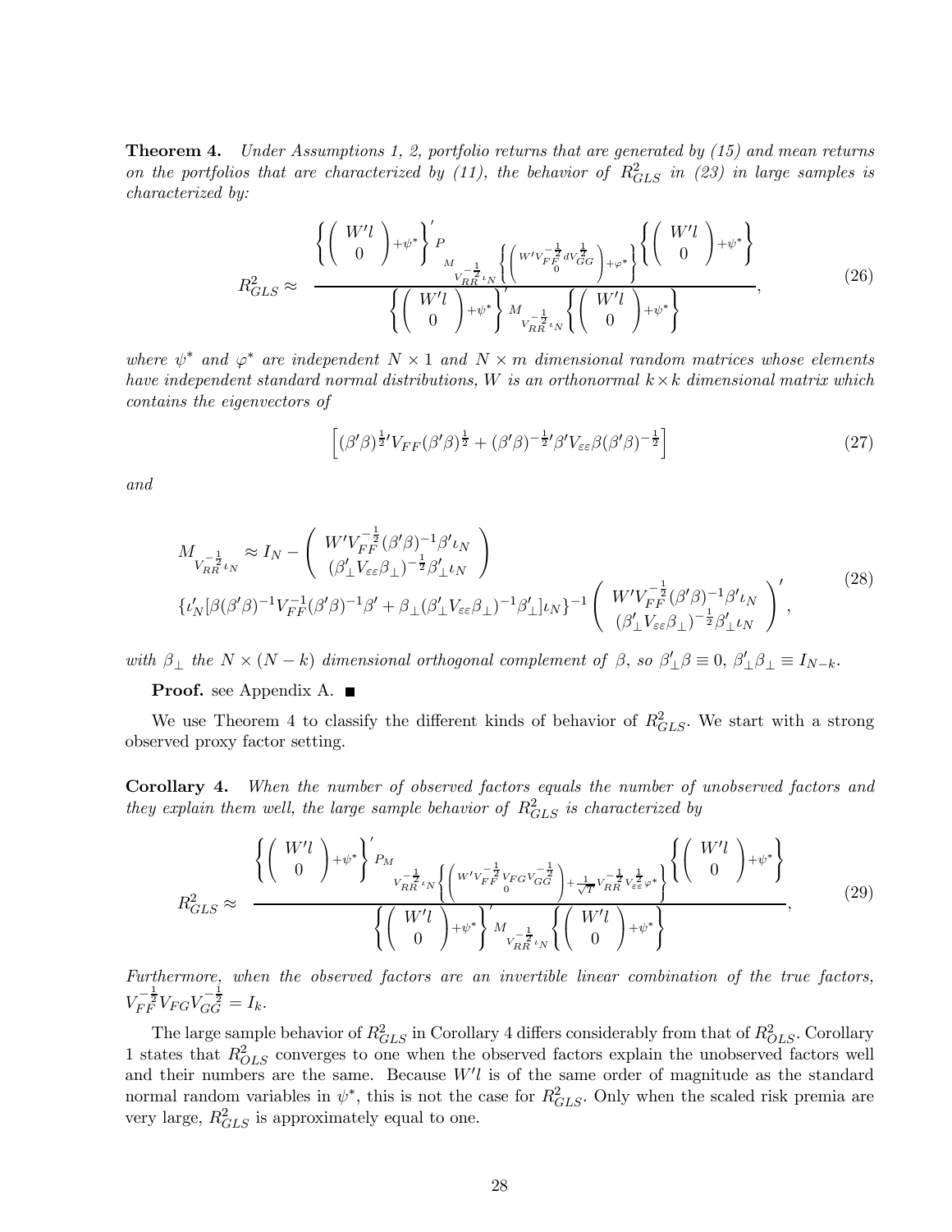**Theorem 4.** *Under Assumptions 1, 2, portfolio returns that are generated by (15) and mean returns on the portfolios that are characterized by (11), the behavior of $R^2_{GLS}$ in (23) in large samples is characterized by:*

$$R^2_{GLS} \approx \frac{\left\{ \begin{pmatrix} W'l \\ 0 \end{pmatrix} + \psi^* \right\}' P_{M_{V_{RR}^{-\frac{1}{2}}\iota_N} \left\{ \begin{pmatrix} W' V_{FF}^{-\frac{1}{2}} d V_{GG}^{\frac{1}{2}} \\ 0 \end{pmatrix} + \varphi^* \right\}} \left\{ \begin{pmatrix} W'l \\ 0 \end{pmatrix} + \psi^* \right\}}{\left\{ \begin{pmatrix} W'l \\ 0 \end{pmatrix} + \psi^* \right\}' M_{V_{RR}^{-\frac{1}{2}}\iota_N} \left\{ \begin{pmatrix} W'l \\ 0 \end{pmatrix} + \psi^* \right\}}, \tag{26}$$

*where $\psi^*$ and $\varphi^*$ are independent $N \times 1$ and $N \times m$ dimensional random matrices whose elements have independent standard normal distributions, $W$ is an orthonormal $k \times k$ dimensional matrix which contains the eigenvectors of*

$$\left[ (\beta'\beta)^{\frac{1}{2}\prime} V_{FF} (\beta'\beta)^{\frac{1}{2}} + (\beta'\beta)^{-\frac{1}{2}\prime} \beta' V_{\varepsilon\varepsilon} \beta (\beta'\beta)^{-\frac{1}{2}} \right] \tag{27}$$

*and*

$$\begin{aligned} M_{V_{RR}^{-\frac{1}{2}}\iota_N} \approx\; & I_N - \begin{pmatrix} W' V_{FF}^{-\frac{1}{2}} (\beta'\beta)^{-1} \beta' \iota_N \\ (\beta_\perp' V_{\varepsilon\varepsilon} \beta_\perp)^{-\frac{1}{2}} \beta_\perp' \iota_N \end{pmatrix} \\ & \{ \iota_N' [\beta(\beta'\beta)^{-1} V_{FF}^{-1} (\beta'\beta)^{-1} \beta' + \beta_\perp (\beta_\perp' V_{\varepsilon\varepsilon} \beta_\perp)^{-1} \beta_\perp'] \iota_N \}^{-1} \begin{pmatrix} W' V_{FF}^{-\frac{1}{2}} (\beta'\beta)^{-1} \beta' \iota_N \\ (\beta_\perp' V_{\varepsilon\varepsilon} \beta_\perp)^{-\frac{1}{2}} \beta_\perp' \iota_N \end{pmatrix}', \end{aligned} \tag{28}$$

*with $\beta_\perp$ the $N \times (N-k)$ dimensional orthogonal complement of $\beta$, so $\beta_\perp'\beta \equiv 0$, $\beta_\perp'\beta_\perp \equiv I_{N-k}$.*

**Proof.** see Appendix A. ■

We use Theorem 4 to classify the different kinds of behavior of $R^2_{GLS}$. We start with a strong observed proxy factor setting.

**Corollary 4.** *When the number of observed factors equals the number of unobserved factors and they explain them well, the large sample behavior of $R^2_{GLS}$ is characterized by*

$$R^2_{GLS} \approx \frac{\left\{ \begin{pmatrix} W'l \\ 0 \end{pmatrix} + \psi^* \right\}' P_{M_{V_{RR}^{-\frac{1}{2}}\iota_N} \left\{ \begin{pmatrix} W' V_{FF}^{-\frac{1}{2}} V_{FG} V_{GG}^{-\frac{1}{2}} \\ 0 \end{pmatrix} + \frac{1}{\sqrt{T}} V_{RR}^{-\frac{1}{2}} V_{\varepsilon\varepsilon}^{\frac{1}{2}} \varphi^* \right\}} \left\{ \begin{pmatrix} W'l \\ 0 \end{pmatrix} + \psi^* \right\}}{\left\{ \begin{pmatrix} W'l \\ 0 \end{pmatrix} + \psi^* \right\}' M_{V_{RR}^{-\frac{1}{2}}\iota_N} \left\{ \begin{pmatrix} W'l \\ 0 \end{pmatrix} + \psi^* \right\}}, \tag{29}$$

*Furthermore, when the observed factors are an invertible linear combination of the true factors, $V_{FF}^{-\frac{1}{2}} V_{FG} V_{GG}^{-\frac{1}{2}} = I_k$.*

The large sample behavior of $R^2_{GLS}$ in Corollary 4 differs considerably from that of $R^2_{OLS}$. Corollary 1 states that $R^2_{OLS}$ converges to one when the observed factors explain the unobserved factors well and their numbers are the same. Because $W'l$ is of the same order of magnitude as the standard normal random variables in $\psi^*$, this is not the case for $R^2_{GLS}$. Only when the scaled risk premia are very large, $R^2_{GLS}$ is approximately equal to one.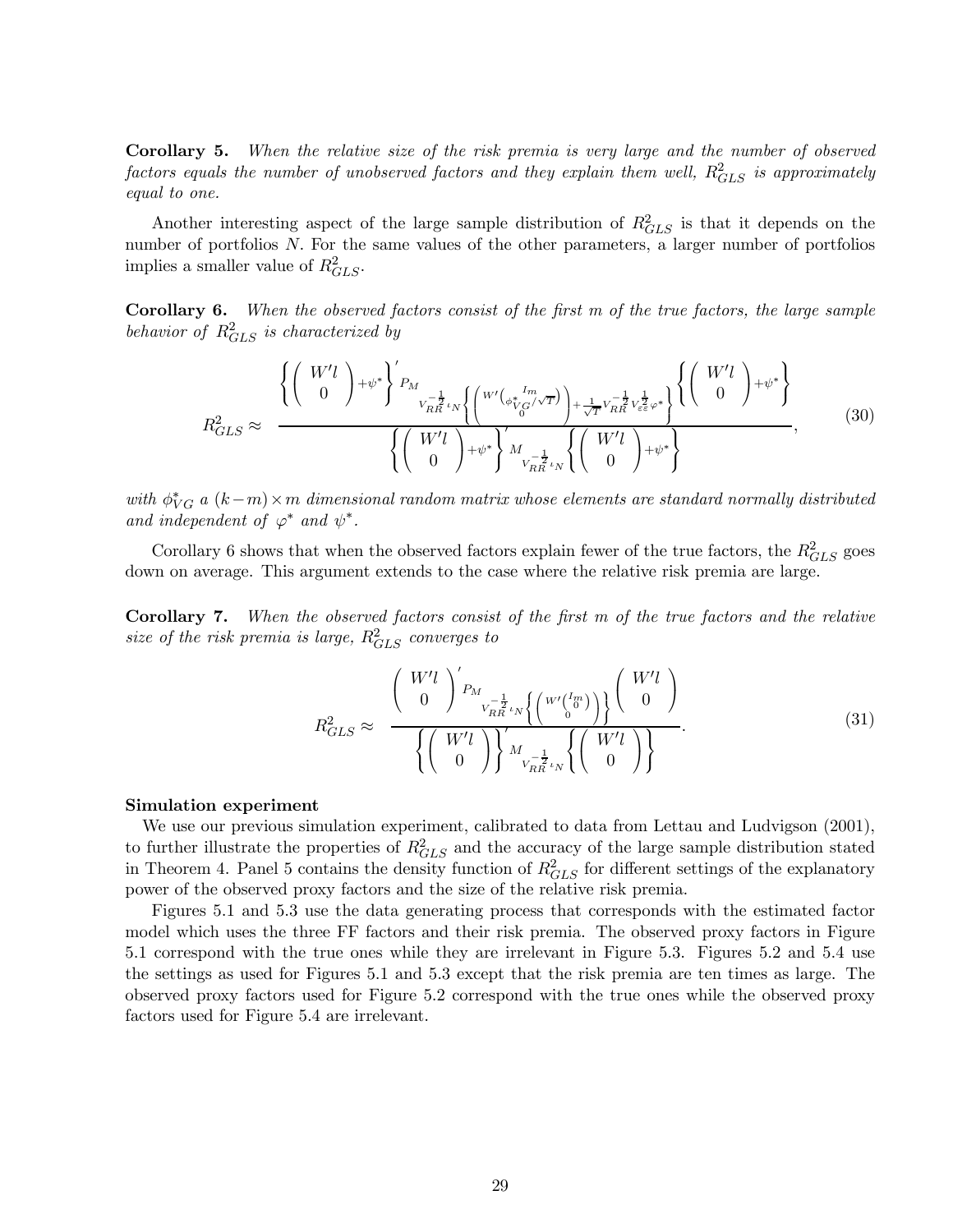**Corollary 5.** *When the relative size of the risk premia is very large and the number of observed factors equals the number of unobserved factors and they explain them well, $R^2_{GLS}$ is approximately equal to one.*

Another interesting aspect of the large sample distribution of $R^2_{GLS}$ is that it depends on the number of portfolios $N$. For the same values of the other parameters, a larger number of portfolios implies a smaller value of $R^2_{GLS}$.

**Corollary 6.** *When the observed factors consist of the first $m$ of the true factors, the large sample behavior of $R^2_{GLS}$ is characterized by*

$$R^2_{GLS} \approx \frac{\left\{ \begin{pmatrix} W'l \\ 0 \end{pmatrix} + \psi^* \right\}' P_{M_{V_{RR}^{-\frac{1}{2}}\iota_N}\left\{ \left( W' \begin{pmatrix} I_m \\ \phi^*_{VG}/\sqrt{T} \end{pmatrix} \right) + \frac{1}{\sqrt{T}} V_{RR}^{-\frac{1}{2}} V_{\varepsilon\varepsilon}^{\frac{1}{2}} \varphi^* \right\}} \left\{ \begin{pmatrix} W'l \\ 0 \end{pmatrix} + \psi^* \right\}}{\left\{ \begin{pmatrix} W'l \\ 0 \end{pmatrix} + \psi^* \right\}' M_{V_{RR}^{-\frac{1}{2}}\iota_N} \left\{ \begin{pmatrix} W'l \\ 0 \end{pmatrix} + \psi^* \right\}}, \tag{30}$$

*with $\phi^*_{VG}$ a $(k-m) \times m$ dimensional random matrix whose elements are standard normally distributed and independent of $\varphi^*$ and $\psi^*$.*

Corollary 6 shows that when the observed factors explain fewer of the true factors, the $R^2_{GLS}$ goes down on average. This argument extends to the case where the relative risk premia are large.

**Corollary 7.** *When the observed factors consist of the first $m$ of the true factors and the relative size of the risk premia is large, $R^2_{GLS}$ converges to*

$$R^2_{GLS} \approx \frac{\begin{pmatrix} W'l \\ 0 \end{pmatrix}' P_{M_{V_{RR}^{-\frac{1}{2}}\iota_N}\left\{ \left( W' \begin{pmatrix} I_m \\ 0 \end{pmatrix} \right) \right\}} \begin{pmatrix} W'l \\ 0 \end{pmatrix}}{\left\{ \begin{pmatrix} W'l \\ 0 \end{pmatrix} \right\}' M_{V_{RR}^{-\frac{1}{2}}\iota_N} \left\{ \begin{pmatrix} W'l \\ 0 \end{pmatrix} \right\}}. \tag{31}$$

**Simulation experiment**

We use our previous simulation experiment, calibrated to data from Lettau and Ludvigson (2001), to further illustrate the properties of $R^2_{GLS}$ and the accuracy of the large sample distribution stated in Theorem 4. Panel 5 contains the density function of $R^2_{GLS}$ for different settings of the explanatory power of the observed proxy factors and the size of the relative risk premia.

Figures 5.1 and 5.3 use the data generating process that corresponds with the estimated factor model which uses the three FF factors and their risk premia. The observed proxy factors in Figure 5.1 correspond with the true ones while they are irrelevant in Figure 5.3. Figures 5.2 and 5.4 use the settings as used for Figures 5.1 and 5.3 except that the risk premia are ten times as large. The observed proxy factors used for Figure 5.2 correspond with the true ones while the observed proxy factors used for Figure 5.4 are irrelevant.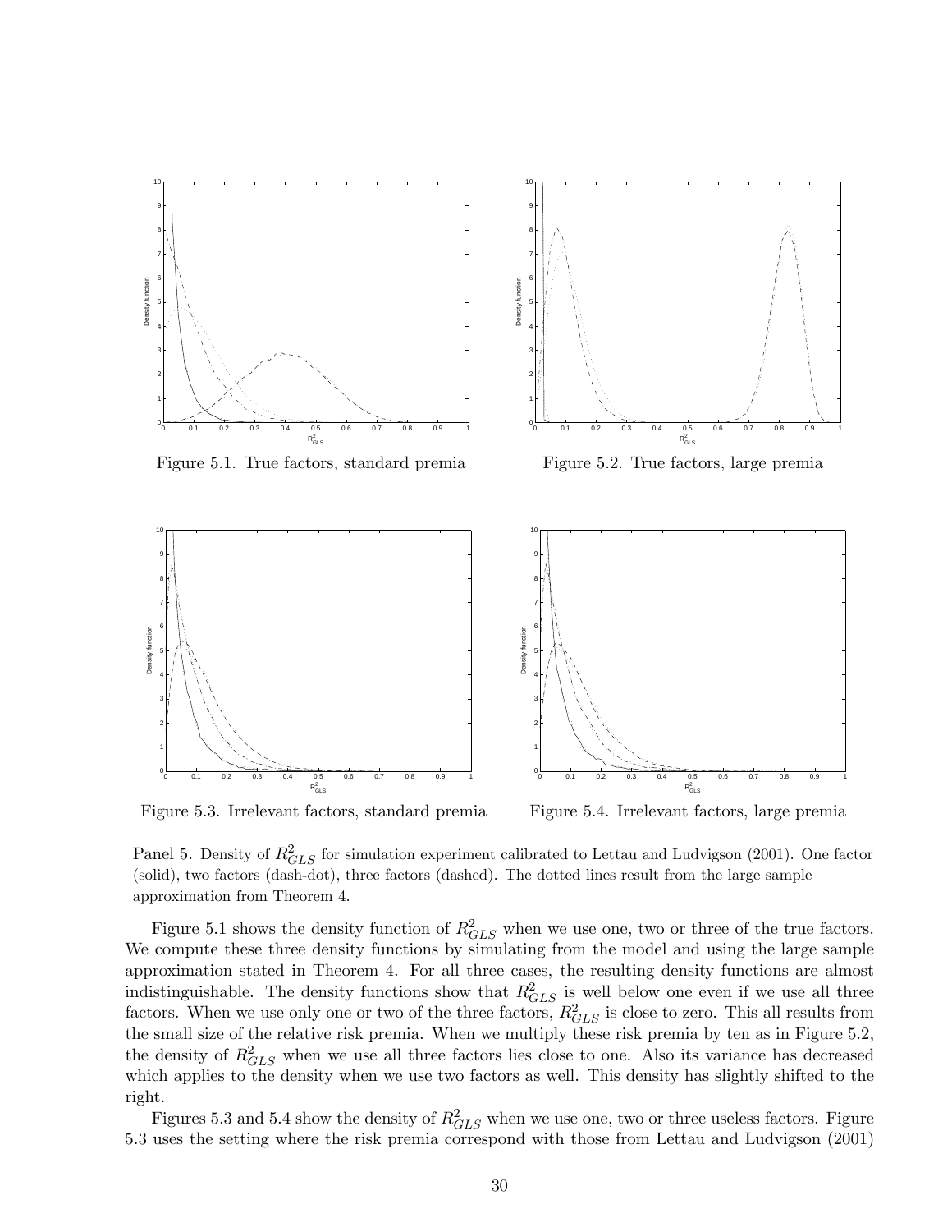Figure 5.1. True factors, standard premia

Figure 5.2. True factors, large premia

Figure 5.3. Irrelevant factors, standard premia

Figure 5.4. Irrelevant factors, large premia

Panel 5. Density of $R^2_{GLS}$ for simulation experiment calibrated to Lettau and Ludvigson (2001). One factor (solid), two factors (dash-dot), three factors (dashed). The dotted lines result from the large sample approximation from Theorem 4.

Figure 5.1 shows the density function of $R^2_{GLS}$ when we use one, two or three of the true factors. We compute these three density functions by simulating from the model and using the large sample approximation stated in Theorem 4. For all three cases, the resulting density functions are almost indistinguishable. The density functions show that $R^2_{GLS}$ is well below one even if we use all three factors. When we use only one or two of the three factors, $R^2_{GLS}$ is close to zero. This all results from the small size of the relative risk premia. When we multiply these risk premia by ten as in Figure 5.2, the density of $R^2_{GLS}$ when we use all three factors lies close to one. Also its variance has decreased which applies to the density when we use two factors as well. This density has slightly shifted to the right.

Figures 5.3 and 5.4 show the density of $R^2_{GLS}$ when we use one, two or three useless factors. Figure 5.3 uses the setting where the risk premia correspond with those from Lettau and Ludvigson (2001)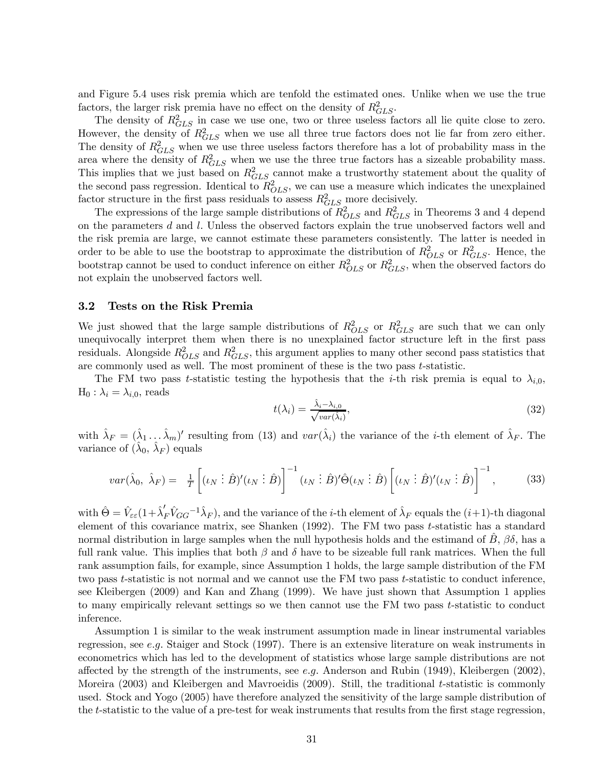and Figure 5.4 uses risk premia which are tenfold the estimated ones. Unlike when we use the true factors, the larger risk premia have no effect on the density of $R^2_{GLS}$.

The density of $R^2_{GLS}$ in case we use one, two or three useless factors all lie quite close to zero. However, the density of $R^2_{GLS}$ when we use all three true factors does not lie far from zero either. The density of $R^2_{GLS}$ when we use three useless factors therefore has a lot of probability mass in the area where the density of $R^2_{GLS}$ when we use the three true factors has a sizeable probability mass. This implies that we just based on $R^2_{GLS}$ cannot make a trustworthy statement about the quality of the second pass regression. Identical to $R^2_{OLS}$, we can use a measure which indicates the unexplained factor structure in the first pass residuals to assess $R^2_{GLS}$ more decisively.

The expressions of the large sample distributions of $R^2_{OLS}$ and $R^2_{GLS}$ in Theorems 3 and 4 depend on the parameters $d$ and $l$. Unless the observed factors explain the true unobserved factors well and the risk premia are large, we cannot estimate these parameters consistently. The latter is needed in order to be able to use the bootstrap to approximate the distribution of $R^2_{OLS}$ or $R^2_{GLS}$. Hence, the bootstrap cannot be used to conduct inference on either $R^2_{OLS}$ or $R^2_{GLS}$, when the observed factors do not explain the unobserved factors well.

### 3.2 Tests on the Risk Premia

We just showed that the large sample distributions of $R^2_{OLS}$ or $R^2_{GLS}$ are such that we can only unequivocally interpret them when there is no unexplained factor structure left in the first pass residuals. Alongside $R^2_{OLS}$ and $R^2_{GLS}$, this argument applies to many other second pass statistics that are commonly used as well. The most prominent of these is the two pass $t$-statistic.

The FM two pass $t$-statistic testing the hypothesis that the $i$-th risk premia is equal to $\lambda_{i,0}$, $\text{H}_0 : \lambda_i = \lambda_{i,0}$, reads

$$t(\lambda_i) = \frac{\hat{\lambda}_i - \lambda_{i,0}}{\sqrt{var(\hat{\lambda}_i)}}, \tag{32}$$

with $\hat{\lambda}_F = (\hat{\lambda}_1 \ldots \hat{\lambda}_m)'$ resulting from (13) and $var(\hat{\lambda}_i)$ the variance of the $i$-th element of $\hat{\lambda}_F$. The variance of $(\hat{\lambda}_0, \hat{\lambda}_F)$ equals

$$var(\hat{\lambda}_0,\ \hat{\lambda}_F) = \ \frac{1}{T}\left[(\iota_N \vdots \hat{B})'(\iota_N \vdots \hat{B})\right]^{-1} (\iota_N \vdots \hat{B})'\hat{\Theta}(\iota_N \vdots \hat{B}) \left[(\iota_N \vdots \hat{B})'(\iota_N \vdots \hat{B})\right]^{-1}, \tag{33}$$

with $\hat{\Theta} = \hat{V}_{\varepsilon\varepsilon}(1+\hat{\lambda}_F'\hat{V}_{GG}{}^{-1}\hat{\lambda}_F)$, and the variance of the $i$-th element of $\hat{\lambda}_F$ equals the $(i+1)$-th diagonal element of this covariance matrix, see Shanken (1992). The FM two pass $t$-statistic has a standard normal distribution in large samples when the null hypothesis holds and the estimand of $\hat{B}$, $\beta\delta$, has a full rank value. This implies that both $\beta$ and $\delta$ have to be sizeable full rank matrices. When the full rank assumption fails, for example, since Assumption 1 holds, the large sample distribution of the FM two pass $t$-statistic is not normal and we cannot use the FM two pass $t$-statistic to conduct inference, see Kleibergen (2009) and Kan and Zhang (1999). We have just shown that Assumption 1 applies to many empirically relevant settings so we then cannot use the FM two pass $t$-statistic to conduct inference.

Assumption 1 is similar to the weak instrument assumption made in linear instrumental variables regression, see *e.g.* Staiger and Stock (1997). There is an extensive literature on weak instruments in econometrics which has led to the development of statistics whose large sample distributions are not affected by the strength of the instruments, see *e.g.* Anderson and Rubin (1949), Kleibergen (2002), Moreira (2003) and Kleibergen and Mavroeidis (2009). Still, the traditional $t$-statistic is commonly used. Stock and Yogo (2005) have therefore analyzed the sensitivity of the large sample distribution of the $t$-statistic to the value of a pre-test for weak instruments that results from the first stage regression,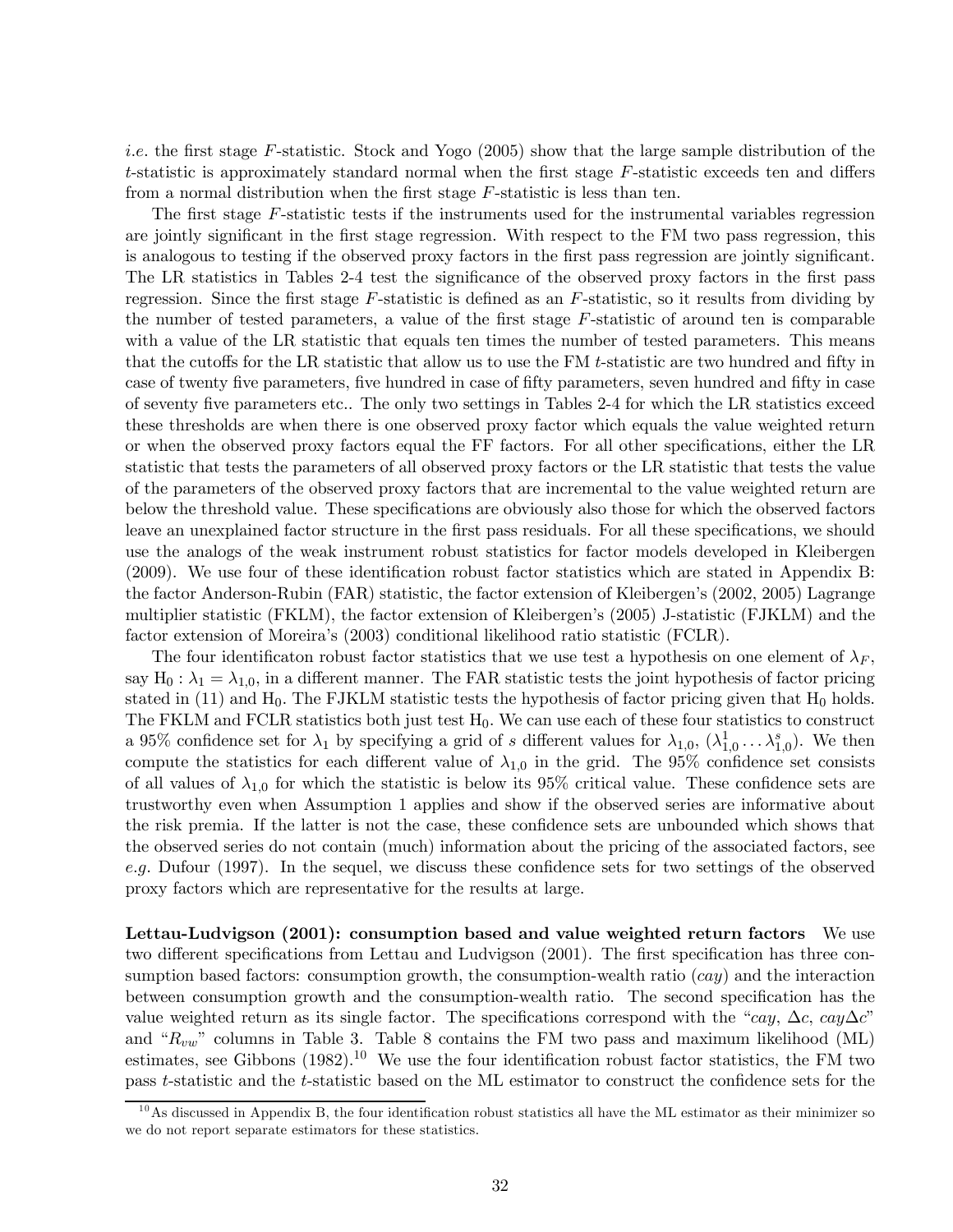*i.e.* the first stage $F$-statistic. Stock and Yogo (2005) show that the large sample distribution of the $t$-statistic is approximately standard normal when the first stage $F$-statistic exceeds ten and differs from a normal distribution when the first stage $F$-statistic is less than ten.

The first stage $F$-statistic tests if the instruments used for the instrumental variables regression are jointly significant in the first stage regression. With respect to the FM two pass regression, this is analogous to testing if the observed proxy factors in the first pass regression are jointly significant. The LR statistics in Tables 2-4 test the significance of the observed proxy factors in the first pass regression. Since the first stage $F$-statistic is defined as an $F$-statistic, so it results from dividing by the number of tested parameters, a value of the first stage $F$-statistic of around ten is comparable with a value of the LR statistic that equals ten times the number of tested parameters. This means that the cutoffs for the LR statistic that allow us to use the FM $t$-statistic are two hundred and fifty in case of twenty five parameters, five hundred in case of fifty parameters, seven hundred and fifty in case of seventy five parameters etc.. The only two settings in Tables 2-4 for which the LR statistics exceed these thresholds are when there is one observed proxy factor which equals the value weighted return or when the observed proxy factors equal the FF factors. For all other specifications, either the LR statistic that tests the parameters of all observed proxy factors or the LR statistic that tests the value of the parameters of the observed proxy factors that are incremental to the value weighted return are below the threshold value. These specifications are obviously also those for which the observed factors leave an unexplained factor structure in the first pass residuals. For all these specifications, we should use the analogs of the weak instrument robust statistics for factor models developed in Kleibergen (2009). We use four of these identification robust factor statistics which are stated in Appendix B: the factor Anderson-Rubin (FAR) statistic, the factor extension of Kleibergen's (2002, 2005) Lagrange multiplier statistic (FKLM), the factor extension of Kleibergen's (2005) J-statistic (FJKLM) and the factor extension of Moreira's (2003) conditional likelihood ratio statistic (FCLR).

The four identificaton robust factor statistics that we use test a hypothesis on one element of $\lambda_F$, say $\text{H}_0 : \lambda_1 = \lambda_{1,0}$, in a different manner. The FAR statistic tests the joint hypothesis of factor pricing stated in (11) and $\text{H}_0$. The FJKLM statistic tests the hypothesis of factor pricing given that $\text{H}_0$ holds. The FKLM and FCLR statistics both just test $\text{H}_0$. We can use each of these four statistics to construct a 95% confidence set for $\lambda_1$ by specifying a grid of $s$ different values for $\lambda_{1,0}$, $(\lambda_{1,0}^1 \dots \lambda_{1,0}^s)$. We then compute the statistics for each different value of $\lambda_{1,0}$ in the grid. The 95% confidence set consists of all values of $\lambda_{1,0}$ for which the statistic is below its 95% critical value. These confidence sets are trustworthy even when Assumption 1 applies and show if the observed series are informative about the risk premia. If the latter is not the case, these confidence sets are unbounded which shows that the observed series do not contain (much) information about the pricing of the associated factors, see *e.g.* Dufour (1997). In the sequel, we discuss these confidence sets for two settings of the observed proxy factors which are representative for the results at large.

**Lettau-Ludvigson (2001): consumption based and value weighted return factors** We use two different specifications from Lettau and Ludvigson (2001). The first specification has three consumption based factors: consumption growth, the consumption-wealth ratio (*cay*) and the interaction between consumption growth and the consumption-wealth ratio. The second specification has the value weighted return as its single factor. The specifications correspond with the "$cay$, $\Delta c$, $cay\Delta c$" and "$R_{vw}$" columns in Table 3. Table 8 contains the FM two pass and maximum likelihood (ML) estimates, see Gibbons (1982).[10] We use the four identification robust factor statistics, the FM two pass $t$-statistic and the $t$-statistic based on the ML estimator to construct the confidence sets for the

[10] As discussed in Appendix B, the four identification robust statistics all have the ML estimator as their minimizer so we do not report separate estimators for these statistics.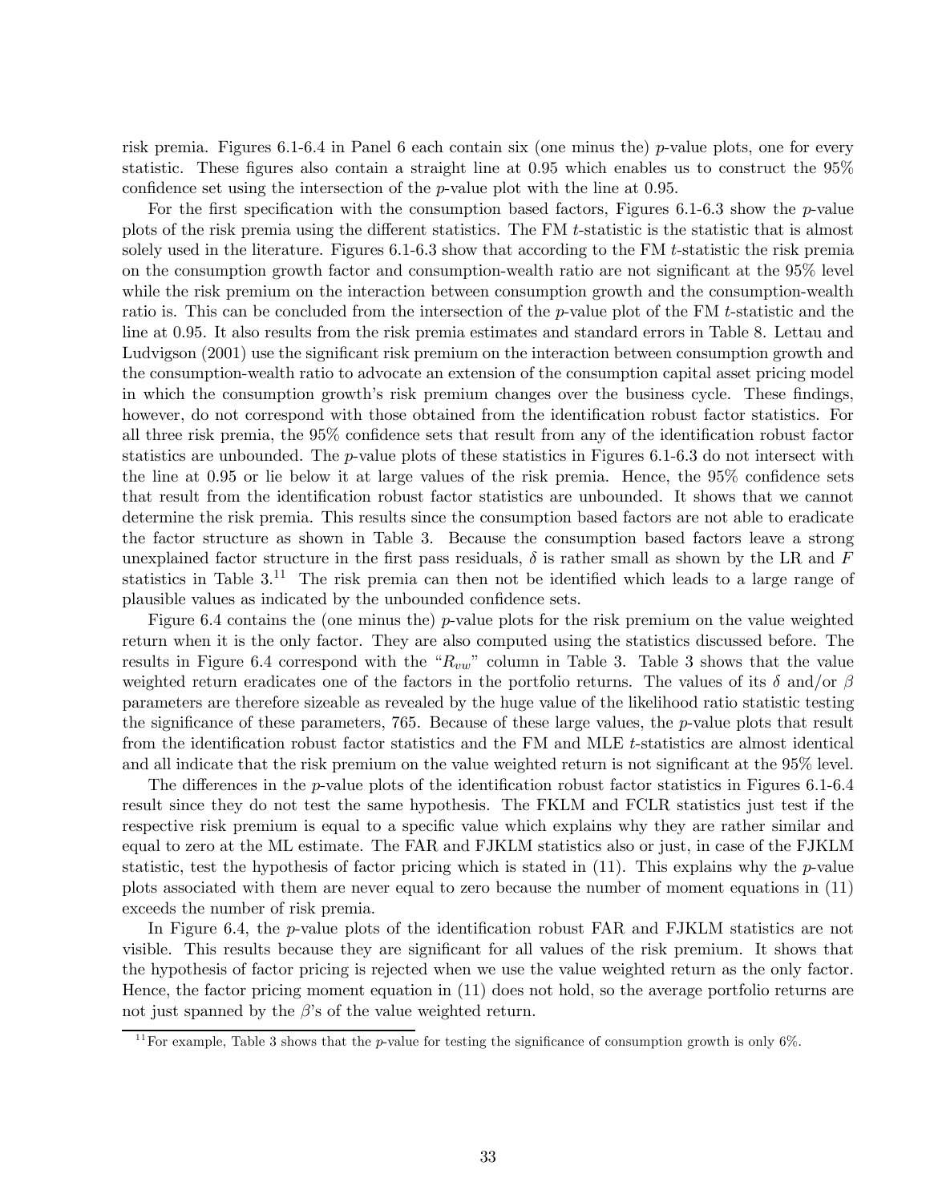risk premia. Figures 6.1-6.4 in Panel 6 each contain six (one minus the) $p$-value plots, one for every statistic. These figures also contain a straight line at 0.95 which enables us to construct the 95% confidence set using the intersection of the $p$-value plot with the line at 0.95.

For the first specification with the consumption based factors, Figures 6.1-6.3 show the $p$-value plots of the risk premia using the different statistics. The FM $t$-statistic is the statistic that is almost solely used in the literature. Figures 6.1-6.3 show that according to the FM $t$-statistic the risk premia on the consumption growth factor and consumption-wealth ratio are not significant at the 95% level while the risk premium on the interaction between consumption growth and the consumption-wealth ratio is. This can be concluded from the intersection of the $p$-value plot of the FM $t$-statistic and the line at 0.95. It also results from the risk premia estimates and standard errors in Table 8. Lettau and Ludvigson (2001) use the significant risk premium on the interaction between consumption growth and the consumption-wealth ratio to advocate an extension of the consumption capital asset pricing model in which the consumption growth's risk premium changes over the business cycle. These findings, however, do not correspond with those obtained from the identification robust factor statistics. For all three risk premia, the 95% confidence sets that result from any of the identification robust factor statistics are unbounded. The $p$-value plots of these statistics in Figures 6.1-6.3 do not intersect with the line at 0.95 or lie below it at large values of the risk premia. Hence, the 95% confidence sets that result from the identification robust factor statistics are unbounded. It shows that we cannot determine the risk premia. This results since the consumption based factors are not able to eradicate the factor structure as shown in Table 3. Because the consumption based factors leave a strong unexplained factor structure in the first pass residuals, $\delta$ is rather small as shown by the LR and $F$ statistics in Table 3.[11] The risk premia can then not be identified which leads to a large range of plausible values as indicated by the unbounded confidence sets.

Figure 6.4 contains the (one minus the) $p$-value plots for the risk premium on the value weighted return when it is the only factor. They are also computed using the statistics discussed before. The results in Figure 6.4 correspond with the "$R_{vw}$" column in Table 3. Table 3 shows that the value weighted return eradicates one of the factors in the portfolio returns. The values of its $\delta$ and/or $\beta$ parameters are therefore sizeable as revealed by the huge value of the likelihood ratio statistic testing the significance of these parameters, 765. Because of these large values, the $p$-value plots that result from the identification robust factor statistics and the FM and MLE $t$-statistics are almost identical and all indicate that the risk premium on the value weighted return is not significant at the 95% level.

The differences in the $p$-value plots of the identification robust factor statistics in Figures 6.1-6.4 result since they do not test the same hypothesis. The FKLM and FCLR statistics just test if the respective risk premium is equal to a specific value which explains why they are rather similar and equal to zero at the ML estimate. The FAR and FJKLM statistics also or just, in case of the FJKLM statistic, test the hypothesis of factor pricing which is stated in (11). This explains why the $p$-value plots associated with them are never equal to zero because the number of moment equations in (11) exceeds the number of risk premia.

In Figure 6.4, the $p$-value plots of the identification robust FAR and FJKLM statistics are not visible. This results because they are significant for all values of the risk premium. It shows that the hypothesis of factor pricing is rejected when we use the value weighted return as the only factor. Hence, the factor pricing moment equation in (11) does not hold, so the average portfolio returns are not just spanned by the $\beta$'s of the value weighted return.

[11] For example, Table 3 shows that the $p$-value for testing the significance of consumption growth is only 6%.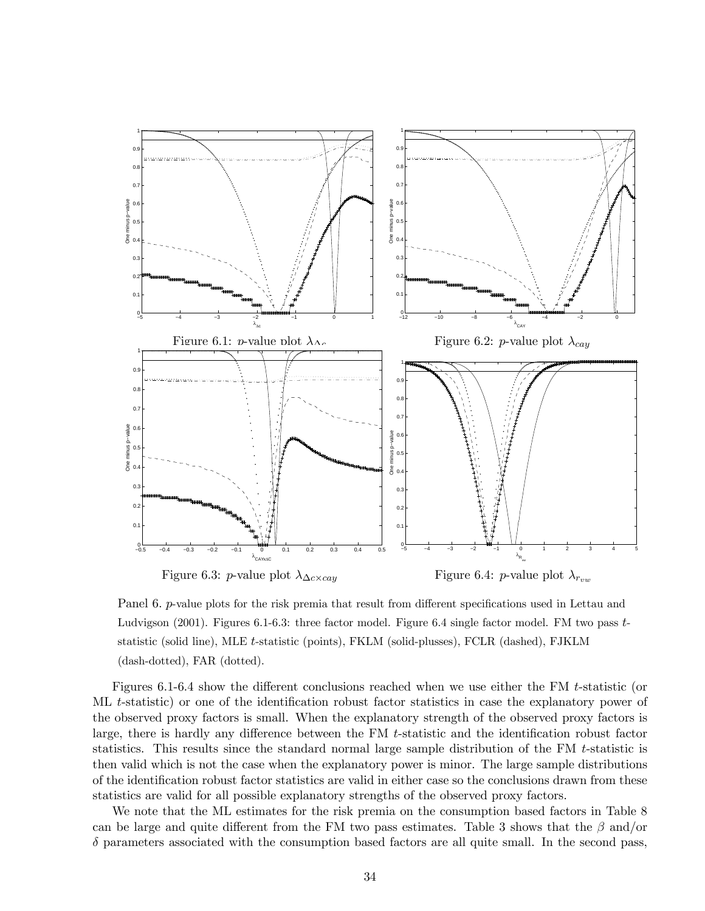Figure 6.1: $p$-value plot $\lambda_{\Delta c}$

Figure 6.2: $p$-value plot $\lambda_{cay}$

Figure 6.3: $p$-value plot $\lambda_{\Delta c \times cay}$

Figure 6.4: $p$-value plot $\lambda_{r_{vw}}$

Panel 6. $p$-value plots for the risk premia that result from different specifications used in Lettau and Ludvigson (2001). Figures 6.1-6.3: three factor model. Figure 6.4 single factor model. FM two pass $t$-statistic (solid line), MLE $t$-statistic (points), FKLM (solid-plusses), FCLR (dashed), FJKLM (dash-dotted), FAR (dotted).

Figures 6.1-6.4 show the different conclusions reached when we use either the FM $t$-statistic (or ML $t$-statistic) or one of the identification robust factor statistics in case the explanatory power of the observed proxy factors is small. When the explanatory strength of the observed proxy factors is large, there is hardly any difference between the FM $t$-statistic and the identification robust factor statistics. This results since the standard normal large sample distribution of the FM $t$-statistic is then valid which is not the case when the explanatory power is minor. The large sample distributions of the identification robust factor statistics are valid in either case so the conclusions drawn from these statistics are valid for all possible explanatory strengths of the observed proxy factors.

We note that the ML estimates for the risk premia on the consumption based factors in Table 8 can be large and quite different from the FM two pass estimates. Table 3 shows that the $\beta$ and/or $\delta$ parameters associated with the consumption based factors are all quite small. In the second pass,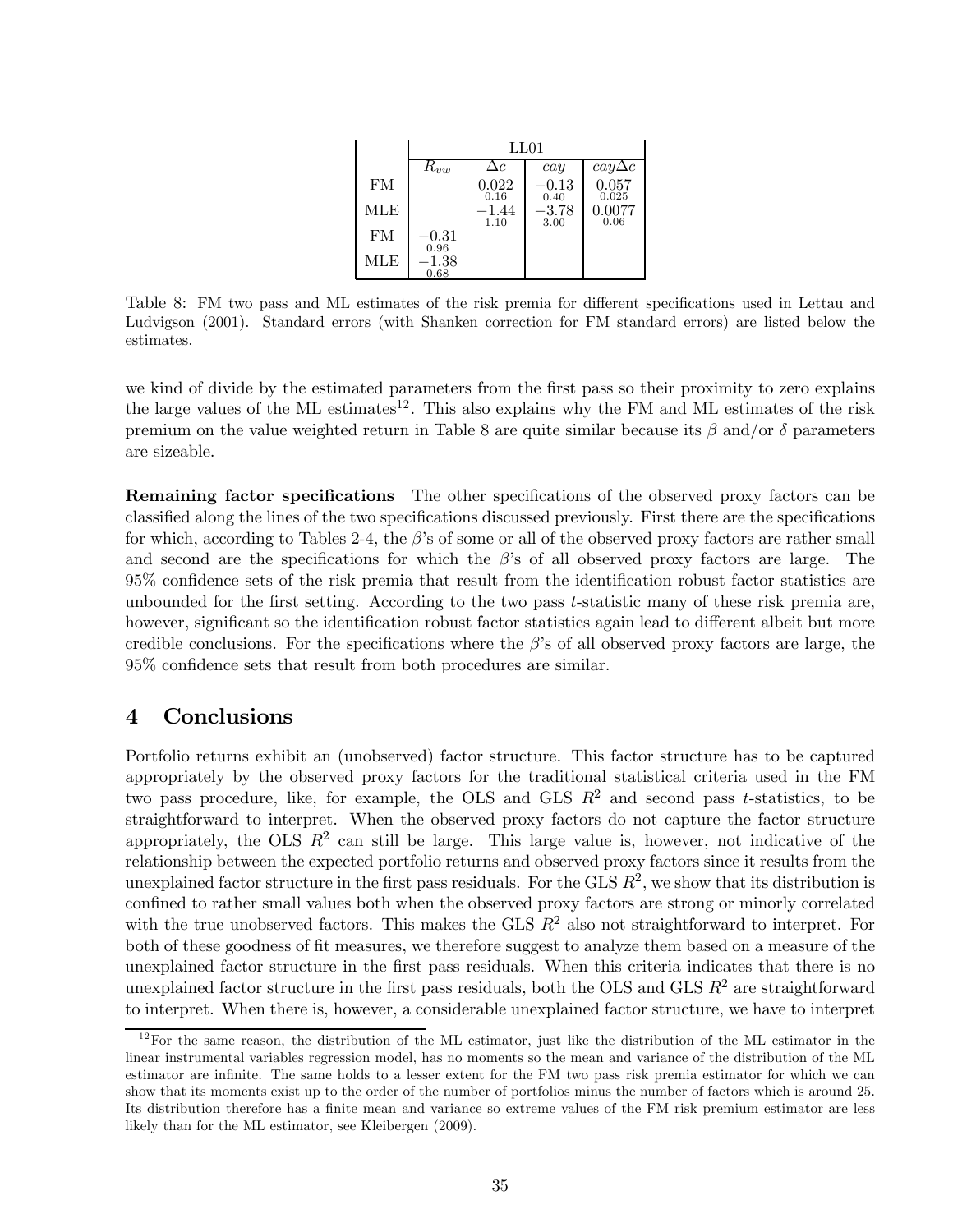| | LL01 | | | |
|---|---|---|---|---|
| | $R_{vw}$ | $\Delta c$ | $cay$ | $cay\Delta c$ |
| FM | | $0.022$ <br> $0.16$ | $-0.13$ <br> $0.40$ | $0.057$ <br> $0.025$ |
| MLE | | $-1.44$ <br> $1.10$ | $-3.78$ <br> $3.00$ | $0.0077$ <br> $0.06$ |
| FM | $-0.31$ <br> $0.96$ | | | |
| MLE | $-1.38$ <br> $0.68$ | | | |

Table 8: FM two pass and ML estimates of the risk premia for different specifications used in Lettau and Ludvigson (2001). Standard errors (with Shanken correction for FM standard errors) are listed below the estimates.

we kind of divide by the estimated parameters from the first pass so their proximity to zero explains the large values of the ML estimates[12]. This also explains why the FM and ML estimates of the risk premium on the value weighted return in Table 8 are quite similar because its $\beta$ and/or $\delta$ parameters are sizeable.

**Remaining factor specifications** The other specifications of the observed proxy factors can be classified along the lines of the two specifications discussed previously. First there are the specifications for which, according to Tables 2-4, the $\beta$'s of some or all of the observed proxy factors are rather small and second are the specifications for which the $\beta$'s of all observed proxy factors are large. The 95% confidence sets of the risk premia that result from the identification robust factor statistics are unbounded for the first setting. According to the two pass $t$-statistic many of these risk premia are, however, significant so the identification robust factor statistics again lead to different albeit but more credible conclusions. For the specifications where the $\beta$'s of all observed proxy factors are large, the 95% confidence sets that result from both procedures are similar.

# 4 Conclusions

Portfolio returns exhibit an (unobserved) factor structure. This factor structure has to be captured appropriately by the observed proxy factors for the traditional statistical criteria used in the FM two pass procedure, like, for example, the OLS and GLS $R^2$ and second pass $t$-statistics, to be straightforward to interpret. When the observed proxy factors do not capture the factor structure appropriately, the OLS $R^2$ can still be large. This large value is, however, not indicative of the relationship between the expected portfolio returns and observed proxy factors since it results from the unexplained factor structure in the first pass residuals. For the GLS $R^2$, we show that its distribution is confined to rather small values both when the observed proxy factors are strong or minorly correlated with the true unobserved factors. This makes the GLS $R^2$ also not straightforward to interpret. For both of these goodness of fit measures, we therefore suggest to analyze them based on a measure of the unexplained factor structure in the first pass residuals. When this criteria indicates that there is no unexplained factor structure in the first pass residuals, both the OLS and GLS $R^2$ are straightforward to interpret. When there is, however, a considerable unexplained factor structure, we have to interpret

[12] For the same reason, the distribution of the ML estimator, just like the distribution of the ML estimator in the linear instrumental variables regression model, has no moments so the mean and variance of the distribution of the ML estimator are infinite. The same holds to a lesser extent for the FM two pass risk premia estimator for which we can show that its moments exist up to the order of the number of portfolios minus the number of factors which is around 25. Its distribution therefore has a finite mean and variance so extreme values of the FM risk premium estimator are less likely than for the ML estimator, see Kleibergen (2009).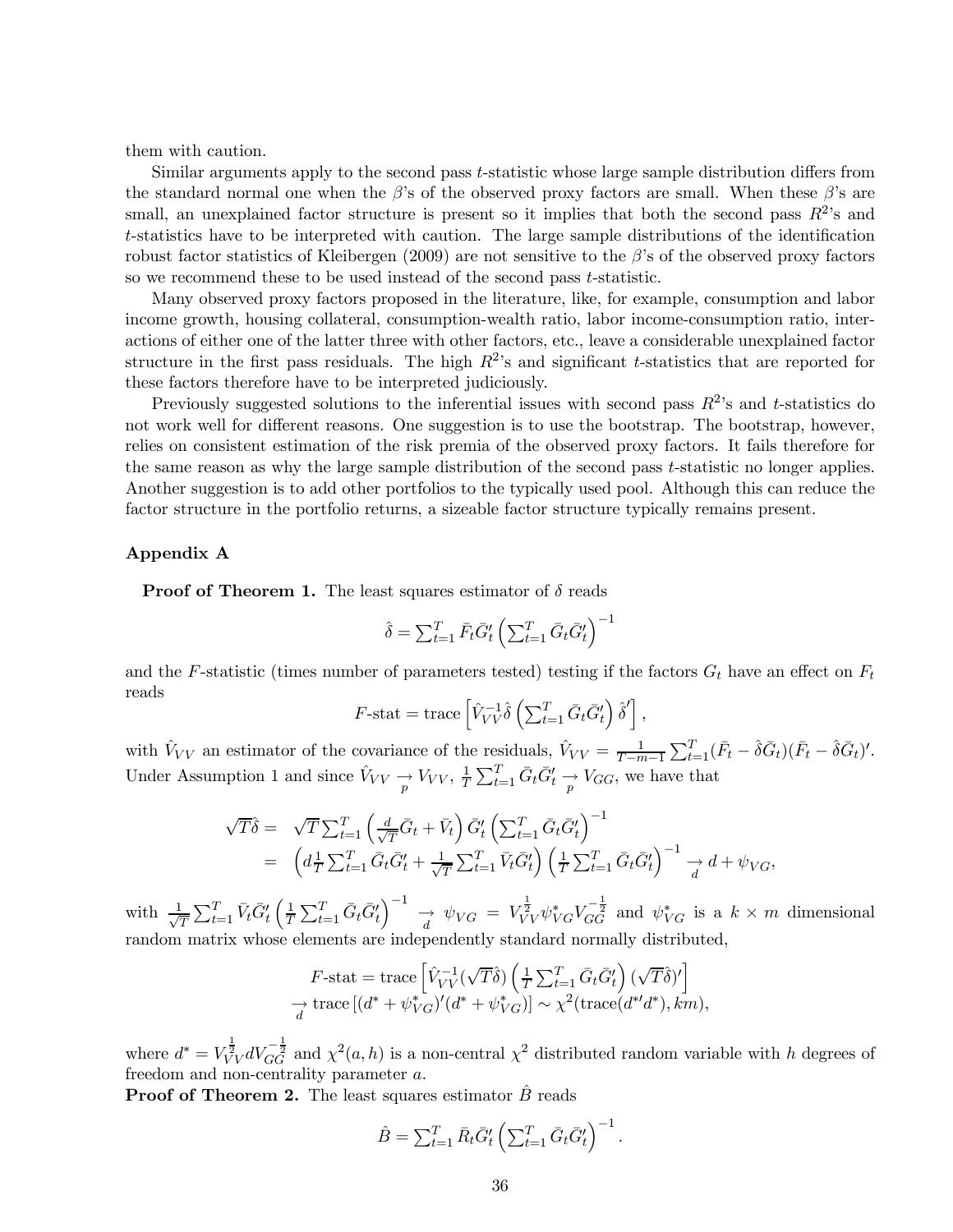them with caution.

Similar arguments apply to the second pass $t$-statistic whose large sample distribution differs from the standard normal one when the $\beta$'s of the observed proxy factors are small. When these $\beta$'s are small, an unexplained factor structure is present so it implies that both the second pass $R^2$'s and $t$-statistics have to be interpreted with caution. The large sample distributions of the identification robust factor statistics of Kleibergen (2009) are not sensitive to the $\beta$'s of the observed proxy factors so we recommend these to be used instead of the second pass $t$-statistic.

Many observed proxy factors proposed in the literature, like, for example, consumption and labor income growth, housing collateral, consumption-wealth ratio, labor income-consumption ratio, interactions of either one of the latter three with other factors, etc., leave a considerable unexplained factor structure in the first pass residuals. The high $R^2$'s and significant $t$-statistics that are reported for these factors therefore have to be interpreted judiciously.

Previously suggested solutions to the inferential issues with second pass $R^2$'s and $t$-statistics do not work well for different reasons. One suggestion is to use the bootstrap. The bootstrap, however, relies on consistent estimation of the risk premia of the observed proxy factors. It fails therefore for the same reason as why the large sample distribution of the second pass $t$-statistic no longer applies. Another suggestion is to add other portfolios to the typically used pool. Although this can reduce the factor structure in the portfolio returns, a sizeable factor structure typically remains present.

## Appendix A

**Proof of Theorem 1.** The least squares estimator of $\delta$ reads

$$\hat{\delta} = \sum_{t=1}^{T} \bar{F}_t \bar{G}_t' \left( \sum_{t=1}^{T} \bar{G}_t \bar{G}_t' \right)^{-1}$$

and the $F$-statistic (times number of parameters tested) testing if the factors $G_t$ have an effect on $F_t$ reads

$$F\text{-stat} = \text{trace}\left[ \hat{V}_{VV}^{-1} \hat{\delta} \left( \sum_{t=1}^{T} \bar{G}_t \bar{G}_t' \right) \hat{\delta}' \right],$$

with $\hat{V}_{VV}$ an estimator of the covariance of the residuals, $\hat{V}_{VV} = \frac{1}{T-m-1} \sum_{t=1}^{T} (\bar{F}_t - \hat{\delta}\bar{G}_t)(\bar{F}_t - \hat{\delta}\bar{G}_t)'$. Under Assumption 1 and since $\hat{V}_{VV} \underset{p}{\rightarrow} V_{VV}$, $\frac{1}{T} \sum_{t=1}^{T} \bar{G}_t \bar{G}_t' \underset{p}{\rightarrow} V_{GG}$, we have that

$$\begin{aligned} \sqrt{T}\hat{\delta} =& \sqrt{T} \sum_{t=1}^{T} \left( \tfrac{d}{\sqrt{T}} \bar{G}_t + \bar{V}_t \right) \bar{G}_t' \left( \sum_{t=1}^{T} \bar{G}_t \bar{G}_t' \right)^{-1} \\ =& \left( d \tfrac{1}{T} \sum_{t=1}^{T} \bar{G}_t \bar{G}_t' + \tfrac{1}{\sqrt{T}} \sum_{t=1}^{T} \bar{V}_t \bar{G}_t' \right) \left( \tfrac{1}{T} \sum_{t=1}^{T} \bar{G}_t \bar{G}_t' \right)^{-1} \underset{d}{\rightarrow} d + \psi_{VG}, \end{aligned}$$

with $\frac{1}{\sqrt{T}} \sum_{t=1}^{T} \bar{V}_t \bar{G}_t' \left( \frac{1}{T} \sum_{t=1}^{T} \bar{G}_t \bar{G}_t' \right)^{-1} \underset{d}{\rightarrow} \psi_{VG} = V_{VV}^{\frac{1}{2}} \psi_{VG}^* V_{GG}^{-\frac{1}{2}}$ and $\psi_{VG}^*$ is a $k \times m$ dimensional random matrix whose elements are independently standard normally distributed,

$$\begin{aligned} F\text{-stat} = \text{trace}\left[ \hat{V}_{VV}^{-1} (\sqrt{T}\hat{\delta}) \left( \tfrac{1}{T} \sum_{t=1}^{T} \bar{G}_t \bar{G}_t' \right) (\sqrt{T}\hat{\delta})' \right] \\ \underset{d}{\rightarrow} \text{trace}\left[ (d^* + \psi_{VG}^*)'(d^* + \psi_{VG}^*) \right] \sim \chi^2(\text{trace}(d^{*\prime} d^*), km), \end{aligned}$$

where $d^* = V_{VV}^{\frac{1}{2}} d V_{GG}^{-\frac{1}{2}}$ and $\chi^2(a, h)$ is a non-central $\chi^2$ distributed random variable with $h$ degrees of freedom and non-centrality parameter $a$.

**Proof of Theorem 2.** The least squares estimator $\hat{B}$ reads

$$\hat{B} = \sum_{t=1}^{T} \bar{R}_t \bar{G}_t' \left( \sum_{t=1}^{T} \bar{G}_t \bar{G}_t' \right)^{-1}.$$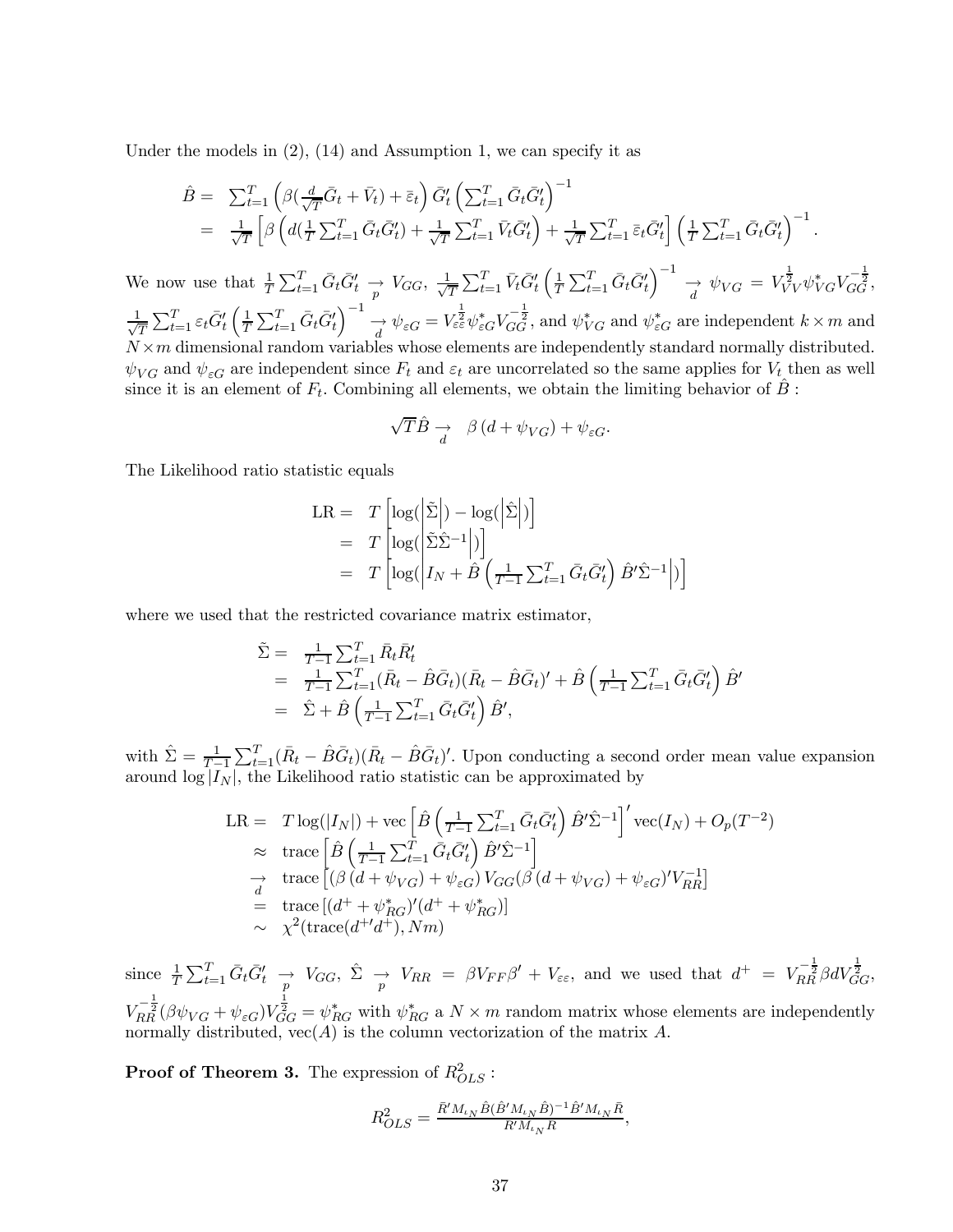Under the models in (2), (14) and Assumption 1, we can specify it as

$$
\begin{aligned}
\hat{B} = & \sum_{t=1}^{T} \left( \beta(\tfrac{d}{\sqrt{T}} \bar{G}_t + \bar{V}_t) + \bar{\varepsilon}_t \right) \bar{G}_t' \left( \sum_{t=1}^{T} \bar{G}_t \bar{G}_t' \right)^{-1} \\
= & \tfrac{1}{\sqrt{T}} \left[ \beta \left( d(\tfrac{1}{T} \sum_{t=1}^{T} \bar{G}_t \bar{G}_t') + \tfrac{1}{\sqrt{T}} \sum_{t=1}^{T} \bar{V}_t \bar{G}_t' \right) + \tfrac{1}{\sqrt{T}} \sum_{t=1}^{T} \bar{\varepsilon}_t \bar{G}_t' \right] \left( \tfrac{1}{T} \sum_{t=1}^{T} \bar{G}_t \bar{G}_t' \right)^{-1}.
\end{aligned}
$$

We now use that $\frac{1}{T}\sum_{t=1}^{T} \bar{G}_t \bar{G}_t' \underset{p}{\rightarrow} V_{GG}$, $\frac{1}{\sqrt{T}} \sum_{t=1}^{T} \bar{V}_t \bar{G}_t' \left( \frac{1}{T} \sum_{t=1}^{T} \bar{G}_t \bar{G}_t' \right)^{-1} \underset{d}{\rightarrow} \psi_{VG} = V_{VV}^{\frac{1}{2}} \psi_{VG}^{*} V_{GG}^{-\frac{1}{2}}$, $\frac{1}{\sqrt{T}} \sum_{t=1}^{T} \varepsilon_t \bar{G}_t' \left( \frac{1}{T} \sum_{t=1}^{T} \bar{G}_t \bar{G}_t' \right)^{-1} \underset{d}{\rightarrow} \psi_{\varepsilon G} = V_{\varepsilon\varepsilon}^{\frac{1}{2}} \psi_{\varepsilon G}^{*} V_{GG}^{-\frac{1}{2}}$, and $\psi_{VG}^{*}$ and $\psi_{\varepsilon G}^{*}$ are independent $k \times m$ and $N \times m$ dimensional random variables whose elements are independently standard normally distributed. $\psi_{VG}$ and $\psi_{\varepsilon G}$ are independent since $F_t$ and $\varepsilon_t$ are uncorrelated so the same applies for $V_t$ then as well since it is an element of $F_t$. Combining all elements, we obtain the limiting behavior of $\hat{B}$ :

$$
\sqrt{T} \hat{B} \underset{d}{\rightarrow} \quad \beta \left( d + \psi_{VG} \right) + \psi_{\varepsilon G}.
$$

The Likelihood ratio statistic equals

$$
\begin{aligned}
\text{LR} = & \; T \left[ \log(\left| \tilde{\Sigma} \right|) - \log(\left| \hat{\Sigma} \right|) \right] \\
= & \; T \left[ \log(\left| \tilde{\Sigma} \hat{\Sigma}^{-1} \right|) \right] \\
= & \; T \left[ \log(\left| I_N + \hat{B} \left( \tfrac{1}{T-1} \sum_{t=1}^{T} \bar{G}_t \bar{G}_t' \right) \hat{B}' \hat{\Sigma}^{-1} \right|) \right]
\end{aligned}
$$

where we used that the restricted covariance matrix estimator,

$$
\begin{aligned}
\tilde{\Sigma} = & \; \tfrac{1}{T-1} \sum_{t=1}^{T} \bar{R}_t \bar{R}_t' \\
= & \; \tfrac{1}{T-1} \sum_{t=1}^{T} (\bar{R}_t - \hat{B} \bar{G}_t)(\bar{R}_t - \hat{B} \bar{G}_t)' + \hat{B} \left( \tfrac{1}{T-1} \sum_{t=1}^{T} \bar{G}_t \bar{G}_t' \right) \hat{B}' \\
= & \; \hat{\Sigma} + \hat{B} \left( \tfrac{1}{T-1} \sum_{t=1}^{T} \bar{G}_t \bar{G}_t' \right) \hat{B}',
\end{aligned}
$$

with $\hat{\Sigma} = \frac{1}{T-1} \sum_{t=1}^{T} (\bar{R}_t - \hat{B} \bar{G}_t)(\bar{R}_t - \hat{B} \bar{G}_t)'$. Upon conducting a second order mean value expansion around $\log |I_N|$, the Likelihood ratio statistic can be approximated by

$$
\begin{aligned}
\text{LR} = & \; T \log(|I_N|) + \text{vec} \left[ \hat{B} \left( \tfrac{1}{T-1} \sum_{t=1}^{T} \bar{G}_t \bar{G}_t' \right) \hat{B}' \hat{\Sigma}^{-1} \right]' \text{vec}(I_N) + O_p(T^{-2}) \\
\approx & \; \text{trace} \left[ \hat{B} \left( \tfrac{1}{T-1} \sum_{t=1}^{T} \bar{G}_t \bar{G}_t' \right) \hat{B}' \hat{\Sigma}^{-1} \right] \\
\underset{d}{\rightarrow} & \; \text{trace} \left[ (\beta \left( d + \psi_{VG} \right) + \psi_{\varepsilon G}) V_{GG} (\beta \left( d + \psi_{VG} \right) + \psi_{\varepsilon G})' V_{RR}^{-1} \right] \\
= & \; \text{trace} \left[ (d^{+} + \psi_{RG}^{*})' (d^{+} + \psi_{RG}^{*}) \right] \\
\sim & \; \chi^2(\text{trace}(d^{+\prime} d^{+}), Nm)
\end{aligned}
$$

since $\frac{1}{T} \sum_{t=1}^{T} \bar{G}_t \bar{G}_t' \underset{p}{\rightarrow} V_{GG}$, $\hat{\Sigma} \underset{p}{\rightarrow} V_{RR} = \beta V_{FF} \beta' + V_{\varepsilon\varepsilon}$, and we used that $d^{+} = V_{RR}^{-\frac{1}{2}} \beta d V_{GG}^{\frac{1}{2}}$, $V_{RR}^{-\frac{1}{2}} (\beta \psi_{VG} + \psi_{\varepsilon G}) V_{GG}^{\frac{1}{2}} = \psi_{RG}^{*}$ with $\psi_{RG}^{*}$ a $N \times m$ random matrix whose elements are independently normally distributed, $\text{vec}(A)$ is the column vectorization of the matrix $A$.

**Proof of Theorem 3.** The expression of $R^2_{OLS}$ :

$$
R^2_{OLS} = \frac{\bar{R}' M_{\iota_N} \hat{B} (\hat{B}' M_{\iota_N} \hat{B})^{-1} \hat{B}' M_{\iota_N} \bar{R}}{R' M_{\iota_N} R},
$$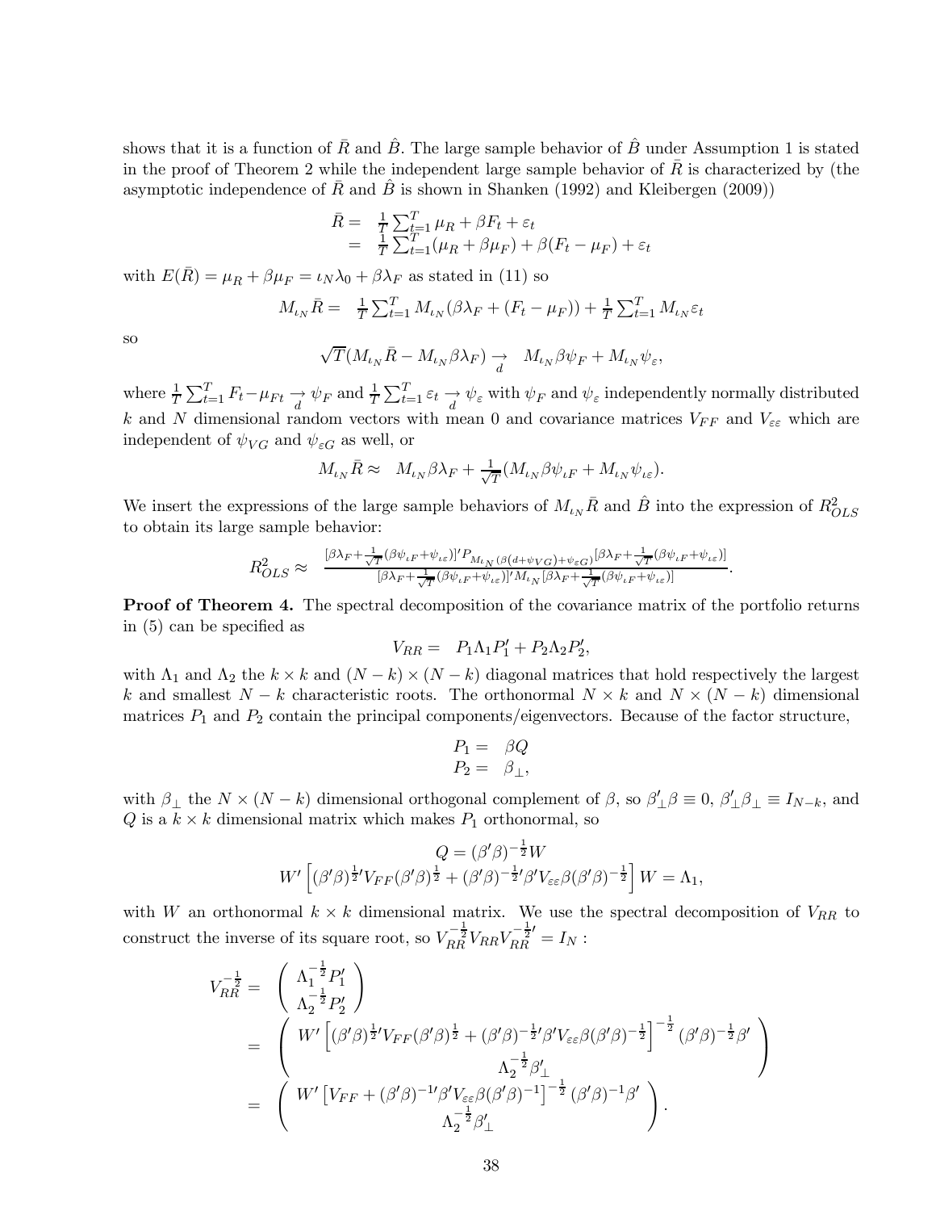shows that it is a function of $\bar{R}$ and $\hat{B}$. The large sample behavior of $\hat{B}$ under Assumption 1 is stated in the proof of Theorem 2 while the independent large sample behavior of $\bar{R}$ is characterized by (the asymptotic independence of $\bar{R}$ and $\hat{B}$ is shown in Shanken (1992) and Kleibergen (2009))

$$\begin{aligned}\bar{R} = &\ \tfrac{1}{T}\sum_{t=1}^{T}\mu_R + \beta F_t + \varepsilon_t \\ = &\ \tfrac{1}{T}\sum_{t=1}^{T}(\mu_R + \beta\mu_F) + \beta(F_t - \mu_F) + \varepsilon_t\end{aligned}$$

with $E(\bar{R}) = \mu_R + \beta\mu_F = \iota_N\lambda_0 + \beta\lambda_F$ as stated in (11) so

$$M_{\iota_N}\bar{R} = \ \tfrac{1}{T}\sum_{t=1}^{T} M_{\iota_N}(\beta\lambda_F + (F_t - \mu_F)) + \tfrac{1}{T}\sum_{t=1}^{T} M_{\iota_N}\varepsilon_t$$

so

$$\sqrt{T}(M_{\iota_N}\bar{R} - M_{\iota_N}\beta\lambda_F) \underset{d}{\rightarrow} \ M_{\iota_N}\beta\psi_F + M_{\iota_N}\psi_\varepsilon,$$

where $\frac{1}{T}\sum_{t=1}^{T} F_t - \mu_{Ft} \underset{d}{\rightarrow} \psi_F$ and $\frac{1}{T}\sum_{t=1}^{T}\varepsilon_t \underset{d}{\rightarrow} \psi_\varepsilon$ with $\psi_F$ and $\psi_\varepsilon$ independently normally distributed $k$ and $N$ dimensional random vectors with mean 0 and covariance matrices $V_{FF}$ and $V_{\varepsilon\varepsilon}$ which are independent of $\psi_{VG}$ and $\psi_{\varepsilon G}$ as well, or

$$M_{\iota_N}\bar{R} \approx \ M_{\iota_N}\beta\lambda_F + \tfrac{1}{\sqrt{T}}(M_{\iota_N}\beta\psi_{\iota F} + M_{\iota_N}\psi_{\iota\varepsilon}).$$

We insert the expressions of the large sample behaviors of $M_{\iota_N}\bar{R}$ and $\hat{B}$ into the expression of $R^2_{OLS}$ to obtain its large sample behavior:

$$R^2_{OLS} \approx \ \frac{[\beta\lambda_F + \frac{1}{\sqrt{T}}(\beta\psi_{\iota F} + \psi_{\iota\varepsilon})]' P_{M_{\iota_N}(\beta(d+\psi_{VG})+\psi_{\varepsilon G})}[\beta\lambda_F + \frac{1}{\sqrt{T}}(\beta\psi_{\iota F} + \psi_{\iota\varepsilon})]}{[\beta\lambda_F + \frac{1}{\sqrt{T}}(\beta\psi_{\iota F} + \psi_{\iota\varepsilon})]' M_{\iota_N}[\beta\lambda_F + \frac{1}{\sqrt{T}}(\beta\psi_{\iota F} + \psi_{\iota\varepsilon})]}.$$

**Proof of Theorem 4.** The spectral decomposition of the covariance matrix of the portfolio returns in (5) can be specified as

$$V_{RR} = \ P_1\Lambda_1 P_1' + P_2\Lambda_2 P_2',$$

with $\Lambda_1$ and $\Lambda_2$ the $k\times k$ and $(N-k)\times(N-k)$ diagonal matrices that hold respectively the largest $k$ and smallest $N-k$ characteristic roots. The orthonormal $N\times k$ and $N\times(N-k)$ dimensional matrices $P_1$ and $P_2$ contain the principal components/eigenvectors. Because of the factor structure,

$$\begin{aligned}P_1 = &\ \beta Q \\ P_2 = &\ \beta_\perp,\end{aligned}$$

with $\beta_\perp$ the $N\times(N-k)$ dimensional orthogonal complement of $\beta$, so $\beta_\perp'\beta \equiv 0$, $\beta_\perp'\beta_\perp \equiv I_{N-k}$, and $Q$ is a $k\times k$ dimensional matrix which makes $P_1$ orthonormal, so

$$\begin{gathered}Q = (\beta'\beta)^{-\frac{1}{2}}W \\ W'\left[(\beta'\beta)^{\frac{1}{2}\prime}V_{FF}(\beta'\beta)^{\frac{1}{2}} + (\beta'\beta)^{-\frac{1}{2}\prime}\beta'V_{\varepsilon\varepsilon}\beta(\beta'\beta)^{-\frac{1}{2}}\right]W = \Lambda_1,\end{gathered}$$

with $W$ an orthonormal $k\times k$ dimensional matrix. We use the spectral decomposition of $V_{RR}$ to construct the inverse of its square root, so $V_{RR}^{-\frac{1}{2}}V_{RR}V_{RR}^{-\frac{1}{2}\prime} = I_N$ :

$$\begin{aligned}V_{RR}^{-\frac{1}{2}} = &\ \begin{pmatrix}\Lambda_1^{-\frac{1}{2}}P_1' \\ \Lambda_2^{-\frac{1}{2}}P_2'\end{pmatrix} \\ = &\ \begin{pmatrix} W'\left[(\beta'\beta)^{\frac{1}{2}\prime}V_{FF}(\beta'\beta)^{\frac{1}{2}} + (\beta'\beta)^{-\frac{1}{2}\prime}\beta'V_{\varepsilon\varepsilon}\beta(\beta'\beta)^{-\frac{1}{2}}\right]^{-\frac{1}{2}}(\beta'\beta)^{-\frac{1}{2}}\beta' \\ \Lambda_2^{-\frac{1}{2}}\beta_\perp'\end{pmatrix} \\ = &\ \begin{pmatrix} W'\left[V_{FF} + (\beta'\beta)^{-1\prime}\beta'V_{\varepsilon\varepsilon}\beta(\beta'\beta)^{-1}\right]^{-\frac{1}{2}}(\beta'\beta)^{-1}\beta' \\ \Lambda_2^{-\frac{1}{2}}\beta_\perp'\end{pmatrix}.\end{aligned}$$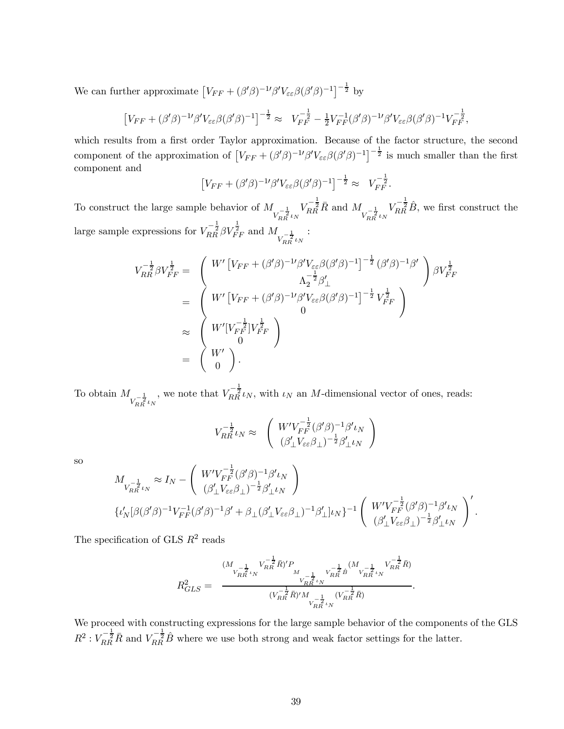We can further approximate $\left[V_{FF}+(\beta'\beta)^{-1\prime}\beta' V_{\varepsilon\varepsilon}\beta(\beta'\beta)^{-1}\right]^{-\frac{1}{2}}$ by

$$\left[V_{FF}+(\beta'\beta)^{-1\prime}\beta' V_{\varepsilon\varepsilon}\beta(\beta'\beta)^{-1}\right]^{-\frac{1}{2}} \approx \; V_{FF}^{-\frac{1}{2}}-\tfrac{1}{2}V_{FF}^{-1}(\beta'\beta)^{-1\prime}\beta' V_{\varepsilon\varepsilon}\beta(\beta'\beta)^{-1}V_{FF}^{-\frac{1}{2}},$$

which results from a first order Taylor approximation. Because of the factor structure, the second component of the approximation of $\left[V_{FF}+(\beta'\beta)^{-1\prime}\beta' V_{\varepsilon\varepsilon}\beta(\beta'\beta)^{-1}\right]^{-\frac{1}{2}}$ is much smaller than the first component and

$$\left[V_{FF}+(\beta'\beta)^{-1\prime}\beta' V_{\varepsilon\varepsilon}\beta(\beta'\beta)^{-1}\right]^{-\frac{1}{2}} \approx \; V_{FF}^{-\frac{1}{2}}.$$

To construct the large sample behavior of $M_{V_{RR}^{-\frac{1}{2}}\iota_N}V_{RR}^{-\frac{1}{2}}\bar{R}$ and $M_{V_{RR}^{-\frac{1}{2}}\iota_N}V_{RR}^{-\frac{1}{2}}\hat{B}$, we first construct the large sample expressions for $V_{RR}^{-\frac{1}{2}}\beta V_{FF}^{\frac{1}{2}}$ and $M_{V_{RR}^{-\frac{1}{2}}\iota_N}$ :

$$\begin{aligned}
V_{RR}^{-\frac{1}{2}}\beta V_{FF}^{\frac{1}{2}} &= \begin{pmatrix} W'\left[V_{FF}+(\beta'\beta)^{-1\prime}\beta' V_{\varepsilon\varepsilon}\beta(\beta'\beta)^{-1}\right]^{-\frac{1}{2}}(\beta'\beta)^{-1}\beta' \\ \Lambda_2^{-\frac{1}{2}}\beta_\perp' \end{pmatrix}\beta V_{FF}^{\frac{1}{2}} \\
&= \begin{pmatrix} W'\left[V_{FF}+(\beta'\beta)^{-1\prime}\beta' V_{\varepsilon\varepsilon}\beta(\beta'\beta)^{-1}\right]^{-\frac{1}{2}}V_{FF}^{\frac{1}{2}} \\ 0 \end{pmatrix} \\
&\approx \begin{pmatrix} W'[V_{FF}^{-\frac{1}{2}}]V_{FF}^{\frac{1}{2}} \\ 0 \end{pmatrix} \\
&= \begin{pmatrix} W' \\ 0 \end{pmatrix}.
\end{aligned}$$

To obtain $M_{V_{RR}^{-\frac{1}{2}}\iota_N}$, we note that $V_{RR}^{-\frac{1}{2}}\iota_N$, with $\iota_N$ an $M$-dimensional vector of ones, reads:

$$V_{RR}^{-\frac{1}{2}}\iota_N \approx \; \begin{pmatrix} W'V_{FF}^{-\frac{1}{2}}(\beta'\beta)^{-1}\beta'\iota_N \\ (\beta_\perp' V_{\varepsilon\varepsilon}\beta_\perp)^{-\frac{1}{2}}\beta_\perp'\iota_N \end{pmatrix}$$

so

$$\begin{aligned}
&M_{V_{RR}^{-\frac{1}{2}}\iota_N} \approx I_N - \begin{pmatrix} W'V_{FF}^{-\frac{1}{2}}(\beta'\beta)^{-1}\beta'\iota_N \\ (\beta_\perp' V_{\varepsilon\varepsilon}\beta_\perp)^{-\frac{1}{2}}\beta_\perp'\iota_N \end{pmatrix} \\
&\{\iota_N'[\beta(\beta'\beta)^{-1}V_{FF}^{-1}(\beta'\beta)^{-1}\beta' + \beta_\perp(\beta_\perp' V_{\varepsilon\varepsilon}\beta_\perp)^{-1}\beta_\perp']\iota_N\}^{-1}\begin{pmatrix} W'V_{FF}^{-\frac{1}{2}}(\beta'\beta)^{-1}\beta'\iota_N \\ (\beta_\perp' V_{\varepsilon\varepsilon}\beta_\perp)^{-\frac{1}{2}}\beta_\perp'\iota_N \end{pmatrix}'.
\end{aligned}$$

The specification of GLS $R^2$ reads

$$R^2_{GLS} = \; \frac{(M_{V_{RR}^{-\frac{1}{2}}\iota_N}V_{RR}^{-\frac{1}{2}}\bar{R})'P_{M_{V_{RR}^{-\frac{1}{2}}\iota_N}V_{RR}^{-\frac{1}{2}}\hat{B}}(M_{V_{RR}^{-\frac{1}{2}}\iota_N}V_{RR}^{-\frac{1}{2}}\bar{R})}{(V_{RR}^{-\frac{1}{2}}\bar{R})'M_{V_{RR}^{-\frac{1}{2}}\iota_N}(V_{RR}^{-\frac{1}{2}}\bar{R})}.$$

We proceed with constructing expressions for the large sample behavior of the components of the GLS $R^2 : V_{RR}^{-\frac{1}{2}}\bar{R}$ and $V_{RR}^{-\frac{1}{2}}\hat{B}$ where we use both strong and weak factor settings for the latter.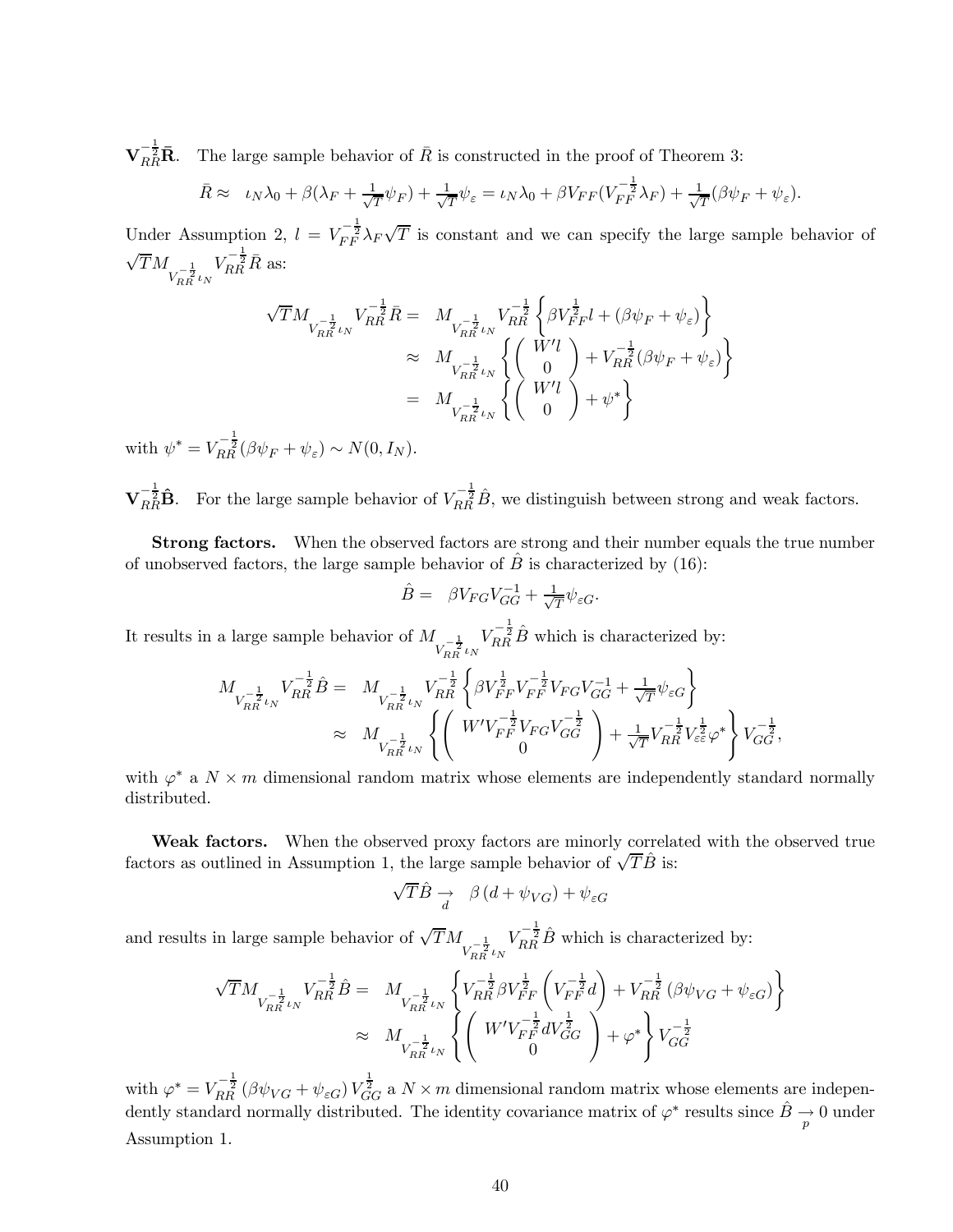$\mathbf{V}_{RR}^{-\frac{1}{2}}\bar{\mathbf{R}}$. The large sample behavior of $\bar{R}$ is constructed in the proof of Theorem 3:

$$\bar{R} \approx \quad \iota_N \lambda_0 + \beta(\lambda_F + \tfrac{1}{\sqrt{T}}\psi_F) + \tfrac{1}{\sqrt{T}}\psi_\varepsilon = \iota_N \lambda_0 + \beta V_{FF}(V_{FF}^{-\frac{1}{2}}\lambda_F) + \tfrac{1}{\sqrt{T}}(\beta\psi_F + \psi_\varepsilon).$$

Under Assumption 2, $l = V_{FF}^{-\frac{1}{2}}\lambda_F\sqrt{T}$ is constant and we can specify the large sample behavior of $\sqrt{T}M_{V_{RR}^{-\frac{1}{2}}\iota_N}V_{RR}^{-\frac{1}{2}}\bar{R}$ as:

$$\begin{aligned}
\sqrt{T}M_{V_{RR}^{-\frac{1}{2}}\iota_N}V_{RR}^{-\frac{1}{2}}\bar{R} &= M_{V_{RR}^{-\frac{1}{2}}\iota_N}V_{RR}^{-\frac{1}{2}}\left\{\beta V_{FF}^{\frac{1}{2}}l + (\beta\psi_F + \psi_\varepsilon)\right\} \\
&\approx M_{V_{RR}^{-\frac{1}{2}}\iota_N}\left\{\begin{pmatrix} W'l \\ 0 \end{pmatrix} + V_{RR}^{-\frac{1}{2}}(\beta\psi_F + \psi_\varepsilon)\right\} \\
&= M_{V_{RR}^{-\frac{1}{2}}\iota_N}\left\{\begin{pmatrix} W'l \\ 0 \end{pmatrix} + \psi^*\right\}
\end{aligned}$$

with $\psi^* = V_{RR}^{-\frac{1}{2}}(\beta\psi_F + \psi_\varepsilon) \sim N(0, I_N)$.

$\mathbf{V}_{RR}^{-\frac{1}{2}}\hat{\mathbf{B}}$. For the large sample behavior of $V_{RR}^{-\frac{1}{2}}\hat{B}$, we distinguish between strong and weak factors.

**Strong factors.** When the observed factors are strong and their number equals the true number of unobserved factors, the large sample behavior of $\hat{B}$ is characterized by (16):

$$\hat{B} = \quad \beta V_{FG}V_{GG}^{-1} + \tfrac{1}{\sqrt{T}}\psi_{\varepsilon G}.$$

It results in a large sample behavior of $M_{V_{RR}^{-\frac{1}{2}}\iota_N}V_{RR}^{-\frac{1}{2}}\hat{B}$ which is characterized by:

$$\begin{aligned}
M_{V_{RR}^{-\frac{1}{2}}\iota_N}V_{RR}^{-\frac{1}{2}}\hat{B} &= M_{V_{RR}^{-\frac{1}{2}}\iota_N}V_{RR}^{-\frac{1}{2}}\left\{\beta V_{FF}^{\frac{1}{2}}V_{FF}^{-\frac{1}{2}}V_{FG}V_{GG}^{-1} + \tfrac{1}{\sqrt{T}}\psi_{\varepsilon G}\right\} \\
&\approx M_{V_{RR}^{-\frac{1}{2}}\iota_N}\left\{\begin{pmatrix} W'V_{FF}^{-\frac{1}{2}}V_{FG}V_{GG}^{-\frac{1}{2}} \\ 0 \end{pmatrix} + \tfrac{1}{\sqrt{T}}V_{RR}^{-\frac{1}{2}}V_{\varepsilon\varepsilon}^{\frac{1}{2}}\varphi^*\right\}V_{GG}^{-\frac{1}{2}},
\end{aligned}$$

with $\varphi^*$ a $N \times m$ dimensional random matrix whose elements are independently standard normally distributed.

**Weak factors.** When the observed proxy factors are minorly correlated with the observed true factors as outlined in Assumption 1, the large sample behavior of $\sqrt{T}\hat{B}$ is:

$$\sqrt{T}\hat{B} \underset{d}{\to} \quad \beta\left(d + \psi_{VG}\right) + \psi_{\varepsilon G}$$

and results in large sample behavior of $\sqrt{T}M_{V_{RR}^{-\frac{1}{2}}\iota_N}V_{RR}^{-\frac{1}{2}}\hat{B}$ which is characterized by:

$$\begin{aligned}
\sqrt{T}M_{V_{RR}^{-\frac{1}{2}}\iota_N}V_{RR}^{-\frac{1}{2}}\hat{B} &= M_{V_{RR}^{-\frac{1}{2}}\iota_N}\left\{V_{RR}^{-\frac{1}{2}}\beta V_{FF}^{\frac{1}{2}}\left(V_{FF}^{-\frac{1}{2}}d\right) + V_{RR}^{-\frac{1}{2}}\left(\beta\psi_{VG} + \psi_{\varepsilon G}\right)\right\} \\
&\approx M_{V_{RR}^{-\frac{1}{2}}\iota_N}\left\{\begin{pmatrix} W'V_{FF}^{-\frac{1}{2}}dV_{GG}^{\frac{1}{2}} \\ 0 \end{pmatrix} + \varphi^*\right\}V_{GG}^{-\frac{1}{2}}
\end{aligned}$$

with $\varphi^* = V_{RR}^{-\frac{1}{2}}\left(\beta\psi_{VG} + \psi_{\varepsilon G}\right)V_{GG}^{\frac{1}{2}}$ a $N \times m$ dimensional random matrix whose elements are independently standard normally distributed. The identity covariance matrix of $\varphi^*$ results since $\hat{B} \underset{p}{\to} 0$ under Assumption 1.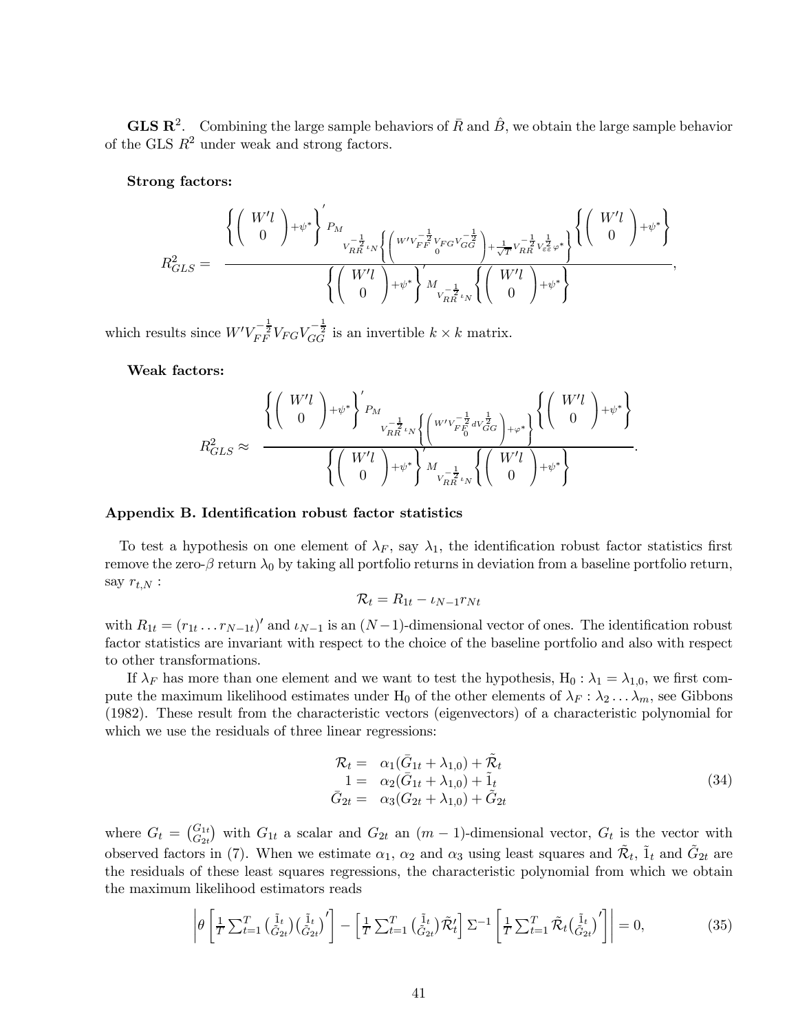**GLS $\mathbf{R}^2$.** Combining the large sample behaviors of $\bar{R}$ and $\hat{B}$, we obtain the large sample behavior of the GLS $R^2$ under weak and strong factors.

**Strong factors:**

$$R^2_{GLS} = \frac{\left\{ \begin{pmatrix} W'l \\ 0 \end{pmatrix} + \psi^* \right\}' P_{M_{V_{RR}^{-\frac{1}{2}}\iota_N}\left\{ \begin{pmatrix} W'V_{FF}^{-\frac{1}{2}}V_{FG}V_{GG}^{-\frac{1}{2}} \\ 0 \end{pmatrix} + \frac{1}{\sqrt{T}} V_{RR}^{-\frac{1}{2}} V_{\varepsilon\varepsilon}^{\frac{1}{2}} \varphi^* \right\}} \left\{ \begin{pmatrix} W'l \\ 0 \end{pmatrix} + \psi^* \right\}}{\left\{ \begin{pmatrix} W'l \\ 0 \end{pmatrix} + \psi^* \right\}' M_{V_{RR}^{-\frac{1}{2}}\iota_N} \left\{ \begin{pmatrix} W'l \\ 0 \end{pmatrix} + \psi^* \right\}},$$

which results since $W'V_{FF}^{-\frac{1}{2}}V_{FG}V_{GG}^{-\frac{1}{2}}$ is an invertible $k \times k$ matrix.

**Weak factors:**

$$R^2_{GLS} \approx \frac{\left\{ \begin{pmatrix} W'l \\ 0 \end{pmatrix} + \psi^* \right\}' P_{M_{V_{RR}^{-\frac{1}{2}}\iota_N}\left\{ \begin{pmatrix} W'V_{FF}^{-\frac{1}{2}} dV_{GG}^{\frac{1}{2}} \\ 0 \end{pmatrix} + \varphi^* \right\}} \left\{ \begin{pmatrix} W'l \\ 0 \end{pmatrix} + \psi^* \right\}}{\left\{ \begin{pmatrix} W'l \\ 0 \end{pmatrix} + \psi^* \right\}' M_{V_{RR}^{-\frac{1}{2}}\iota_N} \left\{ \begin{pmatrix} W'l \\ 0 \end{pmatrix} + \psi^* \right\}}.$$

### Appendix B. Identification robust factor statistics

To test a hypothesis on one element of $\lambda_F$, say $\lambda_1$, the identification robust factor statistics first remove the zero-$\beta$ return $\lambda_0$ by taking all portfolio returns in deviation from a baseline portfolio return, say $r_{t,N}$ :

$$\mathcal{R}_t = R_{1t} - \iota_{N-1} r_{Nt}$$

with $R_{1t} = (r_{1t} \dots r_{N-1t})'$ and $\iota_{N-1}$ is an $(N-1)$-dimensional vector of ones. The identification robust factor statistics are invariant with respect to the choice of the baseline portfolio and also with respect to other transformations.

If $\lambda_F$ has more than one element and we want to test the hypothesis, $\text{H}_0 : \lambda_1 = \lambda_{1,0}$, we first compute the maximum likelihood estimates under $\text{H}_0$ of the other elements of $\lambda_F : \lambda_2 \dots \lambda_m$, see Gibbons (1982). These result from the characteristic vectors (eigenvectors) of a characteristic polynomial for which we use the residuals of three linear regressions:

$$\begin{aligned} \mathcal{R}_t &= \alpha_1(\bar{G}_{1t} + \lambda_{1,0}) + \tilde{\mathcal{R}}_t \\ 1 &= \alpha_2(\bar{G}_{1t} + \lambda_{1,0}) + \tilde{1}_t \\ \bar{G}_{2t} &= \alpha_3(G_{2t} + \lambda_{1,0}) + \tilde{G}_{2t} \end{aligned} \tag{34}$$

where $G_t = \binom{G_{1t}}{G_{2t}}$ with $G_{1t}$ a scalar and $G_{2t}$ an $(m-1)$-dimensional vector, $G_t$ is the vector with observed factors in (7). When we estimate $\alpha_1$, $\alpha_2$ and $\alpha_3$ using least squares and $\tilde{\mathcal{R}}_t$, $\tilde{1}_t$ and $\tilde{G}_{2t}$ are the residuals of these least squares regressions, the characteristic polynomial from which we obtain the maximum likelihood estimators reads

$$\left| \theta \left[ \frac{1}{T} \sum_{t=1}^{T} \binom{\tilde{1}_t}{\tilde{G}_{2t}} \binom{\tilde{1}_t}{\tilde{G}_{2t}}' \right] - \left[ \frac{1}{T} \sum_{t=1}^{T} \binom{\tilde{1}_t}{\tilde{G}_{2t}} \tilde{\mathcal{R}}_t' \right] \Sigma^{-1} \left[ \frac{1}{T} \sum_{t=1}^{T} \tilde{\mathcal{R}}_t \binom{\tilde{1}_t}{\tilde{G}_{2t}}' \right] \right| = 0, \tag{35}$$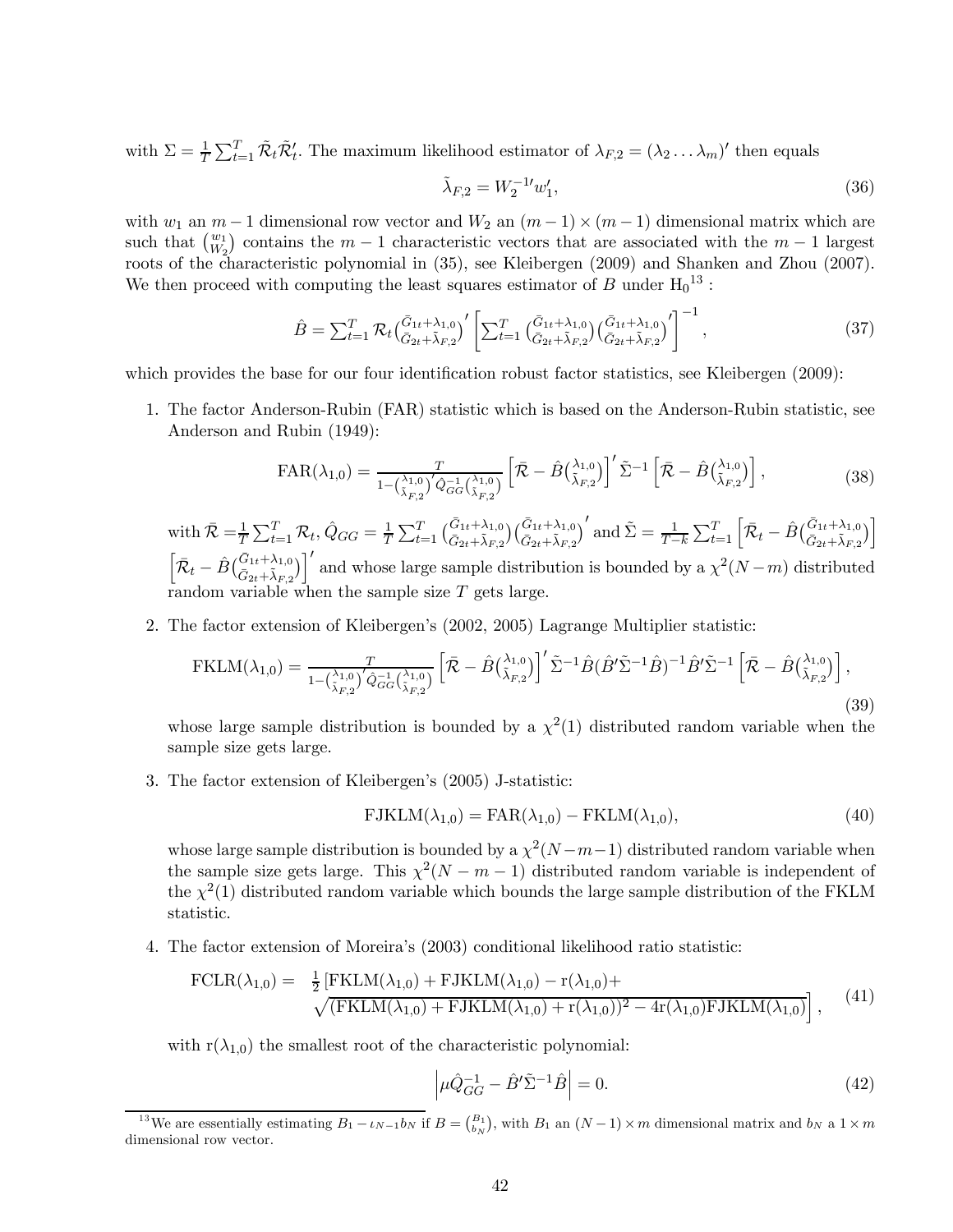with $\Sigma = \frac{1}{T}\sum_{t=1}^{T}\tilde{\mathcal{R}}_t\tilde{\mathcal{R}}_t'$. The maximum likelihood estimator of $\lambda_{F,2} = (\lambda_2 \dots \lambda_m)'$ then equals

$$\tilde{\lambda}_{F,2} = W_2^{-1\prime}w_1', \tag{36}$$

with $w_1$ an $m-1$ dimensional row vector and $W_2$ an $(m-1)\times(m-1)$ dimensional matrix which are such that $\binom{w_1}{W_2}$ contains the $m-1$ characteristic vectors that are associated with the $m-1$ largest roots of the characteristic polynomial in (35), see Kleibergen (2009) and Shanken and Zhou (2007). We then proceed with computing the least squares estimator of $B$ under $\mathrm{H}_0$[13] :

$$\hat{B} = \sum_{t=1}^{T}\mathcal{R}_t\binom{\bar{G}_{1t}+\lambda_{1,0}}{\bar{G}_{2t}+\tilde{\lambda}_{F,2}}'\left[\sum_{t=1}^{T}\binom{\bar{G}_{1t}+\lambda_{1,0}}{\bar{G}_{2t}+\tilde{\lambda}_{F,2}}\binom{\bar{G}_{1t}+\lambda_{1,0}}{\bar{G}_{2t}+\tilde{\lambda}_{F,2}}'\right]^{-1}, \tag{37}$$

which provides the base for our four identification robust factor statistics, see Kleibergen (2009):

1. The factor Anderson-Rubin (FAR) statistic which is based on the Anderson-Rubin statistic, see Anderson and Rubin (1949):

$$\mathrm{FAR}(\lambda_{1,0}) = \frac{T}{1-\binom{\lambda_{1,0}}{\tilde{\lambda}_{F,2}}'\hat{Q}_{GG}^{-1}\binom{\lambda_{1,0}}{\tilde{\lambda}_{F,2}}}\left[\bar{\mathcal{R}} - \hat{B}\binom{\lambda_{1,0}}{\tilde{\lambda}_{F,2}}\right]'\tilde{\Sigma}^{-1}\left[\bar{\mathcal{R}} - \hat{B}\binom{\lambda_{1,0}}{\tilde{\lambda}_{F,2}}\right], \tag{38}$$

   with $\bar{\mathcal{R}} = \frac{1}{T}\sum_{t=1}^{T}\mathcal{R}_t$, $\hat{Q}_{GG} = \frac{1}{T}\sum_{t=1}^{T}\binom{\bar{G}_{1t}+\lambda_{1,0}}{\bar{G}_{2t}+\tilde{\lambda}_{F,2}}\binom{\bar{G}_{1t}+\lambda_{1,0}}{\bar{G}_{2t}+\tilde{\lambda}_{F,2}}'$ and $\tilde{\Sigma} = \frac{1}{T-k}\sum_{t=1}^{T}\left[\bar{\mathcal{R}}_t - \hat{B}\binom{\bar{G}_{1t}+\lambda_{1,0}}{\bar{G}_{2t}+\tilde{\lambda}_{F,2}}\right]\left[\bar{\mathcal{R}}_t - \hat{B}\binom{\bar{G}_{1t}+\lambda_{1,0}}{\bar{G}_{2t}+\tilde{\lambda}_{F,2}}\right]'$ and whose large sample distribution is bounded by a $\chi^2(N-m)$ distributed random variable when the sample size $T$ gets large.

2. The factor extension of Kleibergen's (2002, 2005) Lagrange Multiplier statistic:

$$\mathrm{FKLM}(\lambda_{1,0}) = \frac{T}{1-\binom{\lambda_{1,0}}{\tilde{\lambda}_{F,2}}'\hat{Q}_{GG}^{-1}\binom{\lambda_{1,0}}{\tilde{\lambda}_{F,2}}}\left[\bar{\mathcal{R}} - \hat{B}\binom{\lambda_{1,0}}{\tilde{\lambda}_{F,2}}\right]'\tilde{\Sigma}^{-1}\hat{B}(\hat{B}'\tilde{\Sigma}^{-1}\hat{B})^{-1}\hat{B}'\tilde{\Sigma}^{-1}\left[\bar{\mathcal{R}} - \hat{B}\binom{\lambda_{1,0}}{\tilde{\lambda}_{F,2}}\right], \tag{39}$$

   whose large sample distribution is bounded by a $\chi^2(1)$ distributed random variable when the sample size gets large.

3. The factor extension of Kleibergen's (2005) J-statistic:

$$\mathrm{FJKLM}(\lambda_{1,0}) = \mathrm{FAR}(\lambda_{1,0}) - \mathrm{FKLM}(\lambda_{1,0}), \tag{40}$$

   whose large sample distribution is bounded by a $\chi^2(N-m-1)$ distributed random variable when the sample size gets large. This $\chi^2(N-m-1)$ distributed random variable is independent of the $\chi^2(1)$ distributed random variable which bounds the large sample distribution of the FKLM statistic.

4. The factor extension of Moreira's (2003) conditional likelihood ratio statistic:

$$\begin{aligned}\mathrm{FCLR}(\lambda_{1,0}) = \;& \tfrac{1}{2}\big[\mathrm{FKLM}(\lambda_{1,0}) + \mathrm{FJKLM}(\lambda_{1,0}) - \mathrm{r}(\lambda_{1,0}) + \\ & \sqrt{(\mathrm{FKLM}(\lambda_{1,0}) + \mathrm{FJKLM}(\lambda_{1,0}) + \mathrm{r}(\lambda_{1,0}))^2 - 4\mathrm{r}(\lambda_{1,0})\mathrm{FJKLM}(\lambda_{1,0})}\big],\end{aligned} \tag{41}$$

   with $\mathrm{r}(\lambda_{1,0})$ the smallest root of the characteristic polynomial:

$$\left|\mu\hat{Q}_{GG}^{-1} - \hat{B}'\tilde{\Sigma}^{-1}\hat{B}\right| = 0. \tag{42}$$

[13] We are essentially estimating $B_1 - \iota_{N-1}b_N$ if $B = \binom{B_1}{b_N}$, with $B_1$ an $(N-1)\times m$ dimensional matrix and $b_N$ a $1\times m$ dimensional row vector.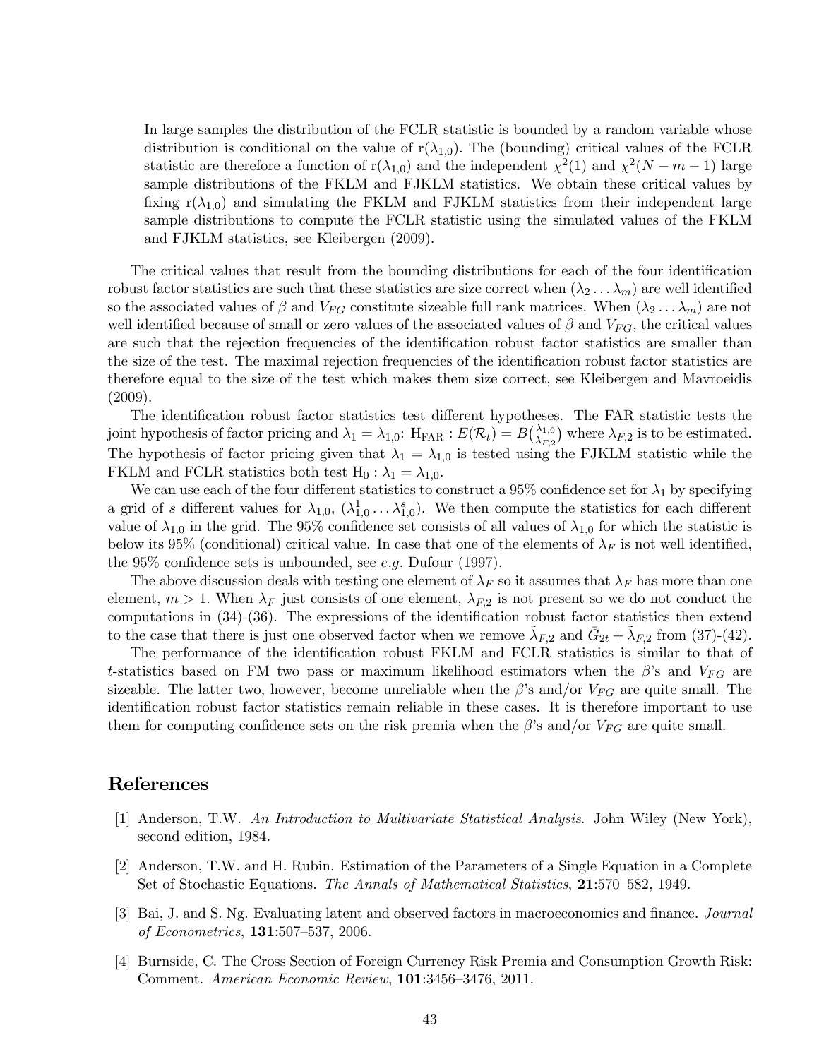In large samples the distribution of the FCLR statistic is bounded by a random variable whose distribution is conditional on the value of $\mathrm{r}(\lambda_{1,0})$. The (bounding) critical values of the FCLR statistic are therefore a function of $\mathrm{r}(\lambda_{1,0})$ and the independent $\chi^2(1)$ and $\chi^2(N-m-1)$ large sample distributions of the FKLM and FJKLM statistics. We obtain these critical values by fixing $\mathrm{r}(\lambda_{1,0})$ and simulating the FKLM and FJKLM statistics from their independent large sample distributions to compute the FCLR statistic using the simulated values of the FKLM and FJKLM statistics, see Kleibergen (2009).

The critical values that result from the bounding distributions for each of the four identification robust factor statistics are such that these statistics are size correct when $(\lambda_2 \ldots \lambda_m)$ are well identified so the associated values of $\beta$ and $V_{FG}$ constitute sizeable full rank matrices. When $(\lambda_2 \ldots \lambda_m)$ are not well identified because of small or zero values of the associated values of $\beta$ and $V_{FG}$, the critical values are such that the rejection frequencies of the identification robust factor statistics are smaller than the size of the test. The maximal rejection frequencies of the identification robust factor statistics are therefore equal to the size of the test which makes them size correct, see Kleibergen and Mavroeidis (2009).

The identification robust factor statistics test different hypotheses. The FAR statistic tests the joint hypothesis of factor pricing and $\lambda_1 = \lambda_{1,0}$: $\mathrm{H}_{\mathrm{FAR}} : E(\mathcal{R}_t) = B\binom{\lambda_{1,0}}{\lambda_{F,2}}$ where $\lambda_{F,2}$ is to be estimated. The hypothesis of factor pricing given that $\lambda_1 = \lambda_{1,0}$ is tested using the FJKLM statistic while the FKLM and FCLR statistics both test $\mathrm{H}_0 : \lambda_1 = \lambda_{1,0}$.

We can use each of the four different statistics to construct a 95% confidence set for $\lambda_1$ by specifying a grid of $s$ different values for $\lambda_{1,0}$, $(\lambda_{1,0}^1 \ldots \lambda_{1,0}^s)$. We then compute the statistics for each different value of $\lambda_{1,0}$ in the grid. The 95% confidence set consists of all values of $\lambda_{1,0}$ for which the statistic is below its 95% (conditional) critical value. In case that one of the elements of $\lambda_F$ is not well identified, the 95% confidence sets is unbounded, see *e.g.* Dufour (1997).

The above discussion deals with testing one element of $\lambda_F$ so it assumes that $\lambda_F$ has more than one element, $m > 1$. When $\lambda_F$ just consists of one element, $\lambda_{F,2}$ is not present so we do not conduct the computations in (34)-(36). The expressions of the identification robust factor statistics then extend to the case that there is just one observed factor when we remove $\tilde{\lambda}_{F,2}$ and $\bar{G}_{2t} + \tilde{\lambda}_{F,2}$ from (37)-(42).

The performance of the identification robust FKLM and FCLR statistics is similar to that of $t$-statistics based on FM two pass or maximum likelihood estimators when the $\beta$'s and $V_{FG}$ are sizeable. The latter two, however, become unreliable when the $\beta$'s and/or $V_{FG}$ are quite small. The identification robust factor statistics remain reliable in these cases. It is therefore important to use them for computing confidence sets on the risk premia when the $\beta$'s and/or $V_{FG}$ are quite small.

# References

[1] Anderson, T.W. *An Introduction to Multivariate Statistical Analysis*. John Wiley (New York), second edition, 1984.

[2] Anderson, T.W. and H. Rubin. Estimation of the Parameters of a Single Equation in a Complete Set of Stochastic Equations. *The Annals of Mathematical Statistics*, **21**:570–582, 1949.

[3] Bai, J. and S. Ng. Evaluating latent and observed factors in macroeconomics and finance. *Journal of Econometrics*, **131**:507–537, 2006.

[4] Burnside, C. The Cross Section of Foreign Currency Risk Premia and Consumption Growth Risk: Comment. *American Economic Review*, **101**:3456–3476, 2011.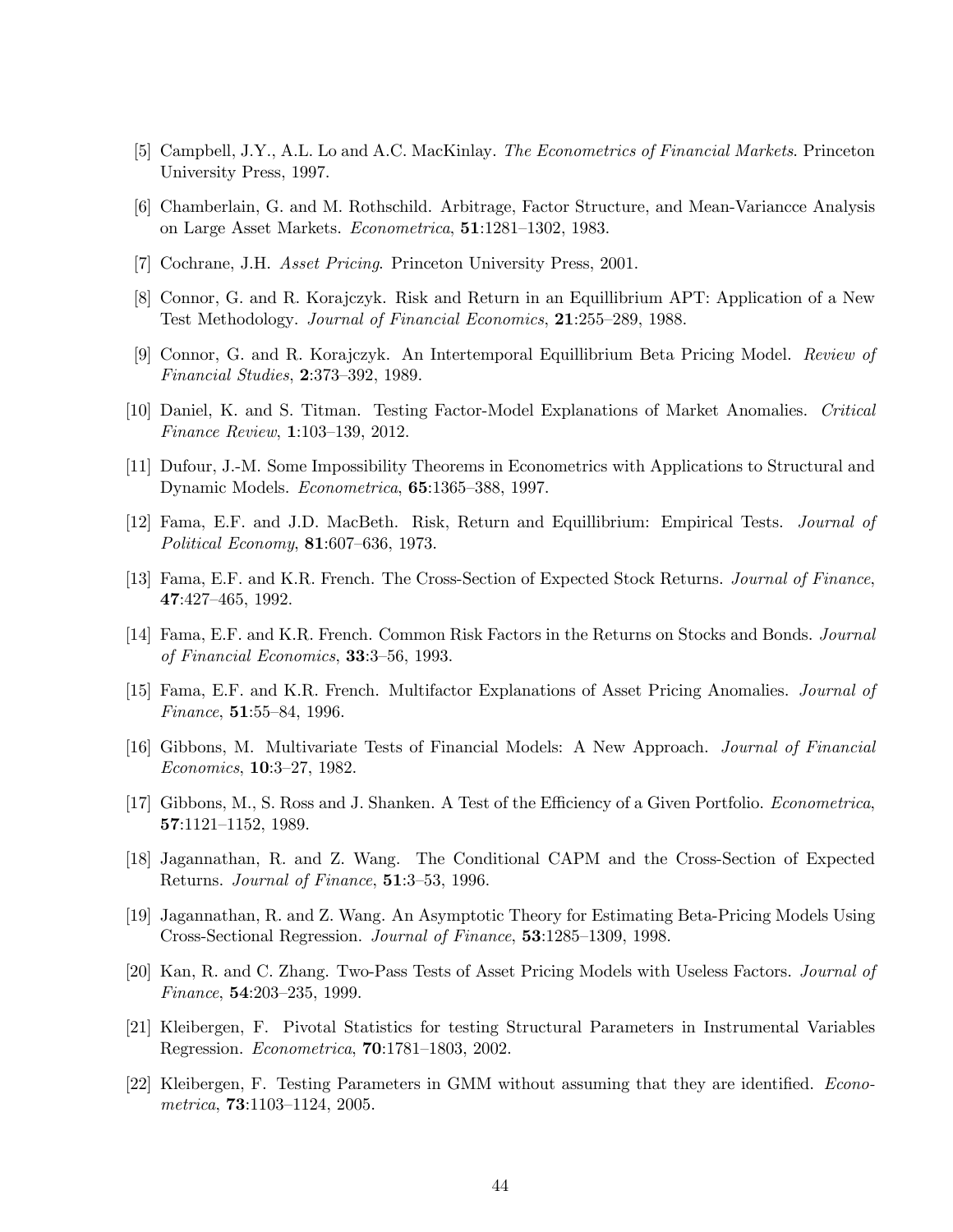[5] Campbell, J.Y., A.L. Lo and A.C. MacKinlay. *The Econometrics of Financial Markets*. Princeton University Press, 1997.

[6] Chamberlain, G. and M. Rothschild. Arbitrage, Factor Structure, and Mean-Variancce Analysis on Large Asset Markets. *Econometrica*, **51**:1281–1302, 1983.

[7] Cochrane, J.H. *Asset Pricing*. Princeton University Press, 2001.

[8] Connor, G. and R. Korajczyk. Risk and Return in an Equillibrium APT: Application of a New Test Methodology. *Journal of Financial Economics*, **21**:255–289, 1988.

[9] Connor, G. and R. Korajczyk. An Intertemporal Equillibrium Beta Pricing Model. *Review of Financial Studies*, **2**:373–392, 1989.

[10] Daniel, K. and S. Titman. Testing Factor-Model Explanations of Market Anomalies. *Critical Finance Review*, **1**:103–139, 2012.

[11] Dufour, J.-M. Some Impossibility Theorems in Econometrics with Applications to Structural and Dynamic Models. *Econometrica*, **65**:1365–388, 1997.

[12] Fama, E.F. and J.D. MacBeth. Risk, Return and Equillibrium: Empirical Tests. *Journal of Political Economy*, **81**:607–636, 1973.

[13] Fama, E.F. and K.R. French. The Cross-Section of Expected Stock Returns. *Journal of Finance*, **47**:427–465, 1992.

[14] Fama, E.F. and K.R. French. Common Risk Factors in the Returns on Stocks and Bonds. *Journal of Financial Economics*, **33**:3–56, 1993.

[15] Fama, E.F. and K.R. French. Multifactor Explanations of Asset Pricing Anomalies. *Journal of Finance*, **51**:55–84, 1996.

[16] Gibbons, M. Multivariate Tests of Financial Models: A New Approach. *Journal of Financial Economics*, **10**:3–27, 1982.

[17] Gibbons, M., S. Ross and J. Shanken. A Test of the Efficiency of a Given Portfolio. *Econometrica*, **57**:1121–1152, 1989.

[18] Jagannathan, R. and Z. Wang. The Conditional CAPM and the Cross-Section of Expected Returns. *Journal of Finance*, **51**:3–53, 1996.

[19] Jagannathan, R. and Z. Wang. An Asymptotic Theory for Estimating Beta-Pricing Models Using Cross-Sectional Regression. *Journal of Finance*, **53**:1285–1309, 1998.

[20] Kan, R. and C. Zhang. Two-Pass Tests of Asset Pricing Models with Useless Factors. *Journal of Finance*, **54**:203–235, 1999.

[21] Kleibergen, F. Pivotal Statistics for testing Structural Parameters in Instrumental Variables Regression. *Econometrica*, **70**:1781–1803, 2002.

[22] Kleibergen, F. Testing Parameters in GMM without assuming that they are identified. *Econometrica*, **73**:1103–1124, 2005.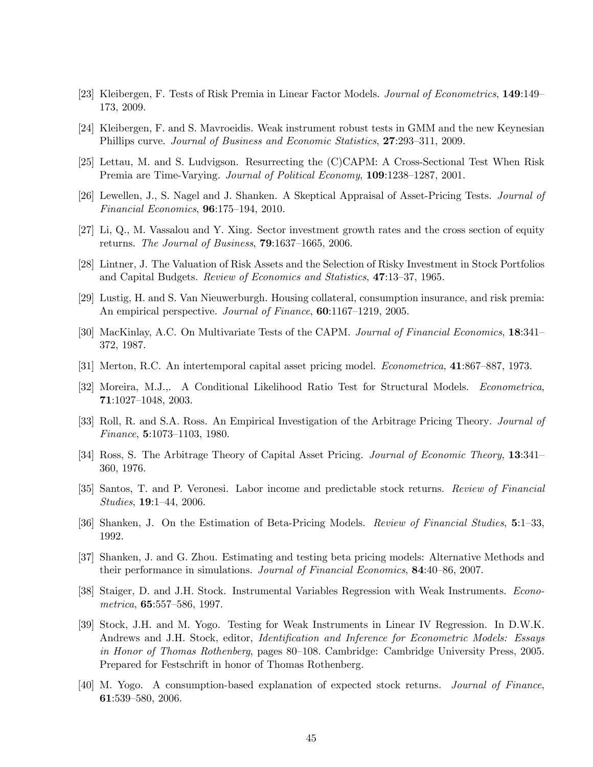[23] Kleibergen, F. Tests of Risk Premia in Linear Factor Models. *Journal of Econometrics*, **149**:149–173, 2009.

[24] Kleibergen, F. and S. Mavroeidis. Weak instrument robust tests in GMM and the new Keynesian Phillips curve. *Journal of Business and Economic Statistics*, **27**:293–311, 2009.

[25] Lettau, M. and S. Ludvigson. Resurrecting the (C)CAPM: A Cross-Sectional Test When Risk Premia are Time-Varying. *Journal of Political Economy*, **109**:1238–1287, 2001.

[26] Lewellen, J., S. Nagel and J. Shanken. A Skeptical Appraisal of Asset-Pricing Tests. *Journal of Financial Economics*, **96**:175–194, 2010.

[27] Li, Q., M. Vassalou and Y. Xing. Sector investment growth rates and the cross section of equity returns. *The Journal of Business*, **79**:1637–1665, 2006.

[28] Lintner, J. The Valuation of Risk Assets and the Selection of Risky Investment in Stock Portfolios and Capital Budgets. *Review of Economics and Statistics*, **47**:13–37, 1965.

[29] Lustig, H. and S. Van Nieuwerburgh. Housing collateral, consumption insurance, and risk premia: An empirical perspective. *Journal of Finance*, **60**:1167–1219, 2005.

[30] MacKinlay, A.C. On Multivariate Tests of the CAPM. *Journal of Financial Economics*, **18**:341–372, 1987.

[31] Merton, R.C. An intertemporal capital asset pricing model. *Econometrica*, **41**:867–887, 1973.

[32] Moreira, M.J.,. A Conditional Likelihood Ratio Test for Structural Models. *Econometrica*, **71**:1027–1048, 2003.

[33] Roll, R. and S.A. Ross. An Empirical Investigation of the Arbitrage Pricing Theory. *Journal of Finance*, **5**:1073–1103, 1980.

[34] Ross, S. The Arbitrage Theory of Capital Asset Pricing. *Journal of Economic Theory*, **13**:341–360, 1976.

[35] Santos, T. and P. Veronesi. Labor income and predictable stock returns. *Review of Financial Studies*, **19**:1–44, 2006.

[36] Shanken, J. On the Estimation of Beta-Pricing Models. *Review of Financial Studies*, **5**:1–33, 1992.

[37] Shanken, J. and G. Zhou. Estimating and testing beta pricing models: Alternative Methods and their performance in simulations. *Journal of Financial Economics*, **84**:40–86, 2007.

[38] Staiger, D. and J.H. Stock. Instrumental Variables Regression with Weak Instruments. *Econometrica*, **65**:557–586, 1997.

[39] Stock, J.H. and M. Yogo. Testing for Weak Instruments in Linear IV Regression. In D.W.K. Andrews and J.H. Stock, editor, *Identification and Inference for Econometric Models: Essays in Honor of Thomas Rothenberg*, pages 80–108. Cambridge: Cambridge University Press, 2005. Prepared for Festschrift in honor of Thomas Rothenberg.

[40] M. Yogo. A consumption-based explanation of expected stock returns. *Journal of Finance*, **61**:539–580, 2006.